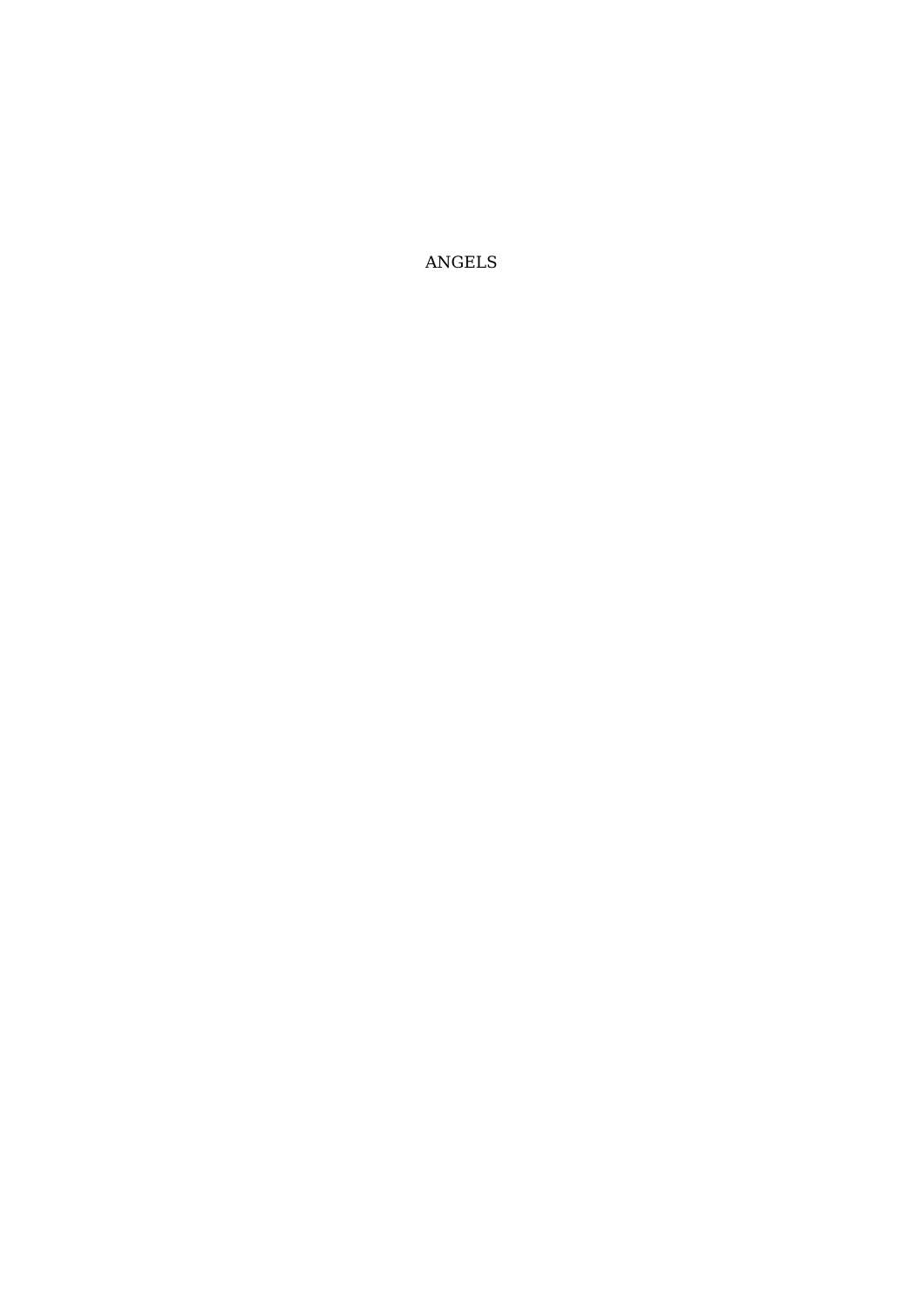ANGELS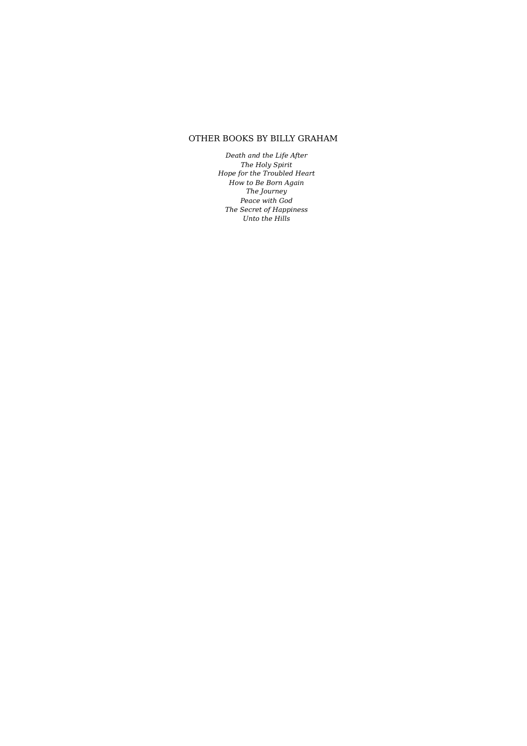OTHER BOOKS BY BILLY GRAHAM

*Death and the Life After*
*The Holy Spirit*
*Hope for the Troubled Heart*
*How to Be Born Again*
*The Journey*
*Peace with God*
*The Secret of Happiness*
*Unto the Hills*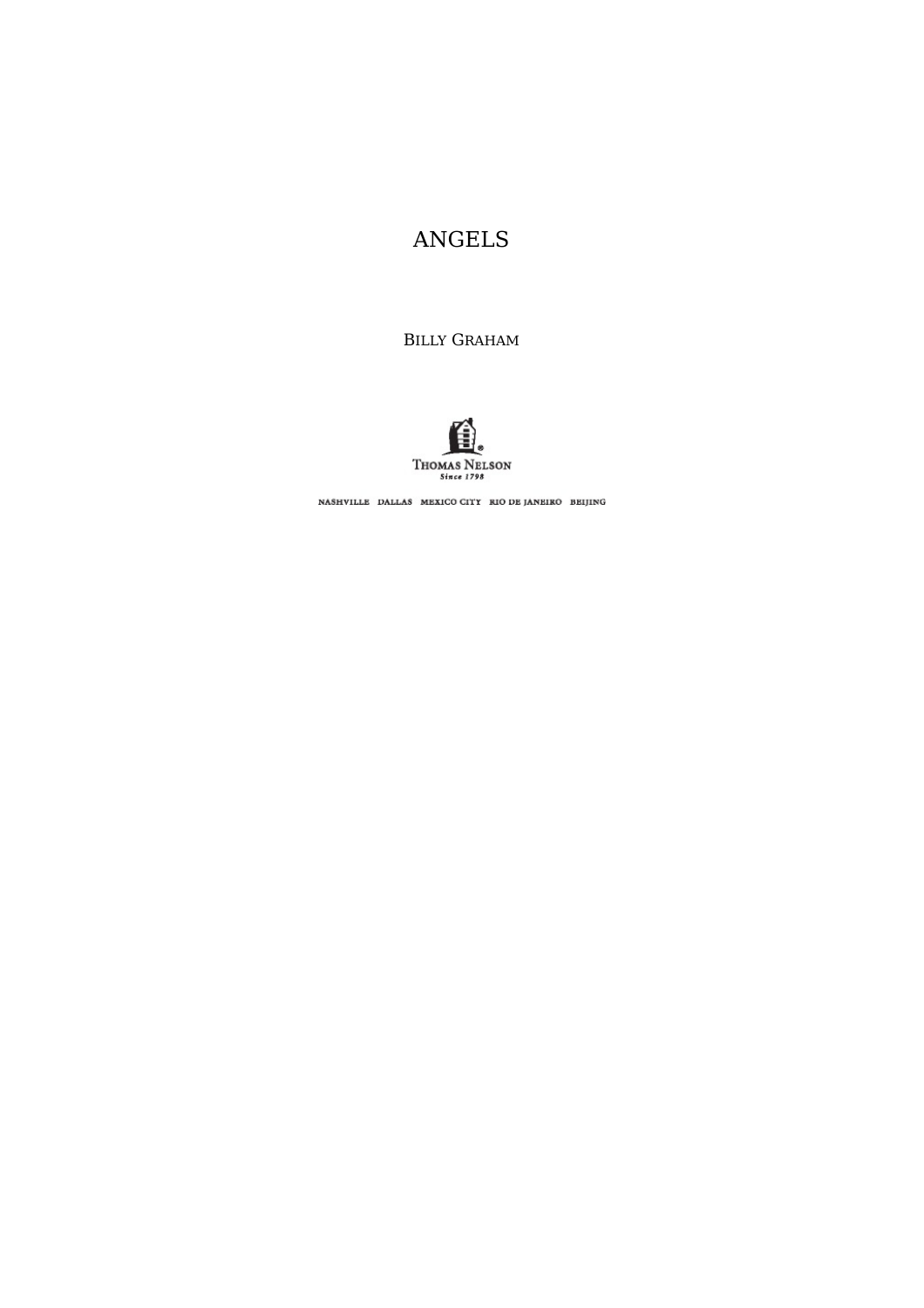# ANGELS

BILLY GRAHAM

THOMAS NELSON
*Since 1798*

NASHVILLE DALLAS MEXICO CITY RIO DE JANEIRO BEIJING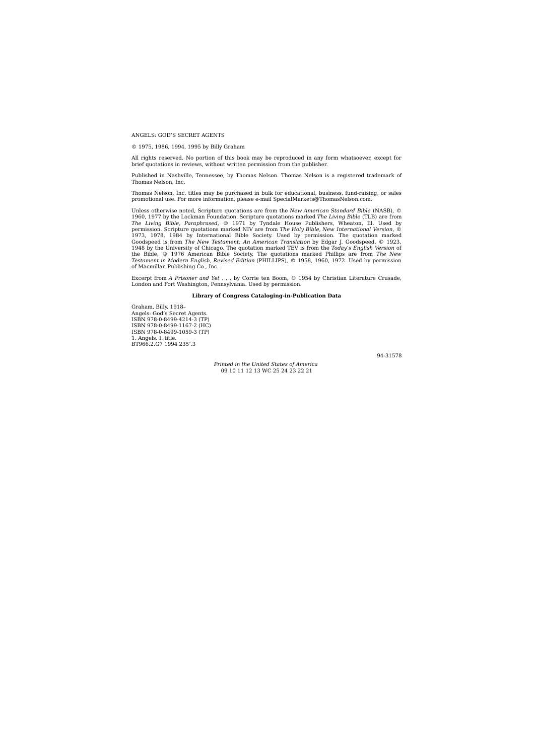ANGELS: GOD'S SECRET AGENTS

© 1975, 1986, 1994, 1995 by Billy Graham

All rights reserved. No portion of this book may be reproduced in any form whatsoever, except for brief quotations in reviews, without written permission from the publisher.

Published in Nashville, Tennessee, by Thomas Nelson. Thomas Nelson is a registered trademark of Thomas Nelson, Inc.

Thomas Nelson, Inc. titles may be purchased in bulk for educational, business, fund-raising, or sales promotional use. For more information, please e-mail SpecialMarkets@ThomasNelson.com.

Unless otherwise noted, Scripture quotations are from the *New American Standard Bible* (NASB), © 1960, 1977 by the Lockman Foundation. Scripture quotations marked *The Living Bible* (TLB) are from *The Living Bible, Paraphrased*, © 1971 by Tyndale House Publishers, Wheaton, Ill. Used by permission. Scripture quotations marked NIV are from *The Holy Bible, New International Version*, © 1973, 1978, 1984 by International Bible Society. Used by permission. The quotation marked Goodspeed is from *The New Testament: An American Translation* by Edgar J. Goodspeed, © 1923, 1948 by the University of Chicago. The quotation marked TEV is from the *Today's English Version* of the Bible, © 1976 American Bible Society. The quotations marked Phillips are from *The New Testament in Modern English, Revised Edition* (PHILLIPS), © 1958, 1960, 1972. Used by permission of Macmillan Publishing Co., Inc.

Excerpt from *A Prisoner and Yet . . .* by Corrie ten Boom, © 1954 by Christian Literature Crusade, London and Fort Washington, Pennsylvania. Used by permission.

**Library of Congress Cataloging-in-Publication Data**

Graham, Billy, 1918–
Angels: God's Secret Agents.
ISBN 978-0-8499-4214-3 (TP)
ISBN 978-0-8499-1167-2 (HC)
ISBN 978-0-8499-1059-3 (TP)
1. Angels. I. title.
BT966.2.G7 1994 235'.3

94-31578

*Printed in the United States of America*
09 10 11 12 13 WC 25 24 23 22 21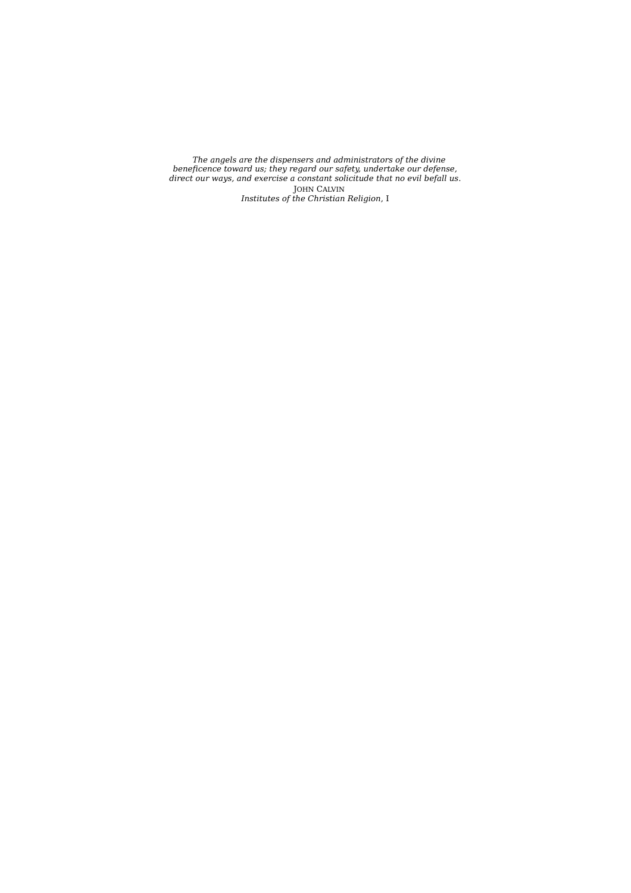*The angels are the dispensers and administrators of the divine beneficence toward us; they regard our safety, undertake our defense, direct our ways, and exercise a constant solicitude that no evil befall us.*

JOHN CALVIN

*Institutes of the Christian Religion*, I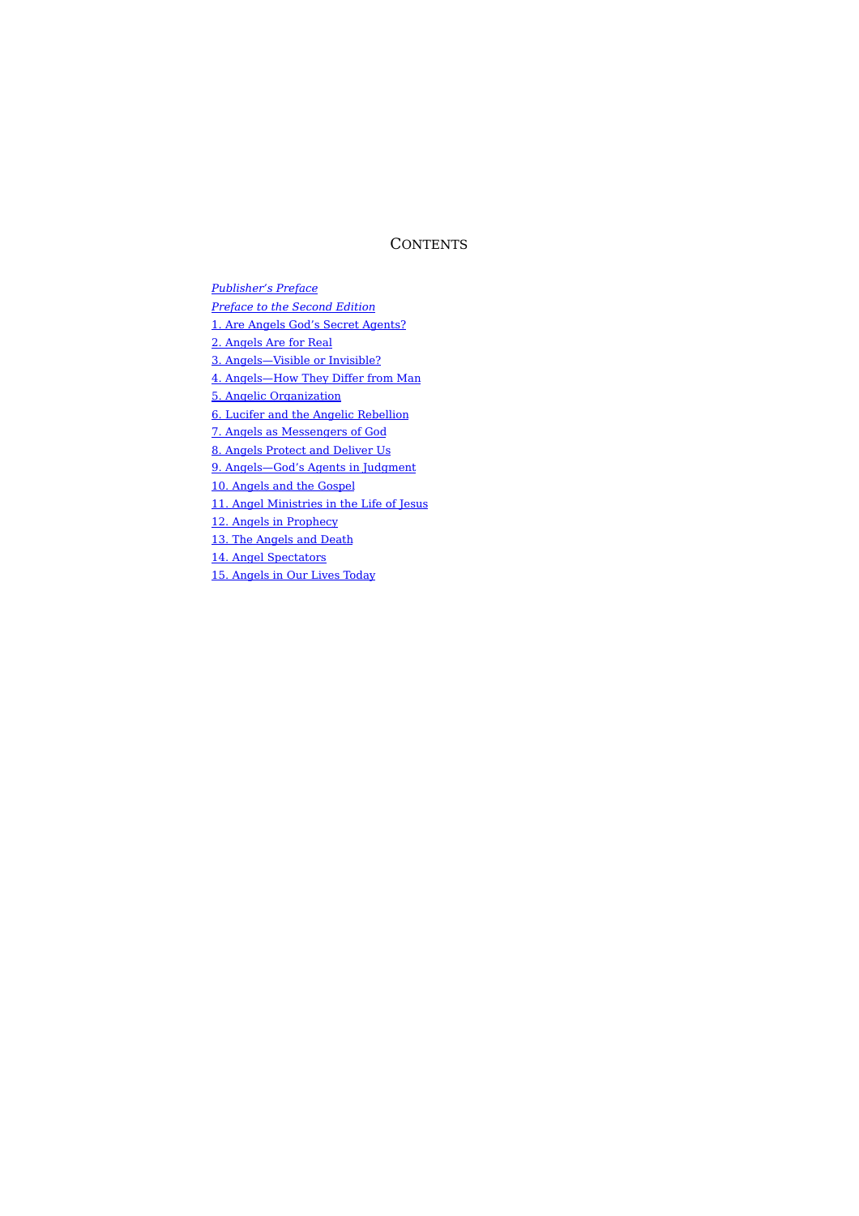# Contents

*Publisher's Preface*

*Preface to the Second Edition*

1. Are Angels God's Secret Agents?
2. Angels Are for Real
3. Angels—Visible or Invisible?
4. Angels—How They Differ from Man
5. Angelic Organization
6. Lucifer and the Angelic Rebellion
7. Angels as Messengers of God
8. Angels Protect and Deliver Us
9. Angels—God's Agents in Judgment
10. Angels and the Gospel
11. Angel Ministries in the Life of Jesus
12. Angels in Prophecy
13. The Angels and Death
14. Angel Spectators
15. Angels in Our Lives Today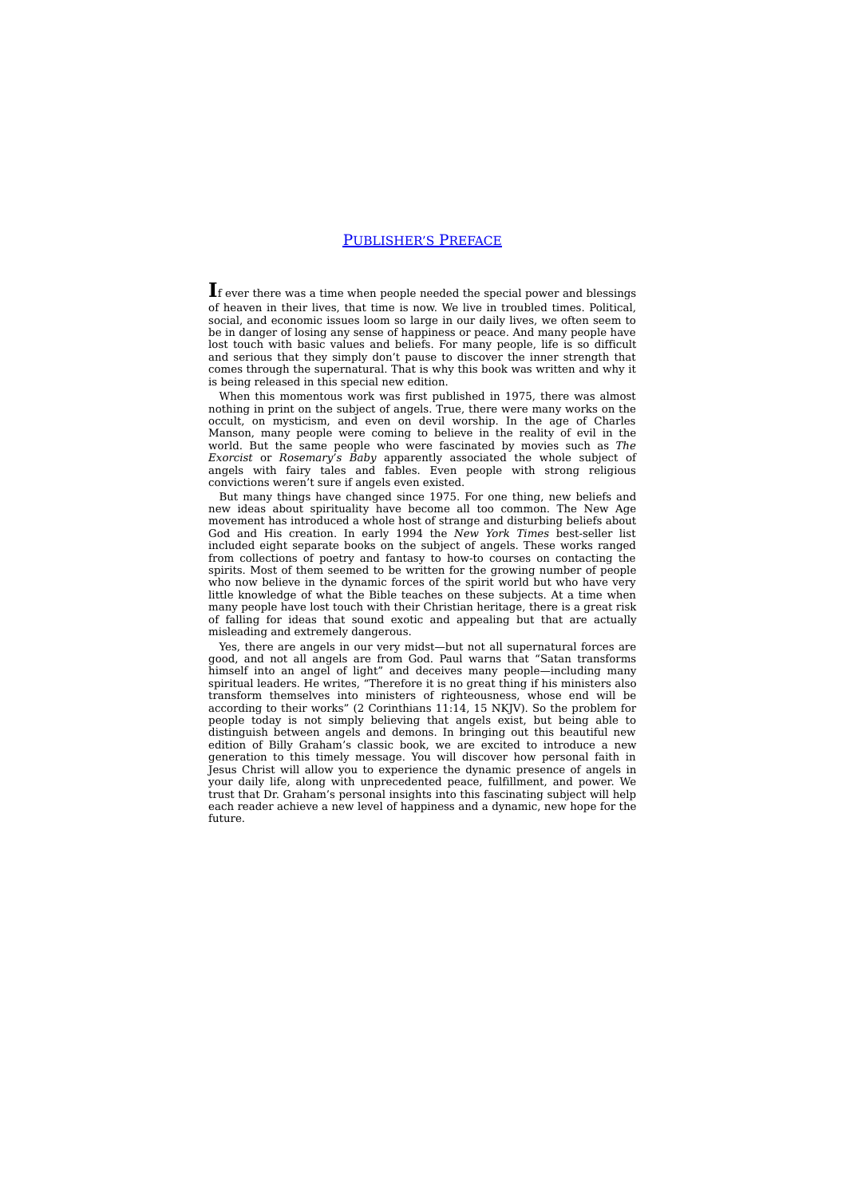## PUBLISHER'S PREFACE

If ever there was a time when people needed the special power and blessings of heaven in their lives, that time is now. We live in troubled times. Political, social, and economic issues loom so large in our daily lives, we often seem to be in danger of losing any sense of happiness or peace. And many people have lost touch with basic values and beliefs. For many people, life is so difficult and serious that they simply don't pause to discover the inner strength that comes through the supernatural. That is why this book was written and why it is being released in this special new edition.

When this momentous work was first published in 1975, there was almost nothing in print on the subject of angels. True, there were many works on the occult, on mysticism, and even on devil worship. In the age of Charles Manson, many people were coming to believe in the reality of evil in the world. But the same people who were fascinated by movies such as *The Exorcist* or *Rosemary's Baby* apparently associated the whole subject of angels with fairy tales and fables. Even people with strong religious convictions weren't sure if angels even existed.

But many things have changed since 1975. For one thing, new beliefs and new ideas about spirituality have become all too common. The New Age movement has introduced a whole host of strange and disturbing beliefs about God and His creation. In early 1994 the *New York Times* best-seller list included eight separate books on the subject of angels. These works ranged from collections of poetry and fantasy to how-to courses on contacting the spirits. Most of them seemed to be written for the growing number of people who now believe in the dynamic forces of the spirit world but who have very little knowledge of what the Bible teaches on these subjects. At a time when many people have lost touch with their Christian heritage, there is a great risk of falling for ideas that sound exotic and appealing but that are actually misleading and extremely dangerous.

Yes, there are angels in our very midst—but not all supernatural forces are good, and not all angels are from God. Paul warns that "Satan transforms himself into an angel of light" and deceives many people—including many spiritual leaders. He writes, "Therefore it is no great thing if his ministers also transform themselves into ministers of righteousness, whose end will be according to their works" (2 Corinthians 11:14, 15 NKJV). So the problem for people today is not simply believing that angels exist, but being able to distinguish between angels and demons. In bringing out this beautiful new edition of Billy Graham's classic book, we are excited to introduce a new generation to this timely message. You will discover how personal faith in Jesus Christ will allow you to experience the dynamic presence of angels in your daily life, along with unprecedented peace, fulfillment, and power. We trust that Dr. Graham's personal insights into this fascinating subject will help each reader achieve a new level of happiness and a dynamic, new hope for the future.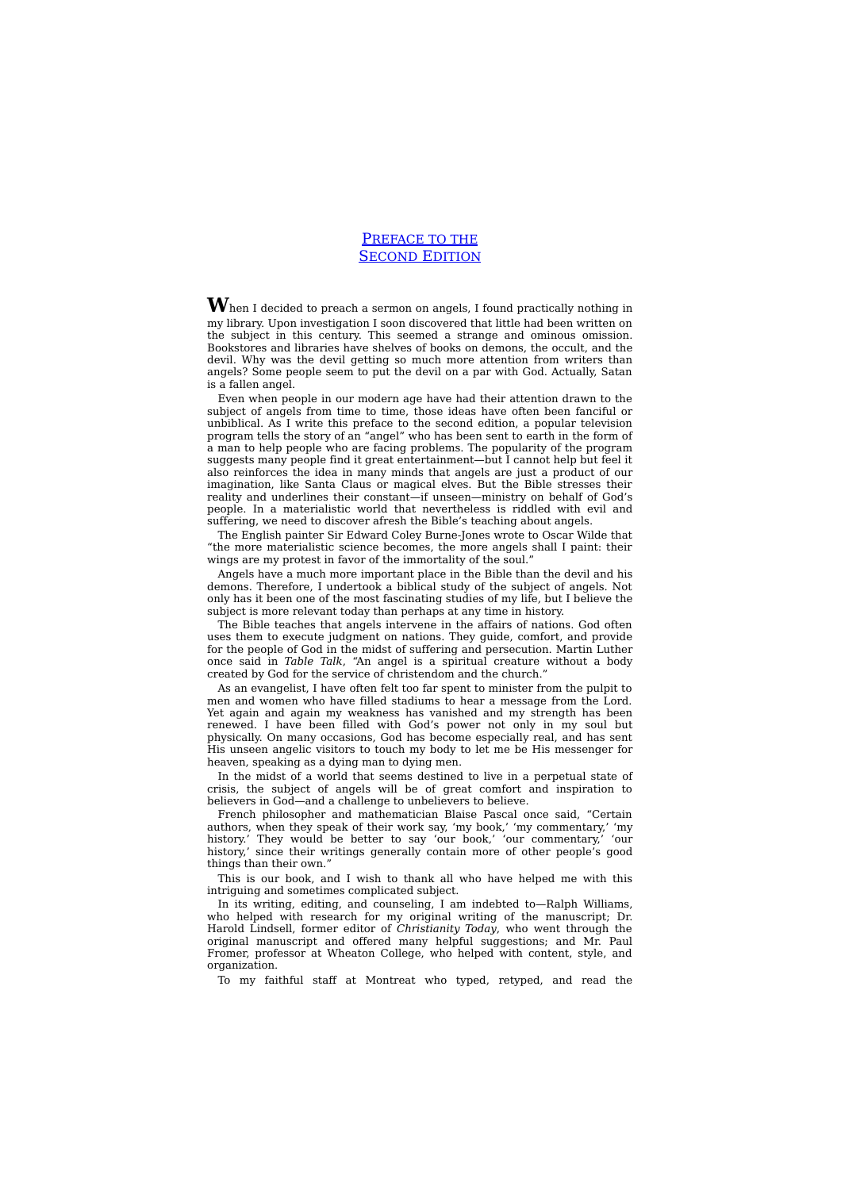# Preface to the Second Edition

When I decided to preach a sermon on angels, I found practically nothing in my library. Upon investigation I soon discovered that little had been written on the subject in this century. This seemed a strange and ominous omission. Bookstores and libraries have shelves of books on demons, the occult, and the devil. Why was the devil getting so much more attention from writers than angels? Some people seem to put the devil on a par with God. Actually, Satan is a fallen angel.

Even when people in our modern age have had their attention drawn to the subject of angels from time to time, those ideas have often been fanciful or unbiblical. As I write this preface to the second edition, a popular television program tells the story of an "angel" who has been sent to earth in the form of a man to help people who are facing problems. The popularity of the program suggests many people find it great entertainment—but I cannot help but feel it also reinforces the idea in many minds that angels are just a product of our imagination, like Santa Claus or magical elves. But the Bible stresses their reality and underlines their constant—if unseen—ministry on behalf of God's people. In a materialistic world that nevertheless is riddled with evil and suffering, we need to discover afresh the Bible's teaching about angels.

The English painter Sir Edward Coley Burne-Jones wrote to Oscar Wilde that "the more materialistic science becomes, the more angels shall I paint: their wings are my protest in favor of the immortality of the soul."

Angels have a much more important place in the Bible than the devil and his demons. Therefore, I undertook a biblical study of the subject of angels. Not only has it been one of the most fascinating studies of my life, but I believe the subject is more relevant today than perhaps at any time in history.

The Bible teaches that angels intervene in the affairs of nations. God often uses them to execute judgment on nations. They guide, comfort, and provide for the people of God in the midst of suffering and persecution. Martin Luther once said in *Table Talk*, "An angel is a spiritual creature without a body created by God for the service of christendom and the church."

As an evangelist, I have often felt too far spent to minister from the pulpit to men and women who have filled stadiums to hear a message from the Lord. Yet again and again my weakness has vanished and my strength has been renewed. I have been filled with God's power not only in my soul but physically. On many occasions, God has become especially real, and has sent His unseen angelic visitors to touch my body to let me be His messenger for heaven, speaking as a dying man to dying men.

In the midst of a world that seems destined to live in a perpetual state of crisis, the subject of angels will be of great comfort and inspiration to believers in God—and a challenge to unbelievers to believe.

French philosopher and mathematician Blaise Pascal once said, "Certain authors, when they speak of their work say, 'my book,' 'my commentary,' 'my history.' They would be better to say 'our book,' 'our commentary,' 'our history,' since their writings generally contain more of other people's good things than their own."

This is our book, and I wish to thank all who have helped me with this intriguing and sometimes complicated subject.

In its writing, editing, and counseling, I am indebted to—Ralph Williams, who helped with research for my original writing of the manuscript; Dr. Harold Lindsell, former editor of *Christianity Today*, who went through the original manuscript and offered many helpful suggestions; and Mr. Paul Fromer, professor at Wheaton College, who helped with content, style, and organization.

To my faithful staff at Montreat who typed, retyped, and read the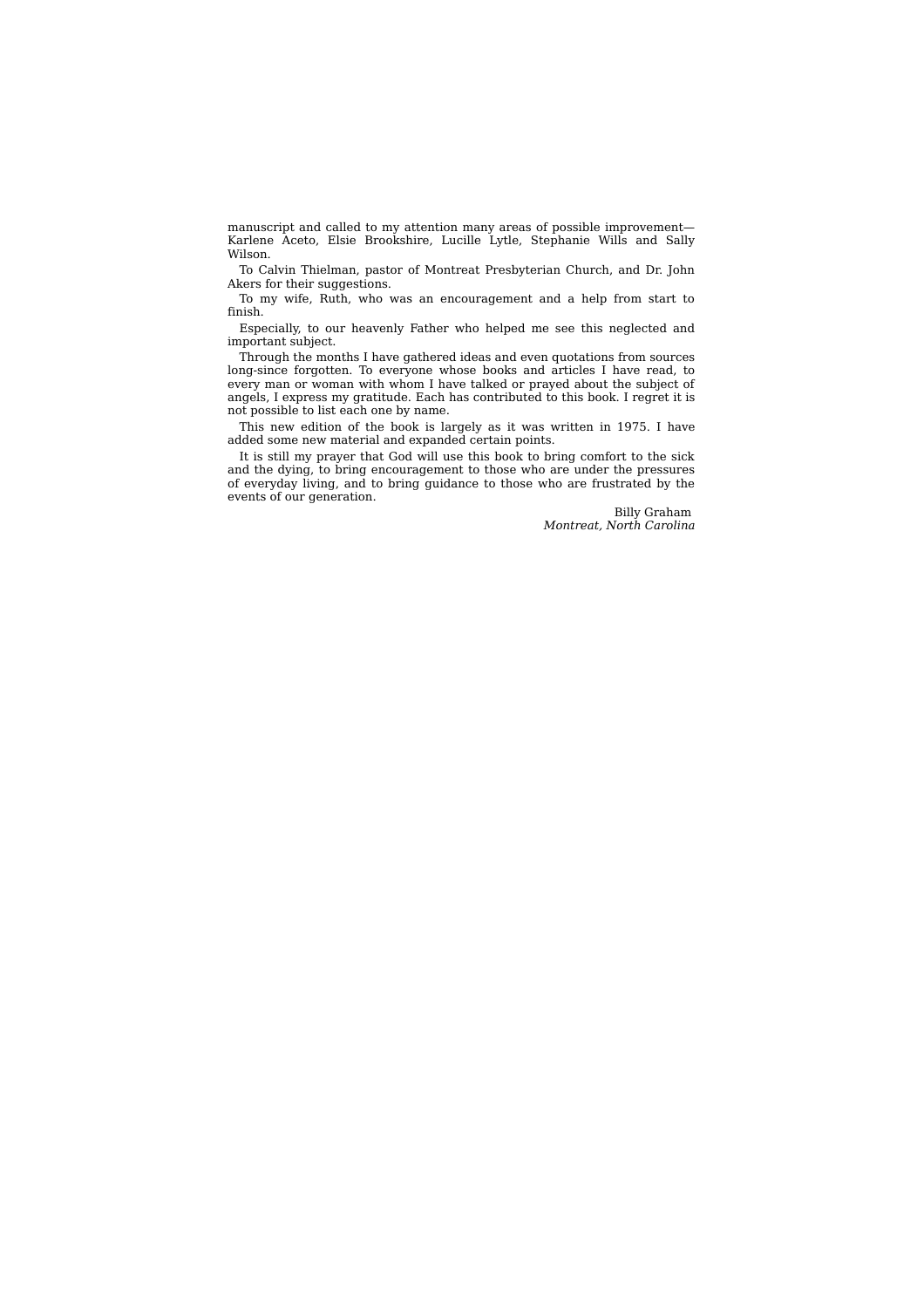manuscript and called to my attention many areas of possible improvement—Karlene Aceto, Elsie Brookshire, Lucille Lytle, Stephanie Wills and Sally Wilson.

To Calvin Thielman, pastor of Montreat Presbyterian Church, and Dr. John Akers for their suggestions.

To my wife, Ruth, who was an encouragement and a help from start to finish.

Especially, to our heavenly Father who helped me see this neglected and important subject.

Through the months I have gathered ideas and even quotations from sources long-since forgotten. To everyone whose books and articles I have read, to every man or woman with whom I have talked or prayed about the subject of angels, I express my gratitude. Each has contributed to this book. I regret it is not possible to list each one by name.

This new edition of the book is largely as it was written in 1975. I have added some new material and expanded certain points.

It is still my prayer that God will use this book to bring comfort to the sick and the dying, to bring encouragement to those who are under the pressures of everyday living, and to bring guidance to those who are frustrated by the events of our generation.

Billy Graham
*Montreat, North Carolina*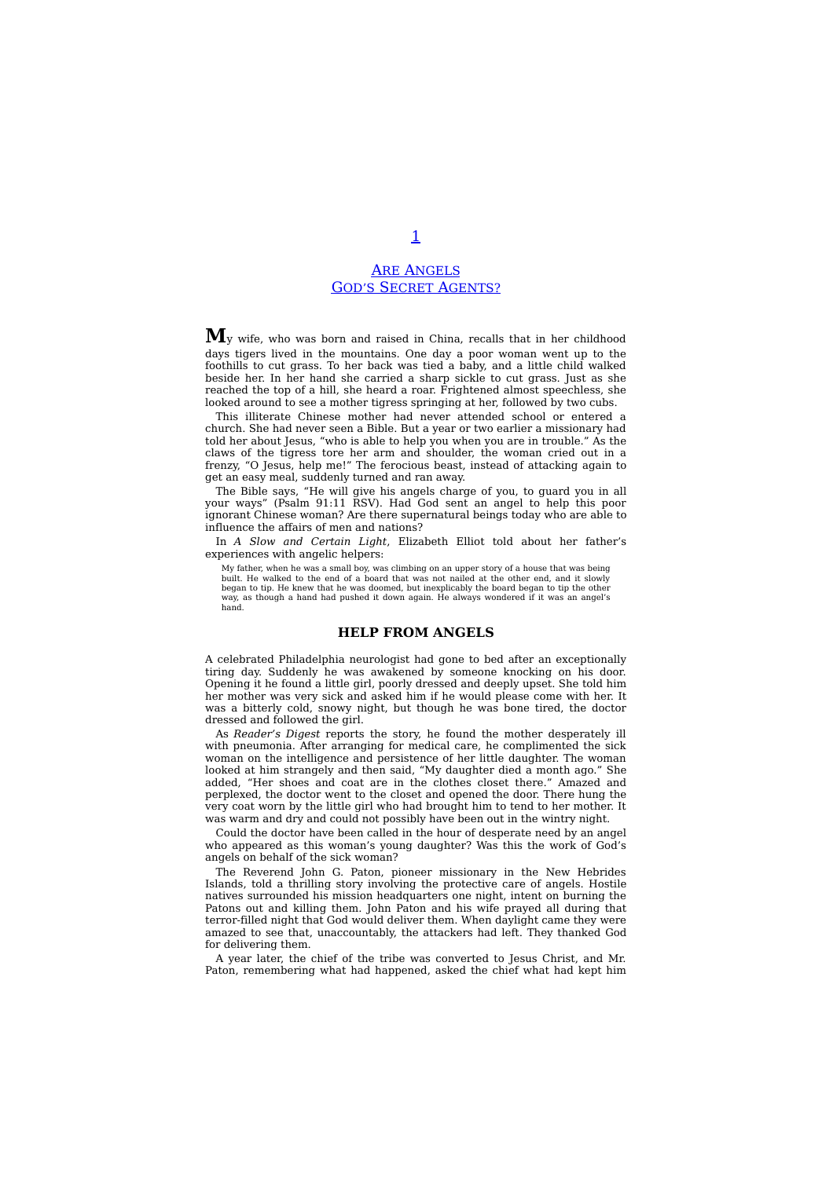# 1

# ARE ANGELS GOD'S SECRET AGENTS?

My wife, who was born and raised in China, recalls that in her childhood days tigers lived in the mountains. One day a poor woman went up to the foothills to cut grass. To her back was tied a baby, and a little child walked beside her. In her hand she carried a sharp sickle to cut grass. Just as she reached the top of a hill, she heard a roar. Frightened almost speechless, she looked around to see a mother tigress springing at her, followed by two cubs.

This illiterate Chinese mother had never attended school or entered a church. She had never seen a Bible. But a year or two earlier a missionary had told her about Jesus, "who is able to help you when you are in trouble." As the claws of the tigress tore her arm and shoulder, the woman cried out in a frenzy, "O Jesus, help me!" The ferocious beast, instead of attacking again to get an easy meal, suddenly turned and ran away.

The Bible says, "He will give his angels charge of you, to guard you in all your ways" (Psalm 91:11 RSV). Had God sent an angel to help this poor ignorant Chinese woman? Are there supernatural beings today who are able to influence the affairs of men and nations?

In *A Slow and Certain Light*, Elizabeth Elliot told about her father's experiences with angelic helpers:

> My father, when he was a small boy, was climbing on an upper story of a house that was being built. He walked to the end of a board that was not nailed at the other end, and it slowly began to tip. He knew that he was doomed, but inexplicably the board began to tip the other way, as though a hand had pushed it down again. He always wondered if it was an angel's hand.

## HELP FROM ANGELS

A celebrated Philadelphia neurologist had gone to bed after an exceptionally tiring day. Suddenly he was awakened by someone knocking on his door. Opening it he found a little girl, poorly dressed and deeply upset. She told him her mother was very sick and asked him if he would please come with her. It was a bitterly cold, snowy night, but though he was bone tired, the doctor dressed and followed the girl.

As *Reader's Digest* reports the story, he found the mother desperately ill with pneumonia. After arranging for medical care, he complimented the sick woman on the intelligence and persistence of her little daughter. The woman looked at him strangely and then said, "My daughter died a month ago." She added, "Her shoes and coat are in the clothes closet there." Amazed and perplexed, the doctor went to the closet and opened the door. There hung the very coat worn by the little girl who had brought him to tend to her mother. It was warm and dry and could not possibly have been out in the wintry night.

Could the doctor have been called in the hour of desperate need by an angel who appeared as this woman's young daughter? Was this the work of God's angels on behalf of the sick woman?

The Reverend John G. Paton, pioneer missionary in the New Hebrides Islands, told a thrilling story involving the protective care of angels. Hostile natives surrounded his mission headquarters one night, intent on burning the Patons out and killing them. John Paton and his wife prayed all during that terror-filled night that God would deliver them. When daylight came they were amazed to see that, unaccountably, the attackers had left. They thanked God for delivering them.

A year later, the chief of the tribe was converted to Jesus Christ, and Mr. Paton, remembering what had happened, asked the chief what had kept him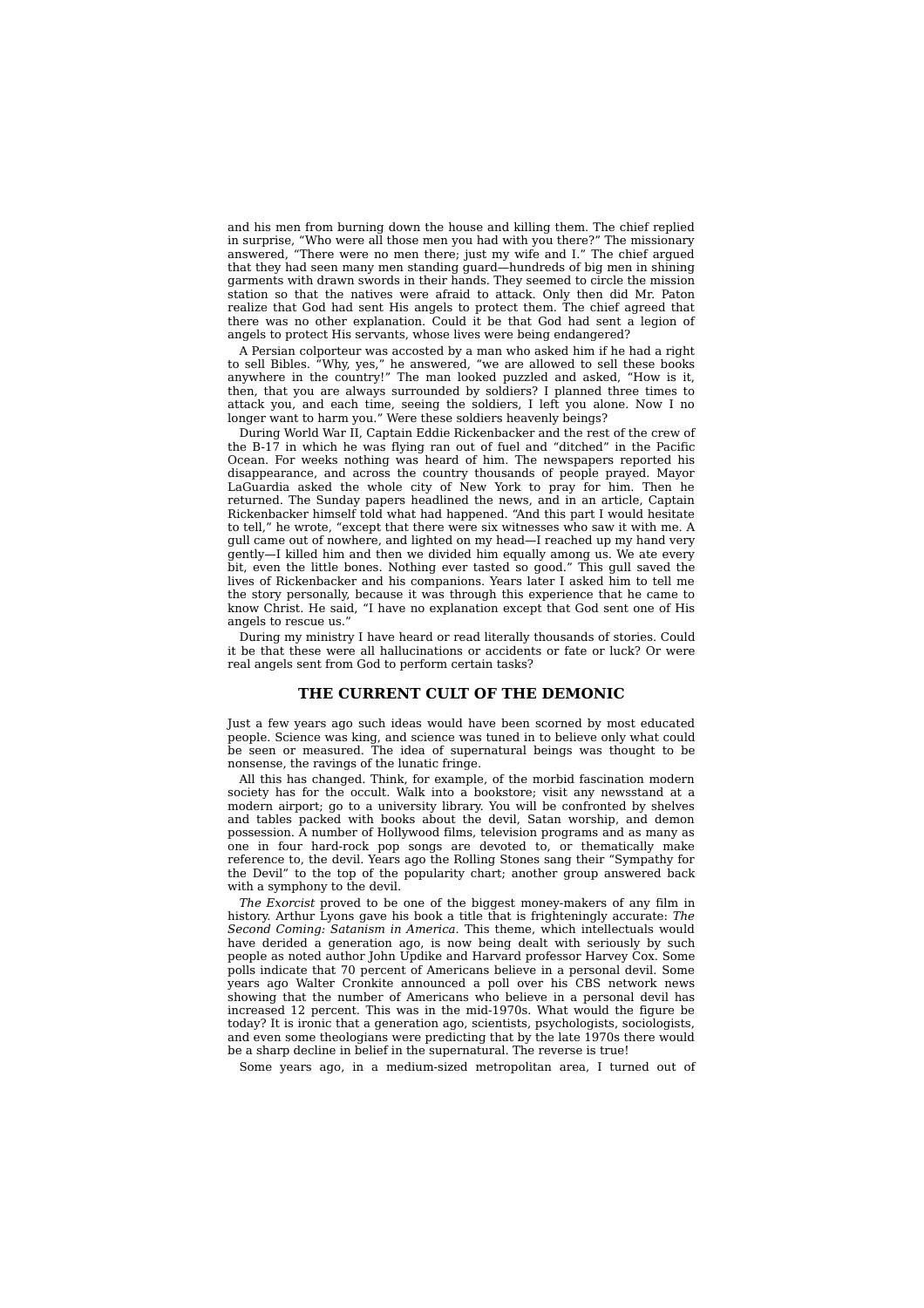and his men from burning down the house and killing them. The chief replied in surprise, “Who were all those men you had with you there?” The missionary answered, “There were no men there; just my wife and I.” The chief argued that they had seen many men standing guard—hundreds of big men in shining garments with drawn swords in their hands. They seemed to circle the mission station so that the natives were afraid to attack. Only then did Mr. Paton realize that God had sent His angels to protect them. The chief agreed that there was no other explanation. Could it be that God had sent a legion of angels to protect His servants, whose lives were being endangered?

A Persian colporteur was accosted by a man who asked him if he had a right to sell Bibles. “Why, yes,” he answered, “we are allowed to sell these books anywhere in the country!” The man looked puzzled and asked, “How is it, then, that you are always surrounded by soldiers? I planned three times to attack you, and each time, seeing the soldiers, I left you alone. Now I no longer want to harm you.” Were these soldiers heavenly beings?

During World War II, Captain Eddie Rickenbacker and the rest of the crew of the B-17 in which he was flying ran out of fuel and “ditched” in the Pacific Ocean. For weeks nothing was heard of him. The newspapers reported his disappearance, and across the country thousands of people prayed. Mayor LaGuardia asked the whole city of New York to pray for him. Then he returned. The Sunday papers headlined the news, and in an article, Captain Rickenbacker himself told what had happened. “And this part I would hesitate to tell,” he wrote, “except that there were six witnesses who saw it with me. A gull came out of nowhere, and lighted on my head—I reached up my hand very gently—I killed him and then we divided him equally among us. We ate every bit, even the little bones. Nothing ever tasted so good.” This gull saved the lives of Rickenbacker and his companions. Years later I asked him to tell me the story personally, because it was through this experience that he came to know Christ. He said, “I have no explanation except that God sent one of His angels to rescue us.”

During my ministry I have heard or read literally thousands of stories. Could it be that these were all hallucinations or accidents or fate or luck? Or were real angels sent from God to perform certain tasks?

## THE CURRENT CULT OF THE DEMONIC

Just a few years ago such ideas would have been scorned by most educated people. Science was king, and science was tuned in to believe only what could be seen or measured. The idea of supernatural beings was thought to be nonsense, the ravings of the lunatic fringe.

All this has changed. Think, for example, of the morbid fascination modern society has for the occult. Walk into a bookstore; visit any newsstand at a modern airport; go to a university library. You will be confronted by shelves and tables packed with books about the devil, Satan worship, and demon possession. A number of Hollywood films, television programs and as many as one in four hard-rock pop songs are devoted to, or thematically make reference to, the devil. Years ago the Rolling Stones sang their “Sympathy for the Devil” to the top of the popularity chart; another group answered back with a symphony to the devil.

*The Exorcist* proved to be one of the biggest money-makers of any film in history. Arthur Lyons gave his book a title that is frighteningly accurate: *The Second Coming: Satanism in America*. This theme, which intellectuals would have derided a generation ago, is now being dealt with seriously by such people as noted author John Updike and Harvard professor Harvey Cox. Some polls indicate that 70 percent of Americans believe in a personal devil. Some years ago Walter Cronkite announced a poll over his CBS network news showing that the number of Americans who believe in a personal devil has increased 12 percent. This was in the mid-1970s. What would the figure be today? It is ironic that a generation ago, scientists, psychologists, sociologists, and even some theologians were predicting that by the late 1970s there would be a sharp decline in belief in the supernatural. The reverse is true!

Some years ago, in a medium-sized metropolitan area, I turned out of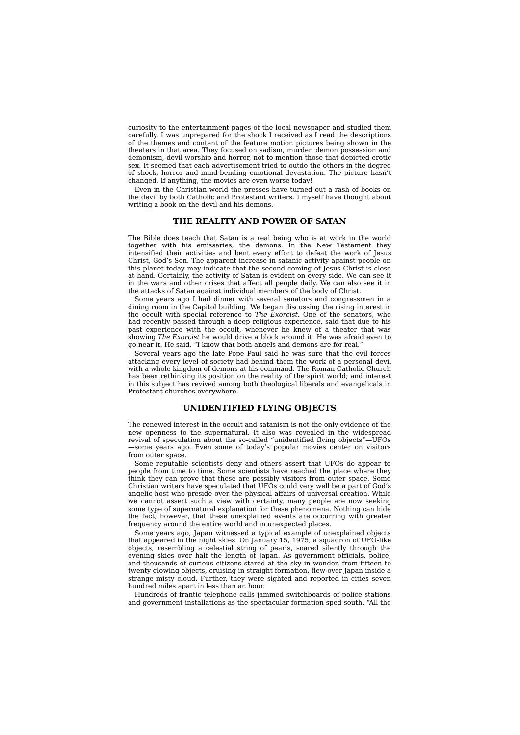curiosity to the entertainment pages of the local newspaper and studied them carefully. I was unprepared for the shock I received as I read the descriptions of the themes and content of the feature motion pictures being shown in the theaters in that area. They focused on sadism, murder, demon possession and demonism, devil worship and horror, not to mention those that depicted erotic sex. It seemed that each advertisement tried to outdo the others in the degree of shock, horror and mind-bending emotional devastation. The picture hasn't changed. If anything, the movies are even worse today!

Even in the Christian world the presses have turned out a rash of books on the devil by both Catholic and Protestant writers. I myself have thought about writing a book on the devil and his demons.

## THE REALITY AND POWER OF SATAN

The Bible does teach that Satan is a real being who is at work in the world together with his emissaries, the demons. In the New Testament they intensified their activities and bent every effort to defeat the work of Jesus Christ, God's Son. The apparent increase in satanic activity against people on this planet today may indicate that the second coming of Jesus Christ is close at hand. Certainly, the activity of Satan is evident on every side. We can see it in the wars and other crises that affect all people daily. We can also see it in the attacks of Satan against individual members of the body of Christ.

Some years ago I had dinner with several senators and congressmen in a dining room in the Capitol building. We began discussing the rising interest in the occult with special reference to *The Exorcist*. One of the senators, who had recently passed through a deep religious experience, said that due to his past experience with the occult, whenever he knew of a theater that was showing *The Exorcist* he would drive a block around it. He was afraid even to go near it. He said, "I know that both angels and demons are for real."

Several years ago the late Pope Paul said he was sure that the evil forces attacking every level of society had behind them the work of a personal devil with a whole kingdom of demons at his command. The Roman Catholic Church has been rethinking its position on the reality of the spirit world; and interest in this subject has revived among both theological liberals and evangelicals in Protestant churches everywhere.

## UNIDENTIFIED FLYING OBJECTS

The renewed interest in the occult and satanism is not the only evidence of the new openness to the supernatural. It also was revealed in the widespread revival of speculation about the so-called "unidentified flying objects"—UFOs—some years ago. Even some of today's popular movies center on visitors from outer space.

Some reputable scientists deny and others assert that UFOs do appear to people from time to time. Some scientists have reached the place where they think they can prove that these are possibly visitors from outer space. Some Christian writers have speculated that UFOs could very well be a part of God's angelic host who preside over the physical affairs of universal creation. While we cannot assert such a view with certainty, many people are now seeking some type of supernatural explanation for these phenomena. Nothing can hide the fact, however, that these unexplained events are occurring with greater frequency around the entire world and in unexpected places.

Some years ago, Japan witnessed a typical example of unexplained objects that appeared in the night skies. On January 15, 1975, a squadron of UFO-like objects, resembling a celestial string of pearls, soared silently through the evening skies over half the length of Japan. As government officials, police, and thousands of curious citizens stared at the sky in wonder, from fifteen to twenty glowing objects, cruising in straight formation, flew over Japan inside a strange misty cloud. Further, they were sighted and reported in cities seven hundred miles apart in less than an hour.

Hundreds of frantic telephone calls jammed switchboards of police stations and government installations as the spectacular formation sped south. "All the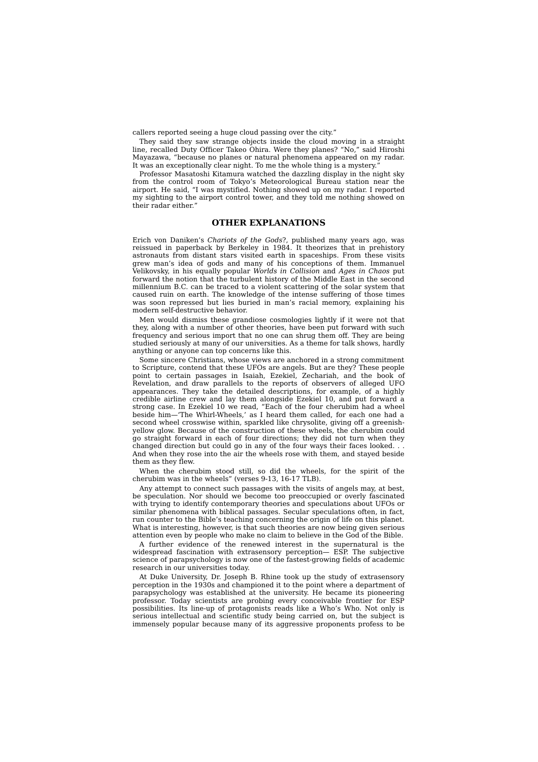callers reported seeing a huge cloud passing over the city."

They said they saw strange objects inside the cloud moving in a straight line, recalled Duty Officer Takeo Ohira. Were they planes? "No," said Hiroshi Mayazawa, "because no planes or natural phenomena appeared on my radar. It was an exceptionally clear night. To me the whole thing is a mystery."

Professor Masatoshi Kitamura watched the dazzling display in the night sky from the control room of Tokyo's Meteorological Bureau station near the airport. He said, "I was mystified. Nothing showed up on my radar. I reported my sighting to the airport control tower, and they told me nothing showed on their radar either."

## OTHER EXPLANATIONS

Erich von Daniken's *Chariots of the Gods*?, published many years ago, was reissued in paperback by Berkeley in 1984. It theorizes that in prehistory astronauts from distant stars visited earth in spaceships. From these visits grew man's idea of gods and many of his conceptions of them. Immanuel Velikovsky, in his equally popular *Worlds in Collision* and *Ages in Chaos* put forward the notion that the turbulent history of the Middle East in the second millennium B.C. can be traced to a violent scattering of the solar system that caused ruin on earth. The knowledge of the intense suffering of those times was soon repressed but lies buried in man's racial memory, explaining his modern self-destructive behavior.

Men would dismiss these grandiose cosmologies lightly if it were not that they, along with a number of other theories, have been put forward with such frequency and serious import that no one can shrug them off. They are being studied seriously at many of our universities. As a theme for talk shows, hardly anything or anyone can top concerns like this.

Some sincere Christians, whose views are anchored in a strong commitment to Scripture, contend that these UFOs are angels. But are they? These people point to certain passages in Isaiah, Ezekiel, Zechariah, and the book of Revelation, and draw parallels to the reports of observers of alleged UFO appearances. They take the detailed descriptions, for example, of a highly credible airline crew and lay them alongside Ezekiel 10, and put forward a strong case. In Ezekiel 10 we read, "Each of the four cherubim had a wheel beside him—'The Whirl-Wheels,' as I heard them called, for each one had a second wheel crosswise within, sparkled like chrysolite, giving off a greenish-yellow glow. Because of the construction of these wheels, the cherubim could go straight forward in each of four directions; they did not turn when they changed direction but could go in any of the four ways their faces looked. . . And when they rose into the air the wheels rose with them, and stayed beside them as they flew.

When the cherubim stood still, so did the wheels, for the spirit of the cherubim was in the wheels" (verses 9-13, 16-17 TLB).

Any attempt to connect such passages with the visits of angels may, at best, be speculation. Nor should we become too preoccupied or overly fascinated with trying to identify contemporary theories and speculations about UFOs or similar phenomena with biblical passages. Secular speculations often, in fact, run counter to the Bible's teaching concerning the origin of life on this planet. What is interesting, however, is that such theories are now being given serious attention even by people who make no claim to believe in the God of the Bible.

A further evidence of the renewed interest in the supernatural is the widespread fascination with extrasensory perception— ESP. The subjective science of parapsychology is now one of the fastest-growing fields of academic research in our universities today.

At Duke University, Dr. Joseph B. Rhine took up the study of extrasensory perception in the 1930s and championed it to the point where a department of parapsychology was established at the university. He became its pioneering professor. Today scientists are probing every conceivable frontier for ESP possibilities. Its line-up of protagonists reads like a Who's Who. Not only is serious intellectual and scientific study being carried on, but the subject is immensely popular because many of its aggressive proponents profess to be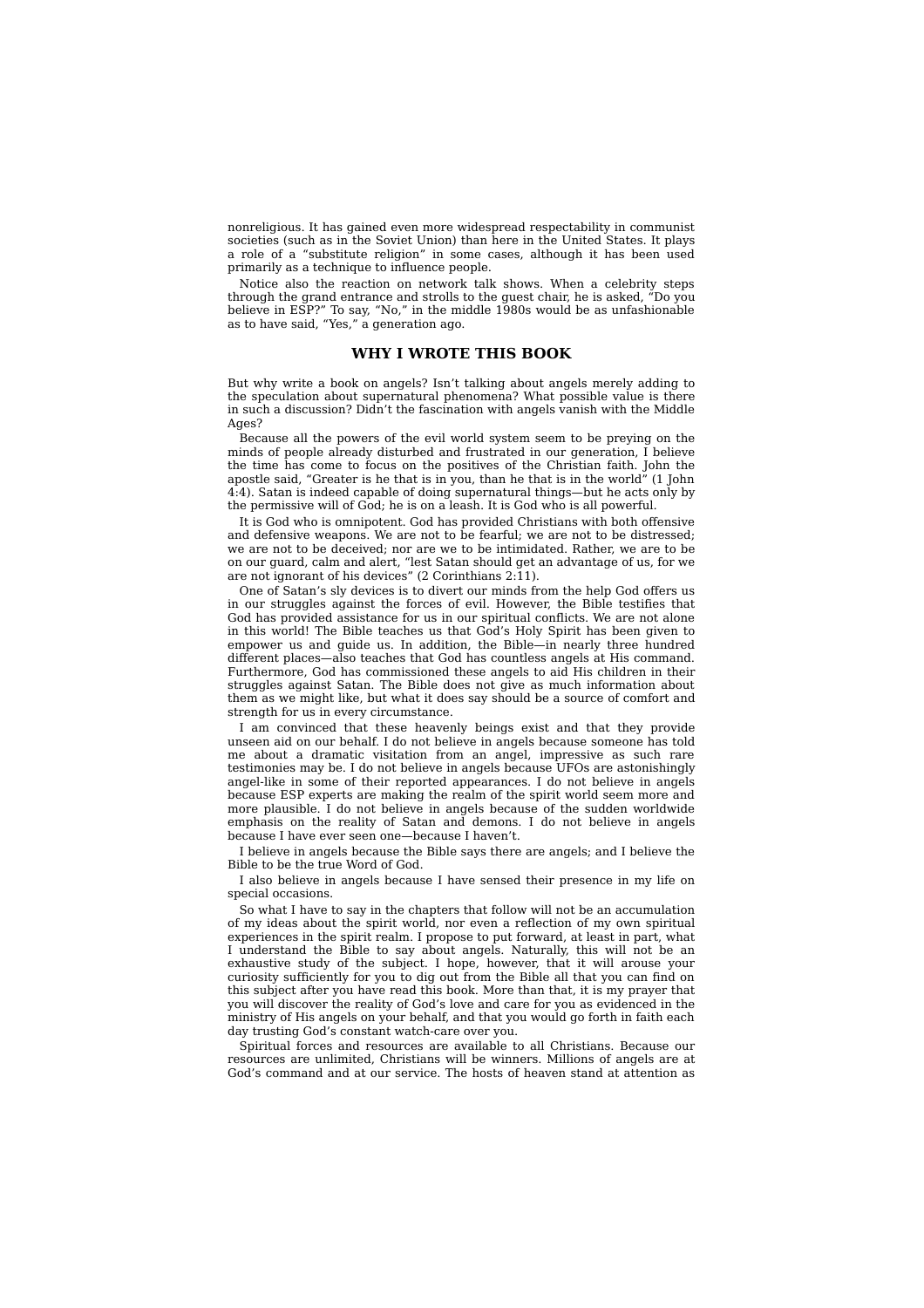nonreligious. It has gained even more widespread respectability in communist societies (such as in the Soviet Union) than here in the United States. It plays a role of a "substitute religion" in some cases, although it has been used primarily as a technique to influence people.

Notice also the reaction on network talk shows. When a celebrity steps through the grand entrance and strolls to the guest chair, he is asked, "Do you believe in ESP?" To say, "No," in the middle 1980s would be as unfashionable as to have said, "Yes," a generation ago.

## WHY I WROTE THIS BOOK

But why write a book on angels? Isn't talking about angels merely adding to the speculation about supernatural phenomena? What possible value is there in such a discussion? Didn't the fascination with angels vanish with the Middle Ages?

Because all the powers of the evil world system seem to be preying on the minds of people already disturbed and frustrated in our generation, I believe the time has come to focus on the positives of the Christian faith. John the apostle said, "Greater is he that is in you, than he that is in the world" (1 John 4:4). Satan is indeed capable of doing supernatural things—but he acts only by the permissive will of God; he is on a leash. It is God who is all powerful.

It is God who is omnipotent. God has provided Christians with both offensive and defensive weapons. We are not to be fearful; we are not to be distressed; we are not to be deceived; nor are we to be intimidated. Rather, we are to be on our guard, calm and alert, "lest Satan should get an advantage of us, for we are not ignorant of his devices" (2 Corinthians 2:11).

One of Satan's sly devices is to divert our minds from the help God offers us in our struggles against the forces of evil. However, the Bible testifies that God has provided assistance for us in our spiritual conflicts. We are not alone in this world! The Bible teaches us that God's Holy Spirit has been given to empower us and guide us. In addition, the Bible—in nearly three hundred different places—also teaches that God has countless angels at His command. Furthermore, God has commissioned these angels to aid His children in their struggles against Satan. The Bible does not give as much information about them as we might like, but what it does say should be a source of comfort and strength for us in every circumstance.

I am convinced that these heavenly beings exist and that they provide unseen aid on our behalf. I do not believe in angels because someone has told me about a dramatic visitation from an angel, impressive as such rare testimonies may be. I do not believe in angels because UFOs are astonishingly angel-like in some of their reported appearances. I do not believe in angels because ESP experts are making the realm of the spirit world seem more and more plausible. I do not believe in angels because of the sudden worldwide emphasis on the reality of Satan and demons. I do not believe in angels because I have ever seen one—because I haven't.

I believe in angels because the Bible says there are angels; and I believe the Bible to be the true Word of God.

I also believe in angels because I have sensed their presence in my life on special occasions.

So what I have to say in the chapters that follow will not be an accumulation of my ideas about the spirit world, nor even a reflection of my own spiritual experiences in the spirit realm. I propose to put forward, at least in part, what I understand the Bible to say about angels. Naturally, this will not be an exhaustive study of the subject. I hope, however, that it will arouse your curiosity sufficiently for you to dig out from the Bible all that you can find on this subject after you have read this book. More than that, it is my prayer that you will discover the reality of God's love and care for you as evidenced in the ministry of His angels on your behalf, and that you would go forth in faith each day trusting God's constant watch-care over you.

Spiritual forces and resources are available to all Christians. Because our resources are unlimited, Christians will be winners. Millions of angels are at God's command and at our service. The hosts of heaven stand at attention as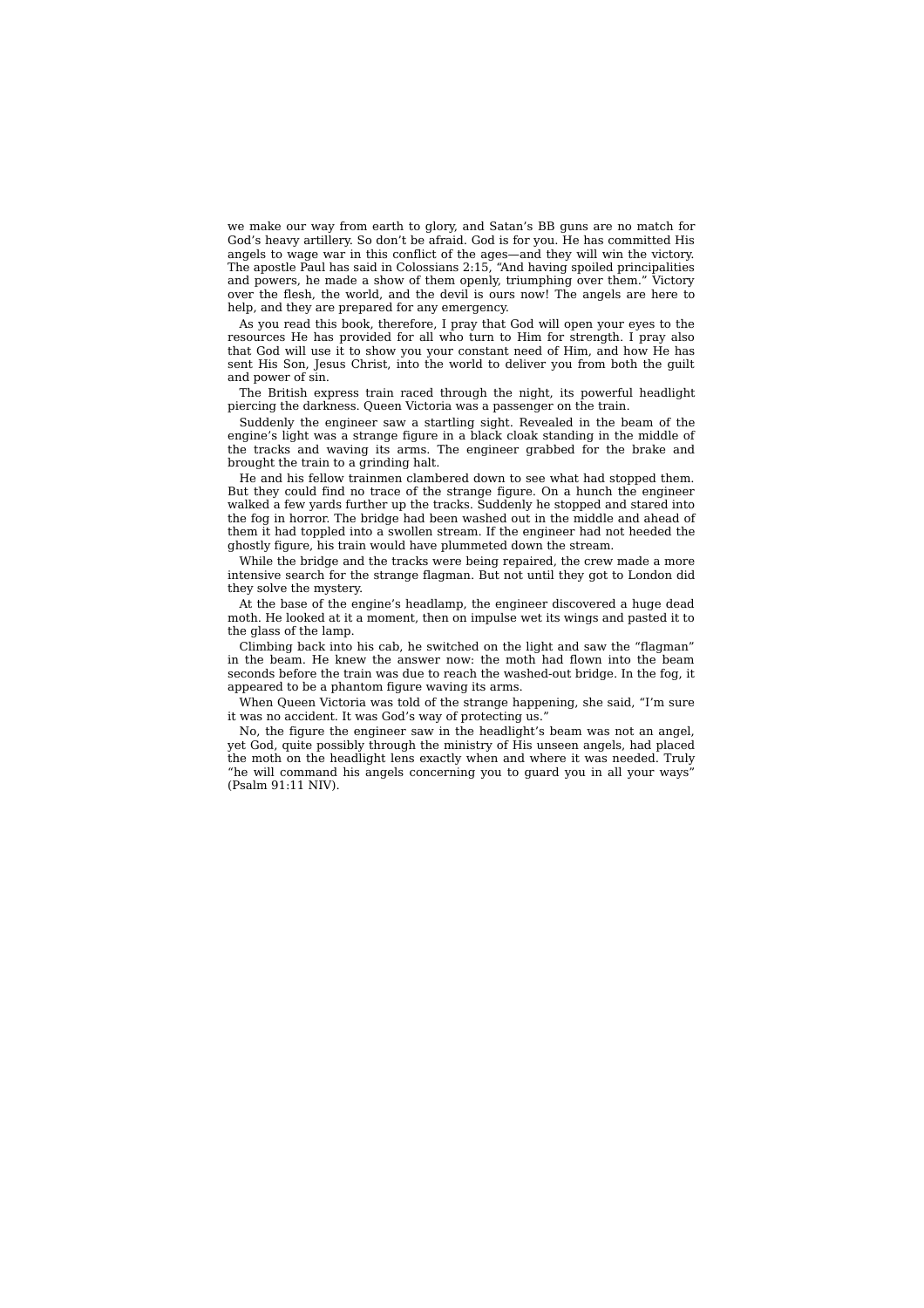we make our way from earth to glory, and Satan's BB guns are no match for God's heavy artillery. So don't be afraid. God is for you. He has committed His angels to wage war in this conflict of the ages—and they will win the victory. The apostle Paul has said in Colossians 2:15, "And having spoiled principalities and powers, he made a show of them openly, triumphing over them." Victory over the flesh, the world, and the devil is ours now! The angels are here to help, and they are prepared for any emergency.

As you read this book, therefore, I pray that God will open your eyes to the resources He has provided for all who turn to Him for strength. I pray also that God will use it to show you your constant need of Him, and how He has sent His Son, Jesus Christ, into the world to deliver you from both the guilt and power of sin.

The British express train raced through the night, its powerful headlight piercing the darkness. Queen Victoria was a passenger on the train.

Suddenly the engineer saw a startling sight. Revealed in the beam of the engine's light was a strange figure in a black cloak standing in the middle of the tracks and waving its arms. The engineer grabbed for the brake and brought the train to a grinding halt.

He and his fellow trainmen clambered down to see what had stopped them. But they could find no trace of the strange figure. On a hunch the engineer walked a few yards further up the tracks. Suddenly he stopped and stared into the fog in horror. The bridge had been washed out in the middle and ahead of them it had toppled into a swollen stream. If the engineer had not heeded the ghostly figure, his train would have plummeted down the stream.

While the bridge and the tracks were being repaired, the crew made a more intensive search for the strange flagman. But not until they got to London did they solve the mystery.

At the base of the engine's headlamp, the engineer discovered a huge dead moth. He looked at it a moment, then on impulse wet its wings and pasted it to the glass of the lamp.

Climbing back into his cab, he switched on the light and saw the "flagman" in the beam. He knew the answer now: the moth had flown into the beam seconds before the train was due to reach the washed-out bridge. In the fog, it appeared to be a phantom figure waving its arms.

When Queen Victoria was told of the strange happening, she said, "I'm sure it was no accident. It was God's way of protecting us."

No, the figure the engineer saw in the headlight's beam was not an angel, yet God, quite possibly through the ministry of His unseen angels, had placed the moth on the headlight lens exactly when and where it was needed. Truly "he will command his angels concerning you to guard you in all your ways" (Psalm 91:11 NIV).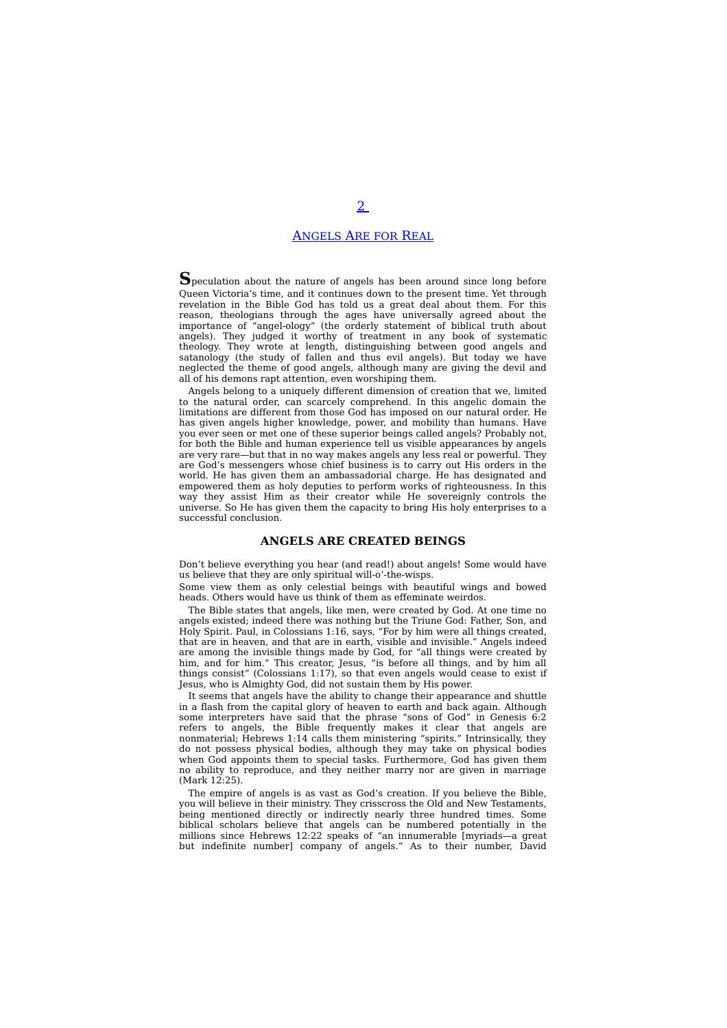# 2

# ANGELS ARE FOR REAL

Speculation about the nature of angels has been around since long before Queen Victoria's time, and it continues down to the present time. Yet through revelation in the Bible God has told us a great deal about them. For this reason, theologians through the ages have universally agreed about the importance of "angel-ology" (the orderly statement of biblical truth about angels). They judged it worthy of treatment in any book of systematic theology. They wrote at length, distinguishing between good angels and satanology (the study of fallen and thus evil angels). But today we have neglected the theme of good angels, although many are giving the devil and all of his demons rapt attention, even worshiping them.

Angels belong to a uniquely different dimension of creation that we, limited to the natural order, can scarcely comprehend. In this angelic domain the limitations are different from those God has imposed on our natural order. He has given angels higher knowledge, power, and mobility than humans. Have you ever seen or met one of these superior beings called angels? Probably not, for both the Bible and human experience tell us visible appearances by angels are very rare—but that in no way makes angels any less real or powerful. They are God's messengers whose chief business is to carry out His orders in the world. He has given them an ambassadorial charge. He has designated and empowered them as holy deputies to perform works of righteousness. In this way they assist Him as their creator while He sovereignly controls the universe. So He has given them the capacity to bring His holy enterprises to a successful conclusion.

## ANGELS ARE CREATED BEINGS

Don't believe everything you hear (and read!) about angels! Some would have us believe that they are only spiritual will-o'-the-wisps.

Some view them as only celestial beings with beautiful wings and bowed heads. Others would have us think of them as effeminate weirdos.

The Bible states that angels, like men, were created by God. At one time no angels existed; indeed there was nothing but the Triune God: Father, Son, and Holy Spirit. Paul, in Colossians 1:16, says, "For by him were all things created, that are in heaven, and that are in earth, visible and invisible." Angels indeed are among the invisible things made by God, for "all things were created by him, and for him." This creator, Jesus, "is before all things, and by him all things consist" (Colossians 1:17), so that even angels would cease to exist if Jesus, who is Almighty God, did not sustain them by His power.

It seems that angels have the ability to change their appearance and shuttle in a flash from the capital glory of heaven to earth and back again. Although some interpreters have said that the phrase "sons of God" in Genesis 6:2 refers to angels, the Bible frequently makes it clear that angels are nonmaterial; Hebrews 1:14 calls them ministering "spirits." Intrinsically, they do not possess physical bodies, although they may take on physical bodies when God appoints them to special tasks. Furthermore, God has given them no ability to reproduce, and they neither marry nor are given in marriage (Mark 12:25).

The empire of angels is as vast as God's creation. If you believe the Bible, you will believe in their ministry. They crisscross the Old and New Testaments, being mentioned directly or indirectly nearly three hundred times. Some biblical scholars believe that angels can be numbered potentially in the millions since Hebrews 12:22 speaks of "an innumerable [myriads—a great but indefinite number] company of angels." As to their number, David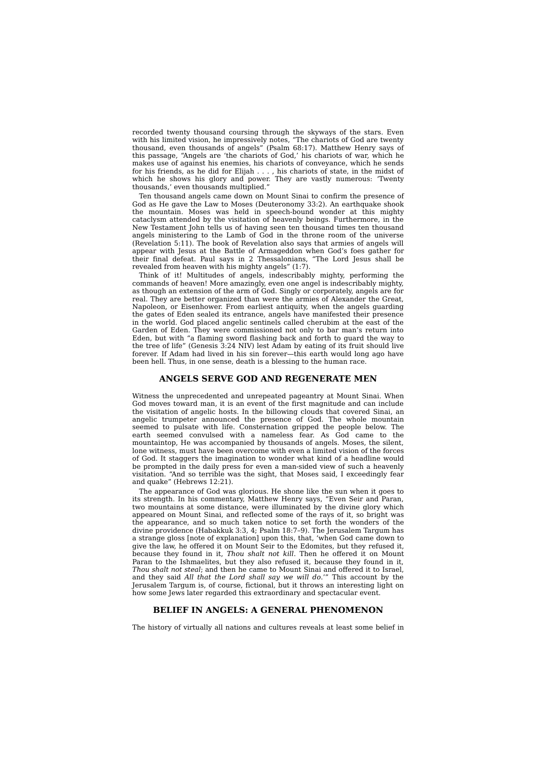recorded twenty thousand coursing through the skyways of the stars. Even with his limited vision, he impressively notes, "The chariots of God are twenty thousand, even thousands of angels" (Psalm 68:17). Matthew Henry says of this passage, "Angels are 'the chariots of God,' his chariots of war, which he makes use of against his enemies, his chariots of conveyance, which he sends for his friends, as he did for Elijah . . . , his chariots of state, in the midst of which he shows his glory and power. They are vastly numerous: 'Twenty thousands,' even thousands multiplied."

Ten thousand angels came down on Mount Sinai to confirm the presence of God as He gave the Law to Moses (Deuteronomy 33:2). An earthquake shook the mountain. Moses was held in speech-bound wonder at this mighty cataclysm attended by the visitation of heavenly beings. Furthermore, in the New Testament John tells us of having seen ten thousand times ten thousand angels ministering to the Lamb of God in the throne room of the universe (Revelation 5:11). The book of Revelation also says that armies of angels will appear with Jesus at the Battle of Armageddon when God's foes gather for their final defeat. Paul says in 2 Thessalonians, "The Lord Jesus shall be revealed from heaven with his mighty angels" (1:7).

Think of it! Multitudes of angels, indescribably mighty, performing the commands of heaven! More amazingly, even one angel is indescribably mighty, as though an extension of the arm of God. Singly or corporately, angels are for real. They are better organized than were the armies of Alexander the Great, Napoleon, or Eisenhower. From earliest antiquity, when the angels guarding the gates of Eden sealed its entrance, angels have manifested their presence in the world. God placed angelic sentinels called cherubim at the east of the Garden of Eden. They were commissioned not only to bar man's return into Eden, but with "a flaming sword flashing back and forth to guard the way to the tree of life" (Genesis 3:24 NIV) lest Adam by eating of its fruit should live forever. If Adam had lived in his sin forever—this earth would long ago have been hell. Thus, in one sense, death is a blessing to the human race.

## ANGELS SERVE GOD AND REGENERATE MEN

Witness the unprecedented and unrepeated pageantry at Mount Sinai. When God moves toward man, it is an event of the first magnitude and can include the visitation of angelic hosts. In the billowing clouds that covered Sinai, an angelic trumpeter announced the presence of God. The whole mountain seemed to pulsate with life. Consternation gripped the people below. The earth seemed convulsed with a nameless fear. As God came to the mountaintop, He was accompanied by thousands of angels. Moses, the silent, lone witness, must have been overcome with even a limited vision of the forces of God. It staggers the imagination to wonder what kind of a headline would be prompted in the daily press for even a man-sided view of such a heavenly visitation. "And so terrible was the sight, that Moses said, I exceedingly fear and quake" (Hebrews 12:21).

The appearance of God was glorious. He shone like the sun when it goes to its strength. In his commentary, Matthew Henry says, "Even Seir and Paran, two mountains at some distance, were illuminated by the divine glory which appeared on Mount Sinai, and reflected some of the rays of it, so bright was the appearance, and so much taken notice to set forth the wonders of the divine providence (Habakkuk 3:3, 4; Psalm 18:7–9). The Jerusalem Targum has a strange gloss [note of explanation] upon this, that, 'when God came down to give the law, he offered it on Mount Seir to the Edomites, but they refused it, because they found in it, *Thou shalt not kill*. Then he offered it on Mount Paran to the Ishmaelites, but they also refused it, because they found in it, *Thou shalt not steal*; and then he came to Mount Sinai and offered it to Israel, and they said *All that the Lord shall say we will do*.'" This account by the Jerusalem Targum is, of course, fictional, but it throws an interesting light on how some Jews later regarded this extraordinary and spectacular event.

## BELIEF IN ANGELS: A GENERAL PHENOMENON

The history of virtually all nations and cultures reveals at least some belief in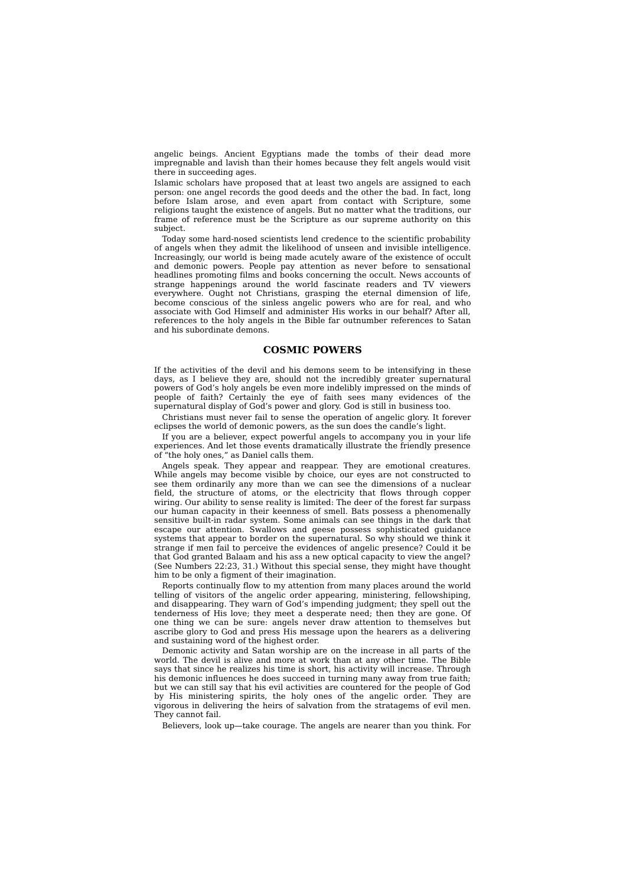angelic beings. Ancient Egyptians made the tombs of their dead more impregnable and lavish than their homes because they felt angels would visit there in succeeding ages.

Islamic scholars have proposed that at least two angels are assigned to each person: one angel records the good deeds and the other the bad. In fact, long before Islam arose, and even apart from contact with Scripture, some religions taught the existence of angels. But no matter what the traditions, our frame of reference must be the Scripture as our supreme authority on this subject.

Today some hard-nosed scientists lend credence to the scientific probability of angels when they admit the likelihood of unseen and invisible intelligence. Increasingly, our world is being made acutely aware of the existence of occult and demonic powers. People pay attention as never before to sensational headlines promoting films and books concerning the occult. News accounts of strange happenings around the world fascinate readers and TV viewers everywhere. Ought not Christians, grasping the eternal dimension of life, become conscious of the sinless angelic powers who are for real, and who associate with God Himself and administer His works in our behalf? After all, references to the holy angels in the Bible far outnumber references to Satan and his subordinate demons.

## COSMIC POWERS

If the activities of the devil and his demons seem to be intensifying in these days, as I believe they are, should not the incredibly greater supernatural powers of God's holy angels be even more indelibly impressed on the minds of people of faith? Certainly the eye of faith sees many evidences of the supernatural display of God's power and glory. God is still in business too.

Christians must never fail to sense the operation of angelic glory. It forever eclipses the world of demonic powers, as the sun does the candle's light.

If you are a believer, expect powerful angels to accompany you in your life experiences. And let those events dramatically illustrate the friendly presence of "the holy ones," as Daniel calls them.

Angels speak. They appear and reappear. They are emotional creatures. While angels may become visible by choice, our eyes are not constructed to see them ordinarily any more than we can see the dimensions of a nuclear field, the structure of atoms, or the electricity that flows through copper wiring. Our ability to sense reality is limited: The deer of the forest far surpass our human capacity in their keenness of smell. Bats possess a phenomenally sensitive built-in radar system. Some animals can see things in the dark that escape our attention. Swallows and geese possess sophisticated guidance systems that appear to border on the supernatural. So why should we think it strange if men fail to perceive the evidences of angelic presence? Could it be that God granted Balaam and his ass a new optical capacity to view the angel? (See Numbers 22:23, 31.) Without this special sense, they might have thought him to be only a figment of their imagination.

Reports continually flow to my attention from many places around the world telling of visitors of the angelic order appearing, ministering, fellowshiping, and disappearing. They warn of God's impending judgment; they spell out the tenderness of His love; they meet a desperate need; then they are gone. Of one thing we can be sure: angels never draw attention to themselves but ascribe glory to God and press His message upon the hearers as a delivering and sustaining word of the highest order.

Demonic activity and Satan worship are on the increase in all parts of the world. The devil is alive and more at work than at any other time. The Bible says that since he realizes his time is short, his activity will increase. Through his demonic influences he does succeed in turning many away from true faith; but we can still say that his evil activities are countered for the people of God by His ministering spirits, the holy ones of the angelic order. They are vigorous in delivering the heirs of salvation from the stratagems of evil men. They cannot fail.

Believers, look up—take courage. The angels are nearer than you think. For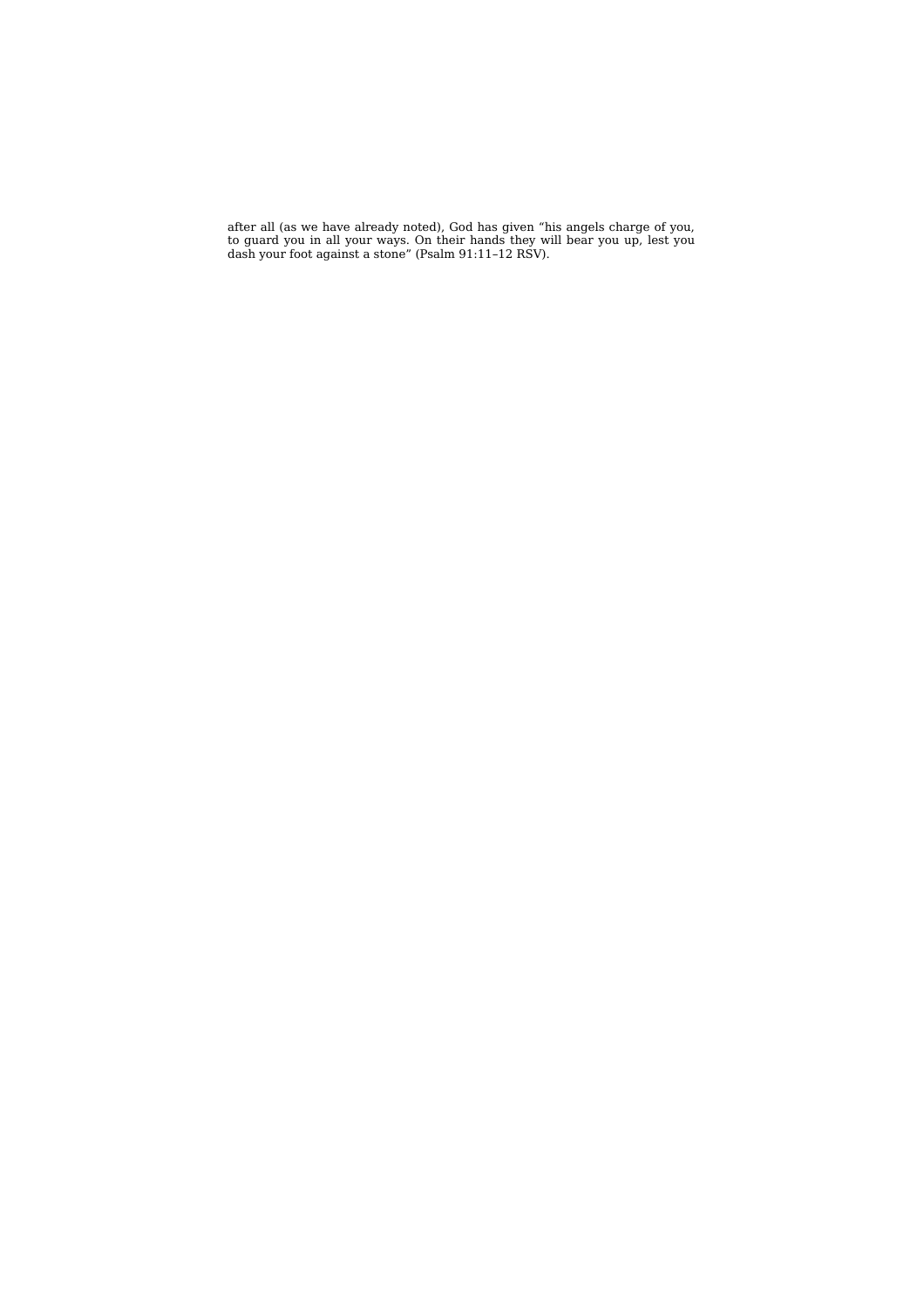after all (as we have already noted), God has given “his angels charge of you, to guard you in all your ways. On their hands they will bear you up, lest you dash your foot against a stone” (Psalm 91:11–12 RSV).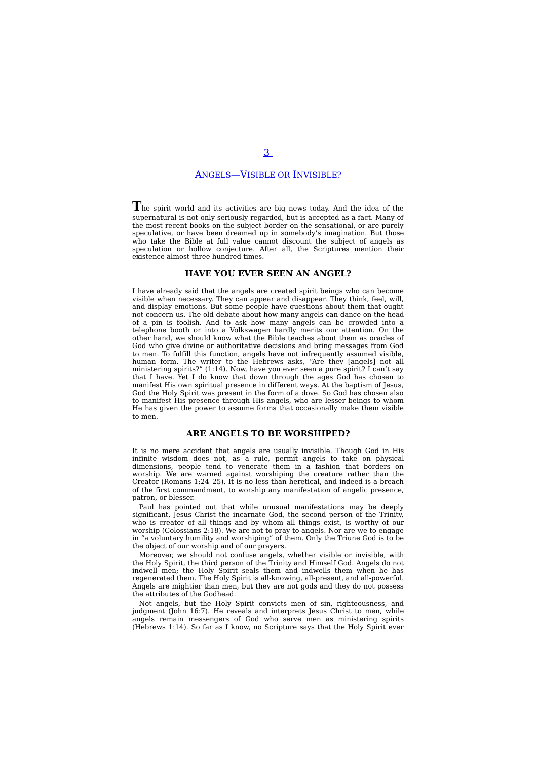# 3

## Angels—Visible or Invisible?

The spirit world and its activities are big news today. And the idea of the supernatural is not only seriously regarded, but is accepted as a fact. Many of the most recent books on the subject border on the sensational, or are purely speculative, or have been dreamed up in somebody's imagination. But those who take the Bible at full value cannot discount the subject of angels as speculation or hollow conjecture. After all, the Scriptures mention their existence almost three hundred times.

### HAVE YOU EVER SEEN AN ANGEL?

I have already said that the angels are created spirit beings who can become visible when necessary. They can appear and disappear. They think, feel, will, and display emotions. But some people have questions about them that ought not concern us. The old debate about how many angels can dance on the head of a pin is foolish. And to ask how many angels can be crowded into a telephone booth or into a Volkswagen hardly merits our attention. On the other hand, we should know what the Bible teaches about them as oracles of God who give divine or authoritative decisions and bring messages from God to men. To fulfill this function, angels have not infrequently assumed visible, human form. The writer to the Hebrews asks, "Are they [angels] not all ministering spirits?" (1:14). Now, have you ever seen a pure spirit? I can't say that I have. Yet I do know that down through the ages God has chosen to manifest His own spiritual presence in different ways. At the baptism of Jesus, God the Holy Spirit was present in the form of a dove. So God has chosen also to manifest His presence through His angels, who are lesser beings to whom He has given the power to assume forms that occasionally make them visible to men.

### ARE ANGELS TO BE WORSHIPED?

It is no mere accident that angels are usually invisible. Though God in His infinite wisdom does not, as a rule, permit angels to take on physical dimensions, people tend to venerate them in a fashion that borders on worship. We are warned against worshiping the creature rather than the Creator (Romans 1:24–25). It is no less than heretical, and indeed is a breach of the first commandment, to worship any manifestation of angelic presence, patron, or blesser.

Paul has pointed out that while unusual manifestations may be deeply significant, Jesus Christ the incarnate God, the second person of the Trinity, who is creator of all things and by whom all things exist, is worthy of our worship (Colossians 2:18). We are not to pray to angels. Nor are we to engage in "a voluntary humility and worshiping" of them. Only the Triune God is to be the object of our worship and of our prayers.

Moreover, we should not confuse angels, whether visible or invisible, with the Holy Spirit, the third person of the Trinity and Himself God. Angels do not indwell men; the Holy Spirit seals them and indwells them when he has regenerated them. The Holy Spirit is all-knowing, all-present, and all-powerful. Angels are mightier than men, but they are not gods and they do not possess the attributes of the Godhead.

Not angels, but the Holy Spirit convicts men of sin, righteousness, and judgment (John 16:7). He reveals and interprets Jesus Christ to men, while angels remain messengers of God who serve men as ministering spirits (Hebrews 1:14). So far as I know, no Scripture says that the Holy Spirit ever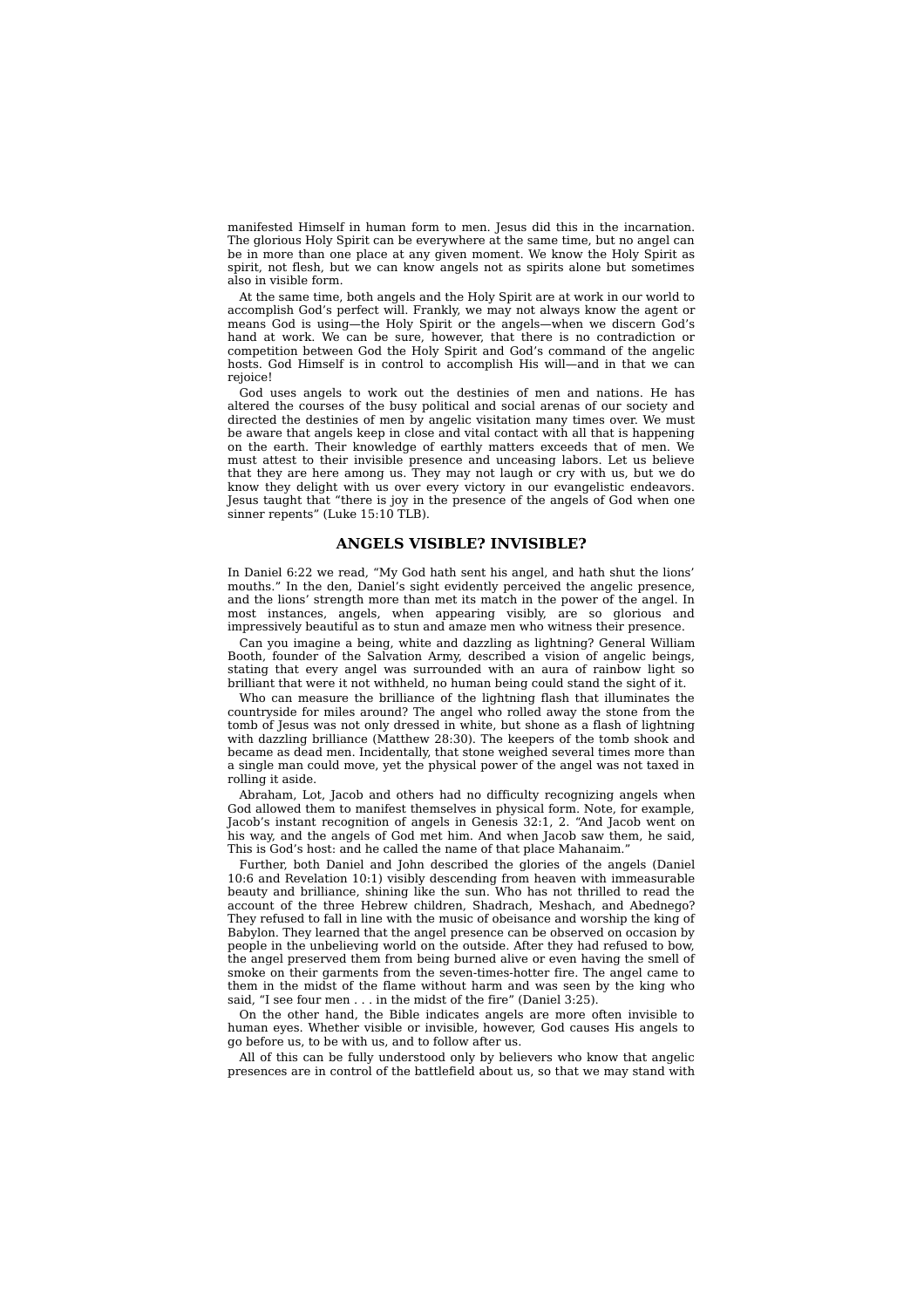manifested Himself in human form to men. Jesus did this in the incarnation. The glorious Holy Spirit can be everywhere at the same time, but no angel can be in more than one place at any given moment. We know the Holy Spirit as spirit, not flesh, but we can know angels not as spirits alone but sometimes also in visible form.

At the same time, both angels and the Holy Spirit are at work in our world to accomplish God's perfect will. Frankly, we may not always know the agent or means God is using—the Holy Spirit or the angels—when we discern God's hand at work. We can be sure, however, that there is no contradiction or competition between God the Holy Spirit and God's command of the angelic hosts. God Himself is in control to accomplish His will—and in that we can rejoice!

God uses angels to work out the destinies of men and nations. He has altered the courses of the busy political and social arenas of our society and directed the destinies of men by angelic visitation many times over. We must be aware that angels keep in close and vital contact with all that is happening on the earth. Their knowledge of earthly matters exceeds that of men. We must attest to their invisible presence and unceasing labors. Let us believe that they are here among us. They may not laugh or cry with us, but we do know they delight with us over every victory in our evangelistic endeavors. Jesus taught that "there is joy in the presence of the angels of God when one sinner repents" (Luke 15:10 TLB).

## ANGELS VISIBLE? INVISIBLE?

In Daniel 6:22 we read, "My God hath sent his angel, and hath shut the lions' mouths." In the den, Daniel's sight evidently perceived the angelic presence, and the lions' strength more than met its match in the power of the angel. In most instances, angels, when appearing visibly, are so glorious and impressively beautiful as to stun and amaze men who witness their presence.

Can you imagine a being, white and dazzling as lightning? General William Booth, founder of the Salvation Army, described a vision of angelic beings, stating that every angel was surrounded with an aura of rainbow light so brilliant that were it not withheld, no human being could stand the sight of it.

Who can measure the brilliance of the lightning flash that illuminates the countryside for miles around? The angel who rolled away the stone from the tomb of Jesus was not only dressed in white, but shone as a flash of lightning with dazzling brilliance (Matthew 28:30). The keepers of the tomb shook and became as dead men. Incidentally, that stone weighed several times more than a single man could move, yet the physical power of the angel was not taxed in rolling it aside.

Abraham, Lot, Jacob and others had no difficulty recognizing angels when God allowed them to manifest themselves in physical form. Note, for example, Jacob's instant recognition of angels in Genesis 32:1, 2. "And Jacob went on his way, and the angels of God met him. And when Jacob saw them, he said, This is God's host: and he called the name of that place Mahanaim."

Further, both Daniel and John described the glories of the angels (Daniel 10:6 and Revelation 10:1) visibly descending from heaven with immeasurable beauty and brilliance, shining like the sun. Who has not thrilled to read the account of the three Hebrew children, Shadrach, Meshach, and Abednego? They refused to fall in line with the music of obeisance and worship the king of Babylon. They learned that the angel presence can be observed on occasion by people in the unbelieving world on the outside. After they had refused to bow, the angel preserved them from being burned alive or even having the smell of smoke on their garments from the seven-times-hotter fire. The angel came to them in the midst of the flame without harm and was seen by the king who said, "I see four men . . . in the midst of the fire" (Daniel 3:25).

On the other hand, the Bible indicates angels are more often invisible to human eyes. Whether visible or invisible, however, God causes His angels to go before us, to be with us, and to follow after us.

All of this can be fully understood only by believers who know that angelic presences are in control of the battlefield about us, so that we may stand with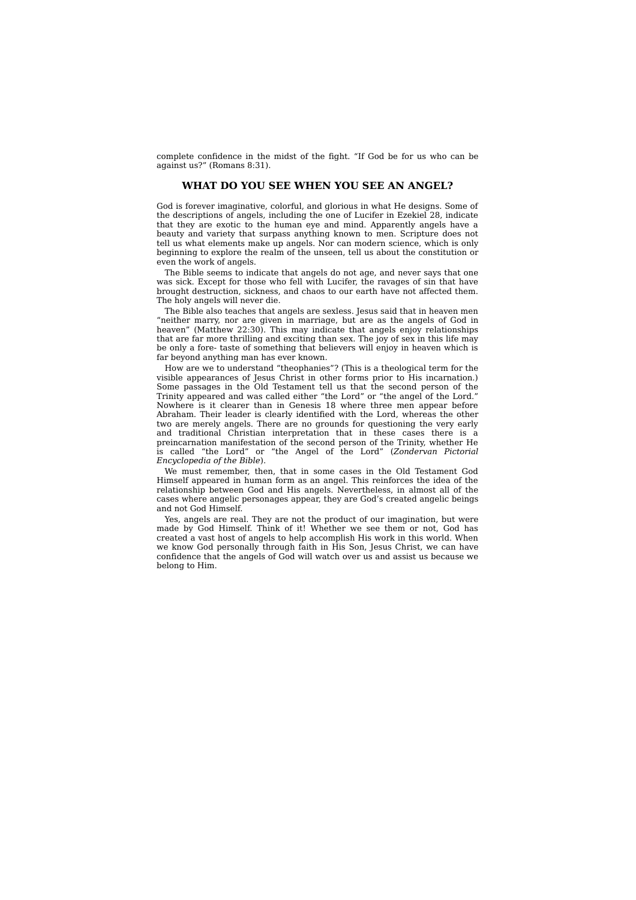complete confidence in the midst of the fight. “If God be for us who can be against us?” (Romans 8:31).

## WHAT DO YOU SEE WHEN YOU SEE AN ANGEL?

God is forever imaginative, colorful, and glorious in what He designs. Some of the descriptions of angels, including the one of Lucifer in Ezekiel 28, indicate that they are exotic to the human eye and mind. Apparently angels have a beauty and variety that surpass anything known to men. Scripture does not tell us what elements make up angels. Nor can modern science, which is only beginning to explore the realm of the unseen, tell us about the constitution or even the work of angels.

The Bible seems to indicate that angels do not age, and never says that one was sick. Except for those who fell with Lucifer, the ravages of sin that have brought destruction, sickness, and chaos to our earth have not affected them. The holy angels will never die.

The Bible also teaches that angels are sexless. Jesus said that in heaven men “neither marry, nor are given in marriage, but are as the angels of God in heaven” (Matthew 22:30). This may indicate that angels enjoy relationships that are far more thrilling and exciting than sex. The joy of sex in this life may be only a fore- taste of something that believers will enjoy in heaven which is far beyond anything man has ever known.

How are we to understand “theophanies”? (This is a theological term for the visible appearances of Jesus Christ in other forms prior to His incarnation.) Some passages in the Old Testament tell us that the second person of the Trinity appeared and was called either “the Lord” or “the angel of the Lord.” Nowhere is it clearer than in Genesis 18 where three men appear before Abraham. Their leader is clearly identified with the Lord, whereas the other two are merely angels. There are no grounds for questioning the very early and traditional Christian interpretation that in these cases there is a preincarnation manifestation of the second person of the Trinity, whether He is called “the Lord” or “the Angel of the Lord” (*Zondervan Pictorial Encyclopedia of the Bible*).

We must remember, then, that in some cases in the Old Testament God Himself appeared in human form as an angel. This reinforces the idea of the relationship between God and His angels. Nevertheless, in almost all of the cases where angelic personages appear, they are God’s created angelic beings and not God Himself.

Yes, angels are real. They are not the product of our imagination, but were made by God Himself. Think of it! Whether we see them or not, God has created a vast host of angels to help accomplish His work in this world. When we know God personally through faith in His Son, Jesus Christ, we can have confidence that the angels of God will watch over us and assist us because we belong to Him.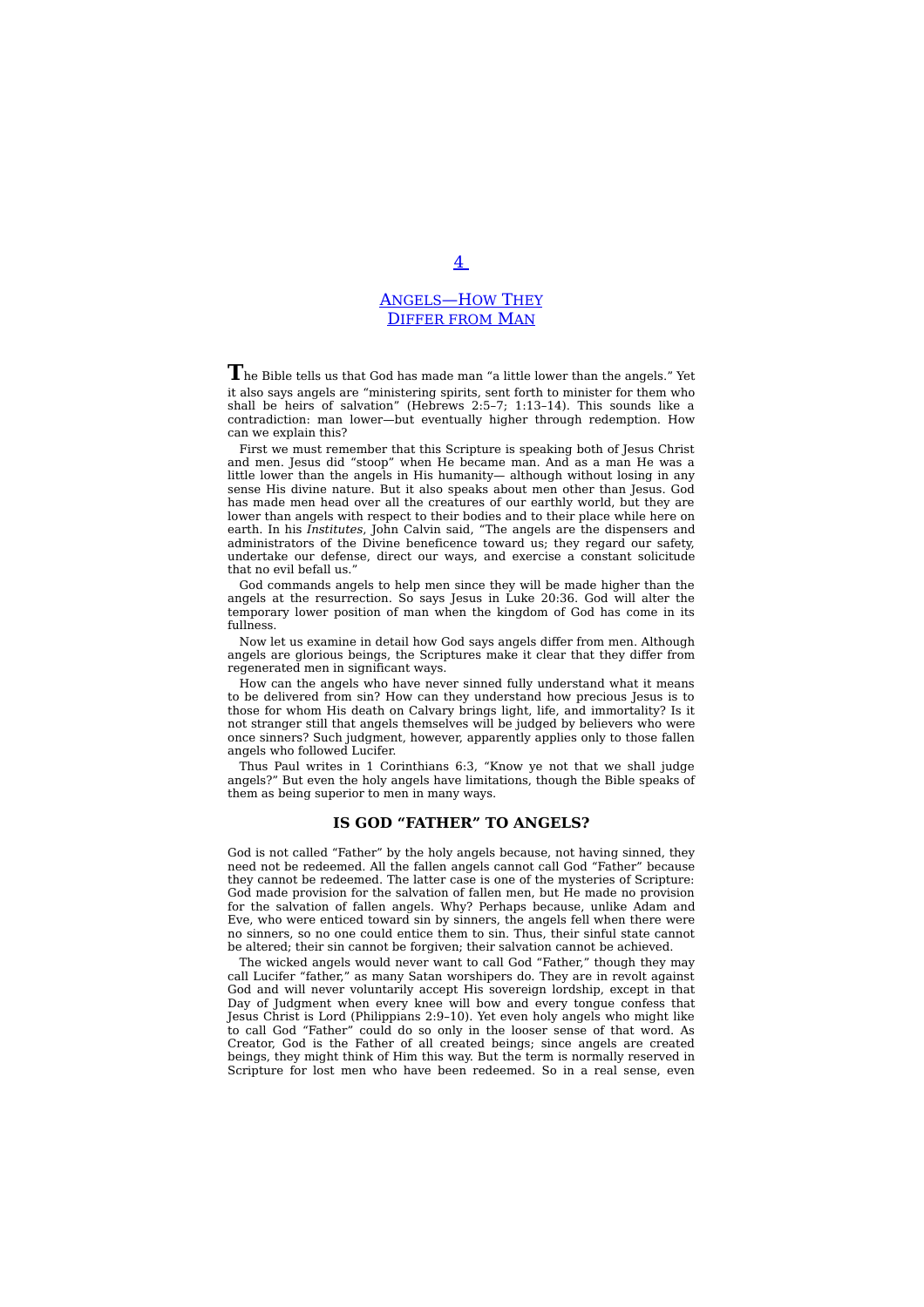# 4

# ANGELS—HOW THEY DIFFER FROM MAN

The Bible tells us that God has made man "a little lower than the angels." Yet it also says angels are "ministering spirits, sent forth to minister for them who shall be heirs of salvation" (Hebrews 2:5–7; 1:13–14). This sounds like a contradiction: man lower—but eventually higher through redemption. How can we explain this?

First we must remember that this Scripture is speaking both of Jesus Christ and men. Jesus did "stoop" when He became man. And as a man He was a little lower than the angels in His humanity— although without losing in any sense His divine nature. But it also speaks about men other than Jesus. God has made men head over all the creatures of our earthly world, but they are lower than angels with respect to their bodies and to their place while here on earth. In his *Institutes*, John Calvin said, "The angels are the dispensers and administrators of the Divine beneficence toward us; they regard our safety, undertake our defense, direct our ways, and exercise a constant solicitude that no evil befall us."

God commands angels to help men since they will be made higher than the angels at the resurrection. So says Jesus in Luke 20:36. God will alter the temporary lower position of man when the kingdom of God has come in its fullness.

Now let us examine in detail how God says angels differ from men. Although angels are glorious beings, the Scriptures make it clear that they differ from regenerated men in significant ways.

How can the angels who have never sinned fully understand what it means to be delivered from sin? How can they understand how precious Jesus is to those for whom His death on Calvary brings light, life, and immortality? Is it not stranger still that angels themselves will be judged by believers who were once sinners? Such judgment, however, apparently applies only to those fallen angels who followed Lucifer.

Thus Paul writes in 1 Corinthians 6:3, "Know ye not that we shall judge angels?" But even the holy angels have limitations, though the Bible speaks of them as being superior to men in many ways.

## IS GOD "FATHER" TO ANGELS?

God is not called "Father" by the holy angels because, not having sinned, they need not be redeemed. All the fallen angels cannot call God "Father" because they cannot be redeemed. The latter case is one of the mysteries of Scripture: God made provision for the salvation of fallen men, but He made no provision for the salvation of fallen angels. Why? Perhaps because, unlike Adam and Eve, who were enticed toward sin by sinners, the angels fell when there were no sinners, so no one could entice them to sin. Thus, their sinful state cannot be altered; their sin cannot be forgiven; their salvation cannot be achieved.

The wicked angels would never want to call God "Father," though they may call Lucifer "father," as many Satan worshipers do. They are in revolt against God and will never voluntarily accept His sovereign lordship, except in that Day of Judgment when every knee will bow and every tongue confess that Jesus Christ is Lord (Philippians 2:9–10). Yet even holy angels who might like to call God "Father" could do so only in the looser sense of that word. As Creator, God is the Father of all created beings; since angels are created beings, they might think of Him this way. But the term is normally reserved in Scripture for lost men who have been redeemed. So in a real sense, even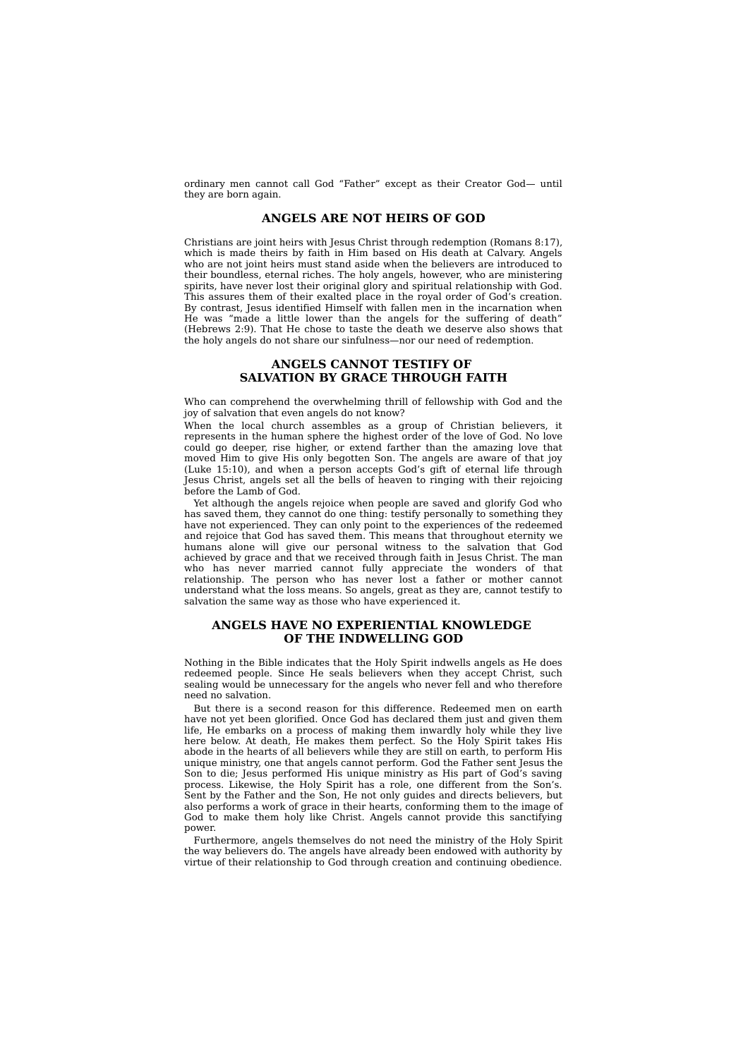ordinary men cannot call God “Father” except as their Creator God— until they are born again.

## ANGELS ARE NOT HEIRS OF GOD

Christians are joint heirs with Jesus Christ through redemption (Romans 8:17), which is made theirs by faith in Him based on His death at Calvary. Angels who are not joint heirs must stand aside when the believers are introduced to their boundless, eternal riches. The holy angels, however, who are ministering spirits, have never lost their original glory and spiritual relationship with God. This assures them of their exalted place in the royal order of God’s creation. By contrast, Jesus identified Himself with fallen men in the incarnation when He was “made a little lower than the angels for the suffering of death” (Hebrews 2:9). That He chose to taste the death we deserve also shows that the holy angels do not share our sinfulness—nor our need of redemption.

## ANGELS CANNOT TESTIFY OF SALVATION BY GRACE THROUGH FAITH

Who can comprehend the overwhelming thrill of fellowship with God and the joy of salvation that even angels do not know?

When the local church assembles as a group of Christian believers, it represents in the human sphere the highest order of the love of God. No love could go deeper, rise higher, or extend farther than the amazing love that moved Him to give His only begotten Son. The angels are aware of that joy (Luke 15:10), and when a person accepts God’s gift of eternal life through Jesus Christ, angels set all the bells of heaven to ringing with their rejoicing before the Lamb of God.

Yet although the angels rejoice when people are saved and glorify God who has saved them, they cannot do one thing: testify personally to something they have not experienced. They can only point to the experiences of the redeemed and rejoice that God has saved them. This means that throughout eternity we humans alone will give our personal witness to the salvation that God achieved by grace and that we received through faith in Jesus Christ. The man who has never married cannot fully appreciate the wonders of that relationship. The person who has never lost a father or mother cannot understand what the loss means. So angels, great as they are, cannot testify to salvation the same way as those who have experienced it.

## ANGELS HAVE NO EXPERIENTIAL KNOWLEDGE OF THE INDWELLING GOD

Nothing in the Bible indicates that the Holy Spirit indwells angels as He does redeemed people. Since He seals believers when they accept Christ, such sealing would be unnecessary for the angels who never fell and who therefore need no salvation.

But there is a second reason for this difference. Redeemed men on earth have not yet been glorified. Once God has declared them just and given them life, He embarks on a process of making them inwardly holy while they live here below. At death, He makes them perfect. So the Holy Spirit takes His abode in the hearts of all believers while they are still on earth, to perform His unique ministry, one that angels cannot perform. God the Father sent Jesus the Son to die; Jesus performed His unique ministry as His part of God’s saving process. Likewise, the Holy Spirit has a role, one different from the Son’s. Sent by the Father and the Son, He not only guides and directs believers, but also performs a work of grace in their hearts, conforming them to the image of God to make them holy like Christ. Angels cannot provide this sanctifying power.

Furthermore, angels themselves do not need the ministry of the Holy Spirit the way believers do. The angels have already been endowed with authority by virtue of their relationship to God through creation and continuing obedience.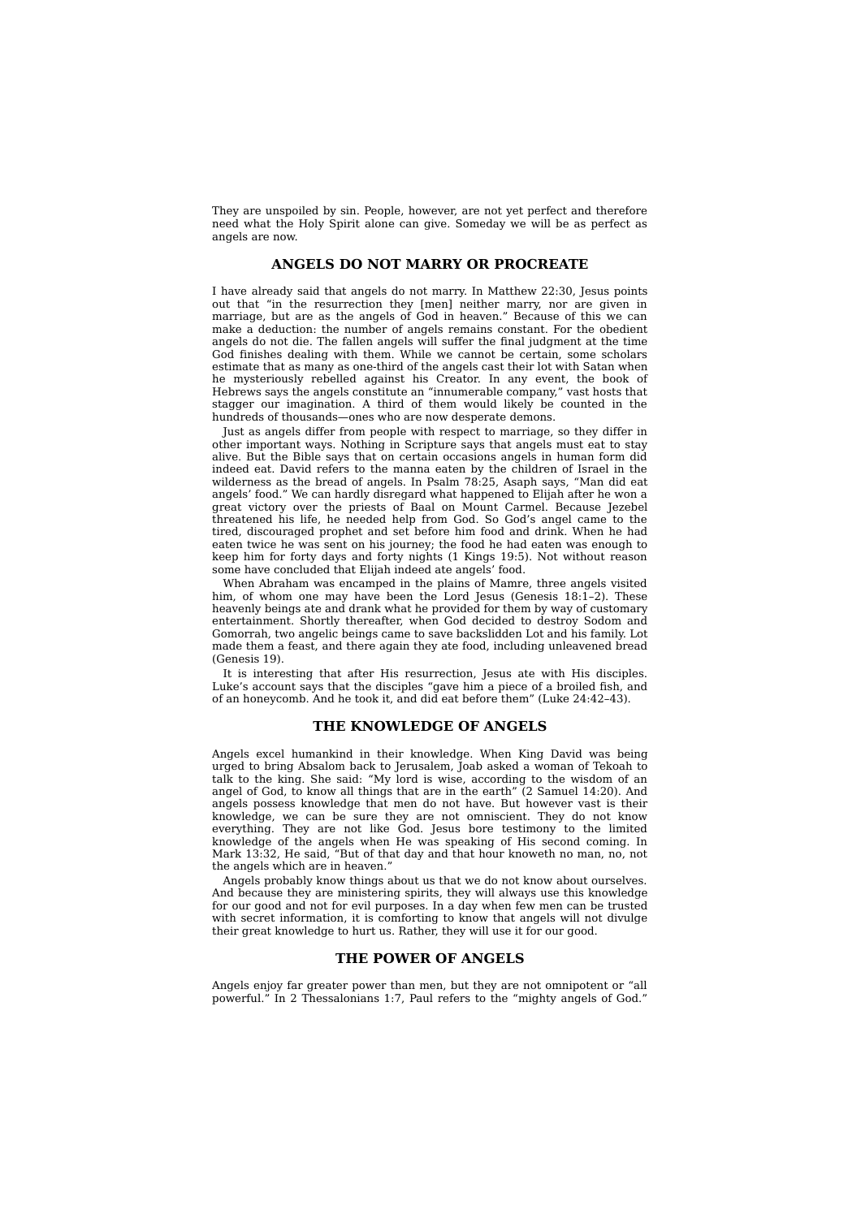They are unspoiled by sin. People, however, are not yet perfect and therefore need what the Holy Spirit alone can give. Someday we will be as perfect as angels are now.

## ANGELS DO NOT MARRY OR PROCREATE

I have already said that angels do not marry. In Matthew 22:30, Jesus points out that "in the resurrection they [men] neither marry, nor are given in marriage, but are as the angels of God in heaven." Because of this we can make a deduction: the number of angels remains constant. For the obedient angels do not die. The fallen angels will suffer the final judgment at the time God finishes dealing with them. While we cannot be certain, some scholars estimate that as many as one-third of the angels cast their lot with Satan when he mysteriously rebelled against his Creator. In any event, the book of Hebrews says the angels constitute an "innumerable company," vast hosts that stagger our imagination. A third of them would likely be counted in the hundreds of thousands—ones who are now desperate demons.

Just as angels differ from people with respect to marriage, so they differ in other important ways. Nothing in Scripture says that angels must eat to stay alive. But the Bible says that on certain occasions angels in human form did indeed eat. David refers to the manna eaten by the children of Israel in the wilderness as the bread of angels. In Psalm 78:25, Asaph says, "Man did eat angels' food." We can hardly disregard what happened to Elijah after he won a great victory over the priests of Baal on Mount Carmel. Because Jezebel threatened his life, he needed help from God. So God's angel came to the tired, discouraged prophet and set before him food and drink. When he had eaten twice he was sent on his journey; the food he had eaten was enough to keep him for forty days and forty nights (1 Kings 19:5). Not without reason some have concluded that Elijah indeed ate angels' food.

When Abraham was encamped in the plains of Mamre, three angels visited him, of whom one may have been the Lord Jesus (Genesis 18:1–2). These heavenly beings ate and drank what he provided for them by way of customary entertainment. Shortly thereafter, when God decided to destroy Sodom and Gomorrah, two angelic beings came to save backslidden Lot and his family. Lot made them a feast, and there again they ate food, including unleavened bread (Genesis 19).

It is interesting that after His resurrection, Jesus ate with His disciples. Luke's account says that the disciples "gave him a piece of a broiled fish, and of an honeycomb. And he took it, and did eat before them" (Luke 24:42–43).

## THE KNOWLEDGE OF ANGELS

Angels excel humankind in their knowledge. When King David was being urged to bring Absalom back to Jerusalem, Joab asked a woman of Tekoah to talk to the king. She said: "My lord is wise, according to the wisdom of an angel of God, to know all things that are in the earth" (2 Samuel 14:20). And angels possess knowledge that men do not have. But however vast is their knowledge, we can be sure they are not omniscient. They do not know everything. They are not like God. Jesus bore testimony to the limited knowledge of the angels when He was speaking of His second coming. In Mark 13:32, He said, "But of that day and that hour knoweth no man, no, not the angels which are in heaven."

Angels probably know things about us that we do not know about ourselves. And because they are ministering spirits, they will always use this knowledge for our good and not for evil purposes. In a day when few men can be trusted with secret information, it is comforting to know that angels will not divulge their great knowledge to hurt us. Rather, they will use it for our good.

## THE POWER OF ANGELS

Angels enjoy far greater power than men, but they are not omnipotent or "all powerful." In 2 Thessalonians 1:7, Paul refers to the "mighty angels of God."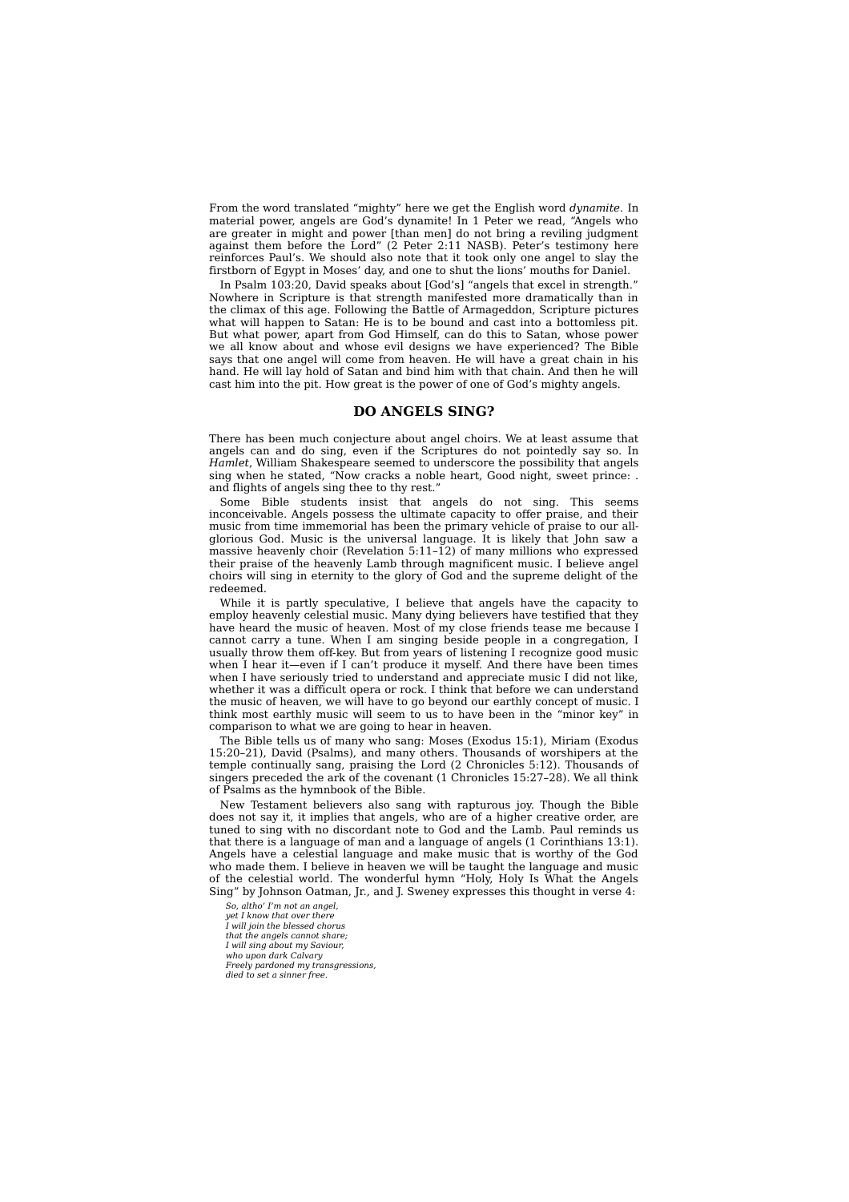From the word translated “mighty” here we get the English word *dynamite*. In material power, angels are God’s dynamite! In 1 Peter we read, “Angels who are greater in might and power [than men] do not bring a reviling judgment against them before the Lord” (2 Peter 2:11 NASB). Peter’s testimony here reinforces Paul’s. We should also note that it took only one angel to slay the firstborn of Egypt in Moses’ day, and one to shut the lions’ mouths for Daniel.

In Psalm 103:20, David speaks about [God’s] “angels that excel in strength.” Nowhere in Scripture is that strength manifested more dramatically than in the climax of this age. Following the Battle of Armageddon, Scripture pictures what will happen to Satan: He is to be bound and cast into a bottomless pit. But what power, apart from God Himself, can do this to Satan, whose power we all know about and whose evil designs we have experienced? The Bible says that one angel will come from heaven. He will have a great chain in his hand. He will lay hold of Satan and bind him with that chain. And then he will cast him into the pit. How great is the power of one of God’s mighty angels.

## DO ANGELS SING?

There has been much conjecture about angel choirs. We at least assume that angels can and do sing, even if the Scriptures do not pointedly say so. In *Hamlet*, William Shakespeare seemed to underscore the possibility that angels sing when he stated, “Now cracks a noble heart, Good night, sweet prince: . and flights of angels sing thee to thy rest.”

Some Bible students insist that angels do not sing. This seems inconceivable. Angels possess the ultimate capacity to offer praise, and their music from time immemorial has been the primary vehicle of praise to our all-glorious God. Music is the universal language. It is likely that John saw a massive heavenly choir (Revelation 5:11–12) of many millions who expressed their praise of the heavenly Lamb through magnificent music. I believe angel choirs will sing in eternity to the glory of God and the supreme delight of the redeemed.

While it is partly speculative, I believe that angels have the capacity to employ heavenly celestial music. Many dying believers have testified that they have heard the music of heaven. Most of my close friends tease me because I cannot carry a tune. When I am singing beside people in a congregation, I usually throw them off-key. But from years of listening I recognize good music when I hear it—even if I can’t produce it myself. And there have been times when I have seriously tried to understand and appreciate music I did not like, whether it was a difficult opera or rock. I think that before we can understand the music of heaven, we will have to go beyond our earthly concept of music. I think most earthly music will seem to us to have been in the “minor key” in comparison to what we are going to hear in heaven.

The Bible tells us of many who sang: Moses (Exodus 15:1), Miriam (Exodus 15:20–21), David (Psalms), and many others. Thousands of worshipers at the temple continually sang, praising the Lord (2 Chronicles 5:12). Thousands of singers preceded the ark of the covenant (1 Chronicles 15:27–28). We all think of Psalms as the hymnbook of the Bible.

New Testament believers also sang with rapturous joy. Though the Bible does not say it, it implies that angels, who are of a higher creative order, are tuned to sing with no discordant note to God and the Lamb. Paul reminds us that there is a language of man and a language of angels (1 Corinthians 13:1). Angels have a celestial language and make music that is worthy of the God who made them. I believe in heaven we will be taught the language and music of the celestial world. The wonderful hymn “Holy, Holy Is What the Angels Sing” by Johnson Oatman, Jr., and J. Sweney expresses this thought in verse 4:

*So, altho’ I’m not an angel,*
*yet I know that over there*
*I will join the blessed chorus*
*that the angels cannot share;*
*I will sing about my Saviour,*
*who upon dark Calvary*
*Freely pardoned my transgressions,*
*died to set a sinner free.*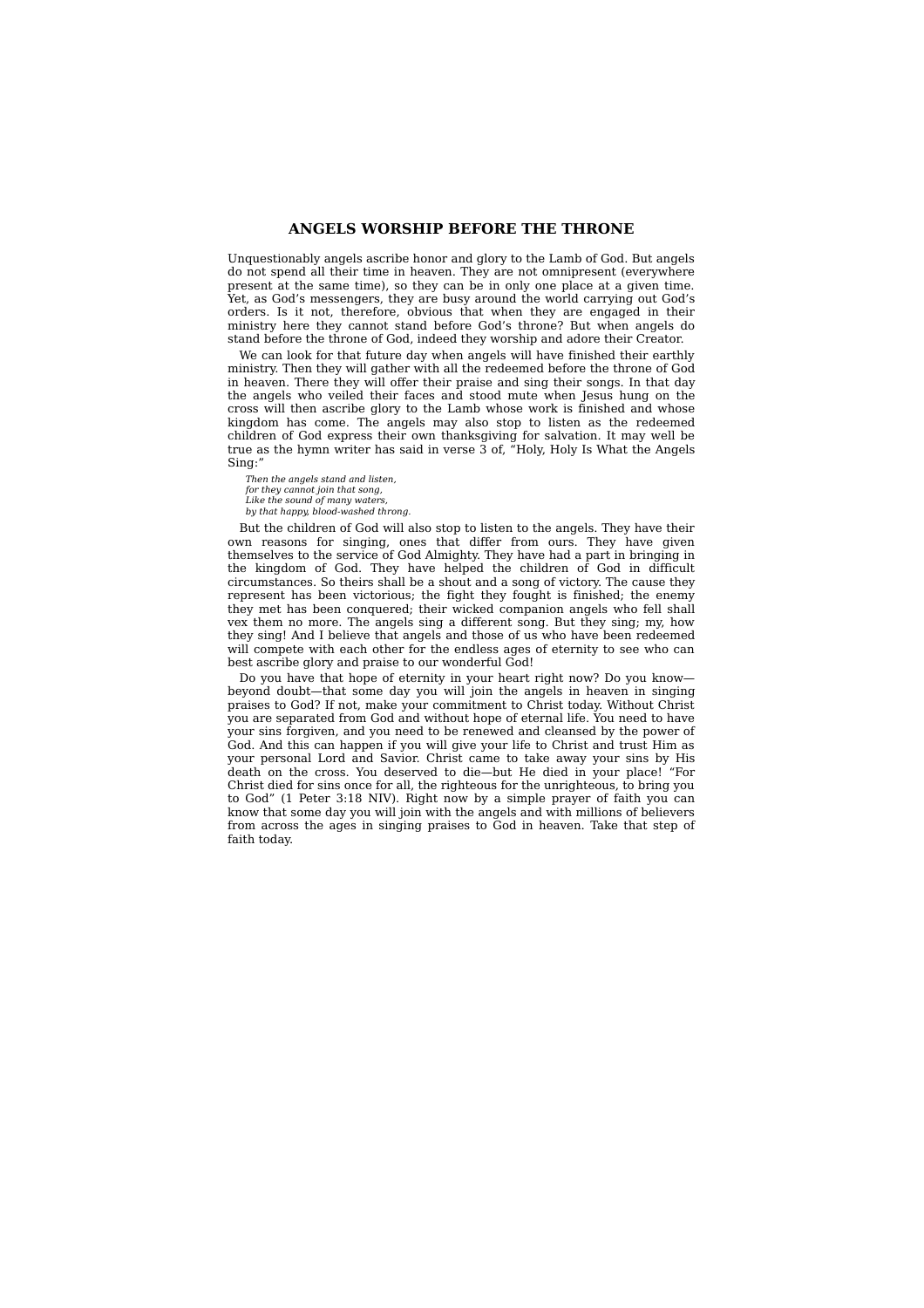## ANGELS WORSHIP BEFORE THE THRONE

Unquestionably angels ascribe honor and glory to the Lamb of God. But angels do not spend all their time in heaven. They are not omnipresent (everywhere present at the same time), so they can be in only one place at a given time. Yet, as God's messengers, they are busy around the world carrying out God's orders. Is it not, therefore, obvious that when they are engaged in their ministry here they cannot stand before God's throne? But when angels do stand before the throne of God, indeed they worship and adore their Creator.

We can look for that future day when angels will have finished their earthly ministry. Then they will gather with all the redeemed before the throne of God in heaven. There they will offer their praise and sing their songs. In that day the angels who veiled their faces and stood mute when Jesus hung on the cross will then ascribe glory to the Lamb whose work is finished and whose kingdom has come. The angels may also stop to listen as the redeemed children of God express their own thanksgiving for salvation. It may well be true as the hymn writer has said in verse 3 of, "Holy, Holy Is What the Angels Sing:"

*Then the angels stand and listen,*
*for they cannot join that song,*
*Like the sound of many waters,*
*by that happy, blood-washed throng.*

But the children of God will also stop to listen to the angels. They have their own reasons for singing, ones that differ from ours. They have given themselves to the service of God Almighty. They have had a part in bringing in the kingdom of God. They have helped the children of God in difficult circumstances. So theirs shall be a shout and a song of victory. The cause they represent has been victorious; the fight they fought is finished; the enemy they met has been conquered; their wicked companion angels who fell shall vex them no more. The angels sing a different song. But they sing; my, how they sing! And I believe that angels and those of us who have been redeemed will compete with each other for the endless ages of eternity to see who can best ascribe glory and praise to our wonderful God!

Do you have that hope of eternity in your heart right now? Do you know—beyond doubt—that some day you will join the angels in heaven in singing praises to God? If not, make your commitment to Christ today. Without Christ you are separated from God and without hope of eternal life. You need to have your sins forgiven, and you need to be renewed and cleansed by the power of God. And this can happen if you will give your life to Christ and trust Him as your personal Lord and Savior. Christ came to take away your sins by His death on the cross. You deserved to die—but He died in your place! "For Christ died for sins once for all, the righteous for the unrighteous, to bring you to God" (1 Peter 3:18 NIV). Right now by a simple prayer of faith you can know that some day you will join with the angels and with millions of believers from across the ages in singing praises to God in heaven. Take that step of faith today.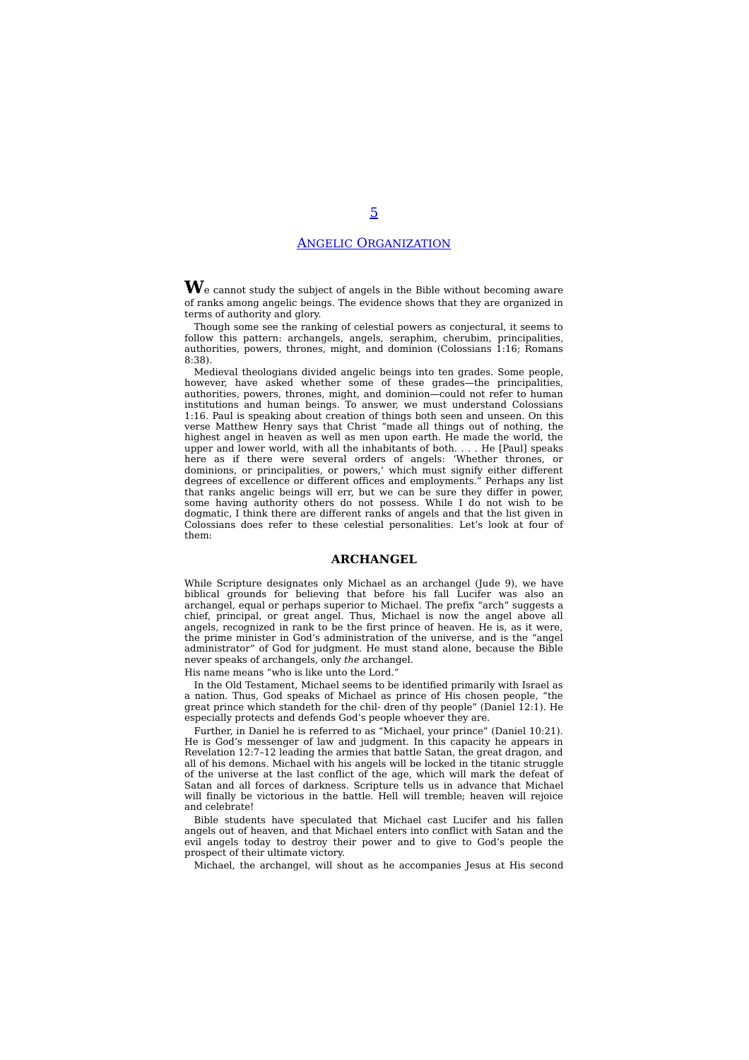# 5

# Angelic Organization

We cannot study the subject of angels in the Bible without becoming aware of ranks among angelic beings. The evidence shows that they are organized in terms of authority and glory.

Though some see the ranking of celestial powers as conjectural, it seems to follow this pattern: archangels, angels, seraphim, cherubim, principalities, authorities, powers, thrones, might, and dominion (Colossians 1:16; Romans 8:38).

Medieval theologians divided angelic beings into ten grades. Some people, however, have asked whether some of these grades—the principalities, authorities, powers, thrones, might, and dominion—could not refer to human institutions and human beings. To answer, we must understand Colossians 1:16. Paul is speaking about creation of things both seen and unseen. On this verse Matthew Henry says that Christ "made all things out of nothing, the highest angel in heaven as well as men upon earth. He made the world, the upper and lower world, with all the inhabitants of both. . . . He [Paul] speaks here as if there were several orders of angels: 'Whether thrones, or dominions, or principalities, or powers,' which must signify either different degrees of excellence or different offices and employments." Perhaps any list that ranks angelic beings will err, but we can be sure they differ in power, some having authority others do not possess. While I do not wish to be dogmatic, I think there are different ranks of angels and that the list given in Colossians does refer to these celestial personalities. Let's look at four of them:

## ARCHANGEL

While Scripture designates only Michael as an archangel (Jude 9), we have biblical grounds for believing that before his fall Lucifer was also an archangel, equal or perhaps superior to Michael. The prefix "arch" suggests a chief, principal, or great angel. Thus, Michael is now the angel above all angels, recognized in rank to be the first prince of heaven. He is, as it were, the prime minister in God's administration of the universe, and is the "angel administrator" of God for judgment. He must stand alone, because the Bible never speaks of archangels, only *the* archangel.

His name means "who is like unto the Lord."

In the Old Testament, Michael seems to be identified primarily with Israel as a nation. Thus, God speaks of Michael as prince of His chosen people, "the great prince which standeth for the children of thy people" (Daniel 12:1). He especially protects and defends God's people whoever they are.

Further, in Daniel he is referred to as "Michael, your prince" (Daniel 10:21). He is God's messenger of law and judgment. In this capacity he appears in Revelation 12:7–12 leading the armies that battle Satan, the great dragon, and all of his demons. Michael with his angels will be locked in the titanic struggle of the universe at the last conflict of the age, which will mark the defeat of Satan and all forces of darkness. Scripture tells us in advance that Michael will finally be victorious in the battle. Hell will tremble; heaven will rejoice and celebrate!

Bible students have speculated that Michael cast Lucifer and his fallen angels out of heaven, and that Michael enters into conflict with Satan and the evil angels today to destroy their power and to give to God's people the prospect of their ultimate victory.

Michael, the archangel, will shout as he accompanies Jesus at His second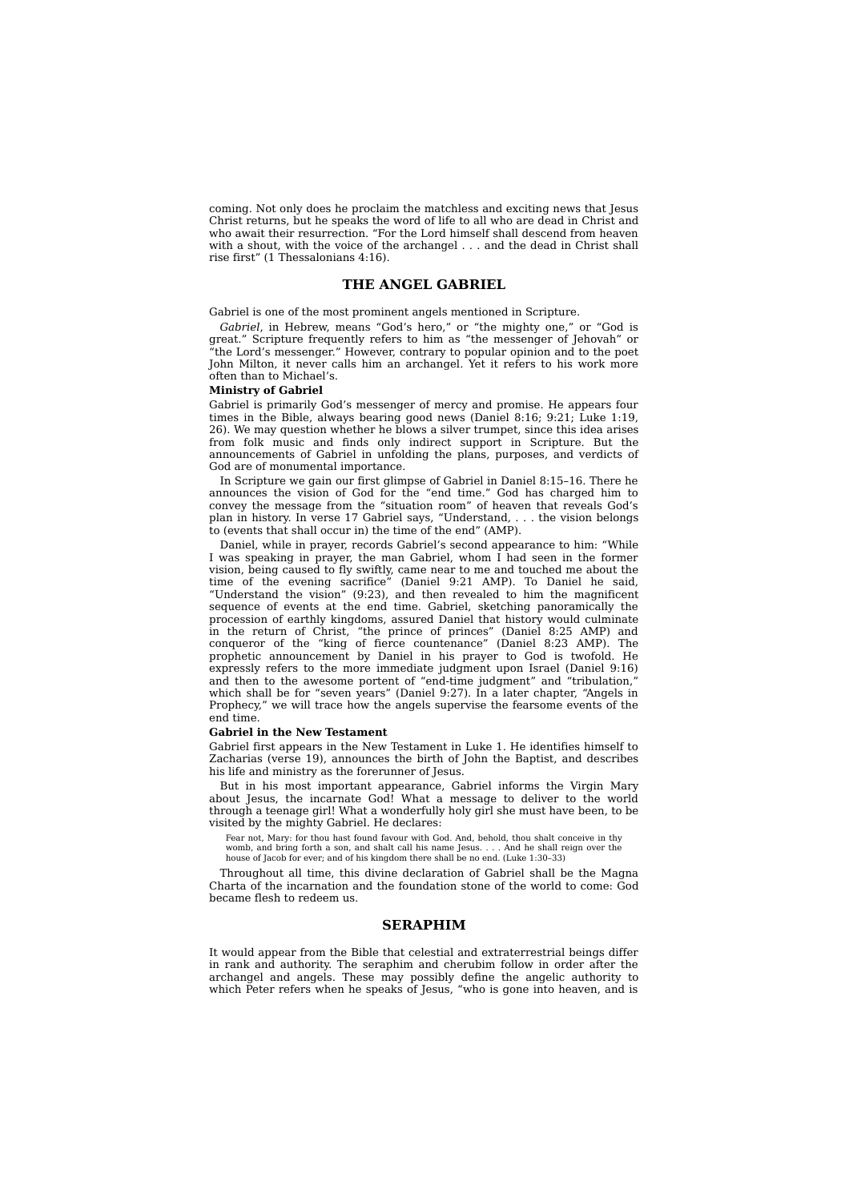coming. Not only does he proclaim the matchless and exciting news that Jesus Christ returns, but he speaks the word of life to all who are dead in Christ and who await their resurrection. “For the Lord himself shall descend from heaven with a shout, with the voice of the archangel . . . and the dead in Christ shall rise first” (1 Thessalonians 4:16).

## THE ANGEL GABRIEL

Gabriel is one of the most prominent angels mentioned in Scripture.

*Gabriel*, in Hebrew, means “God’s hero,” or “the mighty one,” or “God is great.” Scripture frequently refers to him as “the messenger of Jehovah” or “the Lord’s messenger.” However, contrary to popular opinion and to the poet John Milton, it never calls him an archangel. Yet it refers to his work more often than to Michael’s.

### Ministry of Gabriel

Gabriel is primarily God’s messenger of mercy and promise. He appears four times in the Bible, always bearing good news (Daniel 8:16; 9:21; Luke 1:19, 26). We may question whether he blows a silver trumpet, since this idea arises from folk music and finds only indirect support in Scripture. But the announcements of Gabriel in unfolding the plans, purposes, and verdicts of God are of monumental importance.

In Scripture we gain our first glimpse of Gabriel in Daniel 8:15–16. There he announces the vision of God for the “end time.” God has charged him to convey the message from the “situation room” of heaven that reveals God’s plan in history. In verse 17 Gabriel says, “Understand, . . . the vision belongs to (events that shall occur in) the time of the end” (AMP).

Daniel, while in prayer, records Gabriel’s second appearance to him: “While I was speaking in prayer, the man Gabriel, whom I had seen in the former vision, being caused to fly swiftly, came near to me and touched me about the time of the evening sacrifice” (Daniel 9:21 AMP). To Daniel he said, “Understand the vision” (9:23), and then revealed to him the magnificent sequence of events at the end time. Gabriel, sketching panoramically the procession of earthly kingdoms, assured Daniel that history would culminate in the return of Christ, “the prince of princes” (Daniel 8:25 AMP) and conqueror of the “king of fierce countenance” (Daniel 8:23 AMP). The prophetic announcement by Daniel in his prayer to God is twofold. He expressly refers to the more immediate judgment upon Israel (Daniel 9:16) and then to the awesome portent of “end-time judgment” and “tribulation,” which shall be for “seven years” (Daniel 9:27). In a later chapter, “Angels in Prophecy,” we will trace how the angels supervise the fearsome events of the end time.

### Gabriel in the New Testament

Gabriel first appears in the New Testament in Luke 1. He identifies himself to Zacharias (verse 19), announces the birth of John the Baptist, and describes his life and ministry as the forerunner of Jesus.

But in his most important appearance, Gabriel informs the Virgin Mary about Jesus, the incarnate God! What a message to deliver to the world through a teenage girl! What a wonderfully holy girl she must have been, to be visited by the mighty Gabriel. He declares:

> Fear not, Mary: for thou hast found favour with God. And, behold, thou shalt conceive in thy womb, and bring forth a son, and shalt call his name Jesus. . . . And he shall reign over the house of Jacob for ever; and of his kingdom there shall be no end. (Luke 1:30–33)

Throughout all time, this divine declaration of Gabriel shall be the Magna Charta of the incarnation and the foundation stone of the world to come: God became flesh to redeem us.

## SERAPHIM

It would appear from the Bible that celestial and extraterrestrial beings differ in rank and authority. The seraphim and cherubim follow in order after the archangel and angels. These may possibly define the angelic authority to which Peter refers when he speaks of Jesus, “who is gone into heaven, and is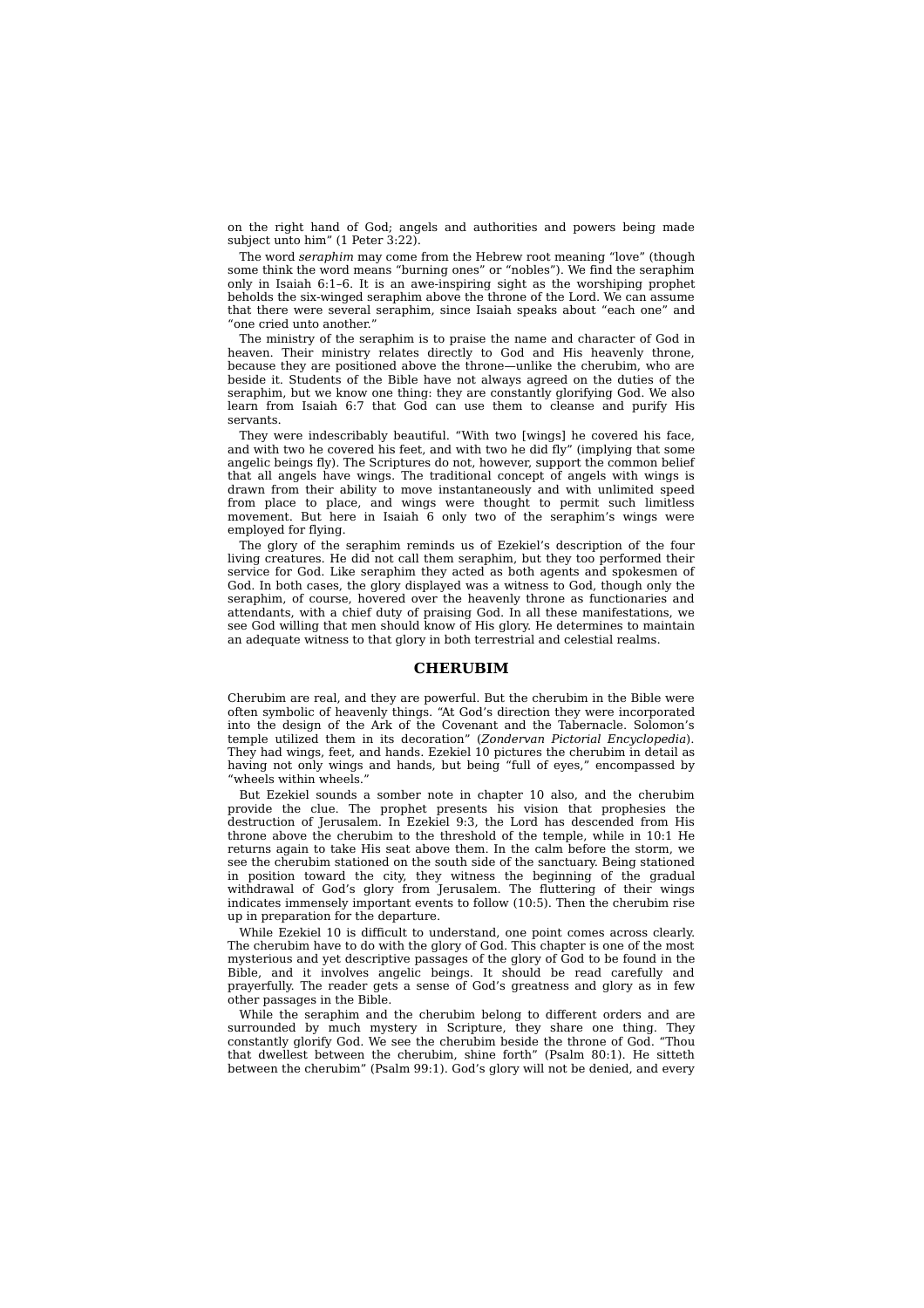on the right hand of God; angels and authorities and powers being made subject unto him" (1 Peter 3:22).

The word *seraphim* may come from the Hebrew root meaning "love" (though some think the word means "burning ones" or "nobles"). We find the seraphim only in Isaiah 6:1–6. It is an awe-inspiring sight as the worshiping prophet beholds the six-winged seraphim above the throne of the Lord. We can assume that there were several seraphim, since Isaiah speaks about "each one" and "one cried unto another."

The ministry of the seraphim is to praise the name and character of God in heaven. Their ministry relates directly to God and His heavenly throne, because they are positioned above the throne—unlike the cherubim, who are beside it. Students of the Bible have not always agreed on the duties of the seraphim, but we know one thing: they are constantly glorifying God. We also learn from Isaiah 6:7 that God can use them to cleanse and purify His servants.

They were indescribably beautiful. "With two [wings] he covered his face, and with two he covered his feet, and with two he did fly" (implying that some angelic beings fly). The Scriptures do not, however, support the common belief that all angels have wings. The traditional concept of angels with wings is drawn from their ability to move instantaneously and with unlimited speed from place to place, and wings were thought to permit such limitless movement. But here in Isaiah 6 only two of the seraphim's wings were employed for flying.

The glory of the seraphim reminds us of Ezekiel's description of the four living creatures. He did not call them seraphim, but they too performed their service for God. Like seraphim they acted as both agents and spokesmen of God. In both cases, the glory displayed was a witness to God, though only the seraphim, of course, hovered over the heavenly throne as functionaries and attendants, with a chief duty of praising God. In all these manifestations, we see God willing that men should know of His glory. He determines to maintain an adequate witness to that glory in both terrestrial and celestial realms.

## CHERUBIM

Cherubim are real, and they are powerful. But the cherubim in the Bible were often symbolic of heavenly things. "At God's direction they were incorporated into the design of the Ark of the Covenant and the Tabernacle. Solomon's temple utilized them in its decoration" (*Zondervan Pictorial Encyclopedia*). They had wings, feet, and hands. Ezekiel 10 pictures the cherubim in detail as having not only wings and hands, but being "full of eyes," encompassed by "wheels within wheels."

But Ezekiel sounds a somber note in chapter 10 also, and the cherubim provide the clue. The prophet presents his vision that prophesies the destruction of Jerusalem. In Ezekiel 9:3, the Lord has descended from His throne above the cherubim to the threshold of the temple, while in 10:1 He returns again to take His seat above them. In the calm before the storm, we see the cherubim stationed on the south side of the sanctuary. Being stationed in position toward the city, they witness the beginning of the gradual withdrawal of God's glory from Jerusalem. The fluttering of their wings indicates immensely important events to follow (10:5). Then the cherubim rise up in preparation for the departure.

While Ezekiel 10 is difficult to understand, one point comes across clearly. The cherubim have to do with the glory of God. This chapter is one of the most mysterious and yet descriptive passages of the glory of God to be found in the Bible, and it involves angelic beings. It should be read carefully and prayerfully. The reader gets a sense of God's greatness and glory as in few other passages in the Bible.

While the seraphim and the cherubim belong to different orders and are surrounded by much mystery in Scripture, they share one thing. They constantly glorify God. We see the cherubim beside the throne of God. "Thou that dwellest between the cherubim, shine forth" (Psalm 80:1). He sitteth between the cherubim" (Psalm 99:1). God's glory will not be denied, and every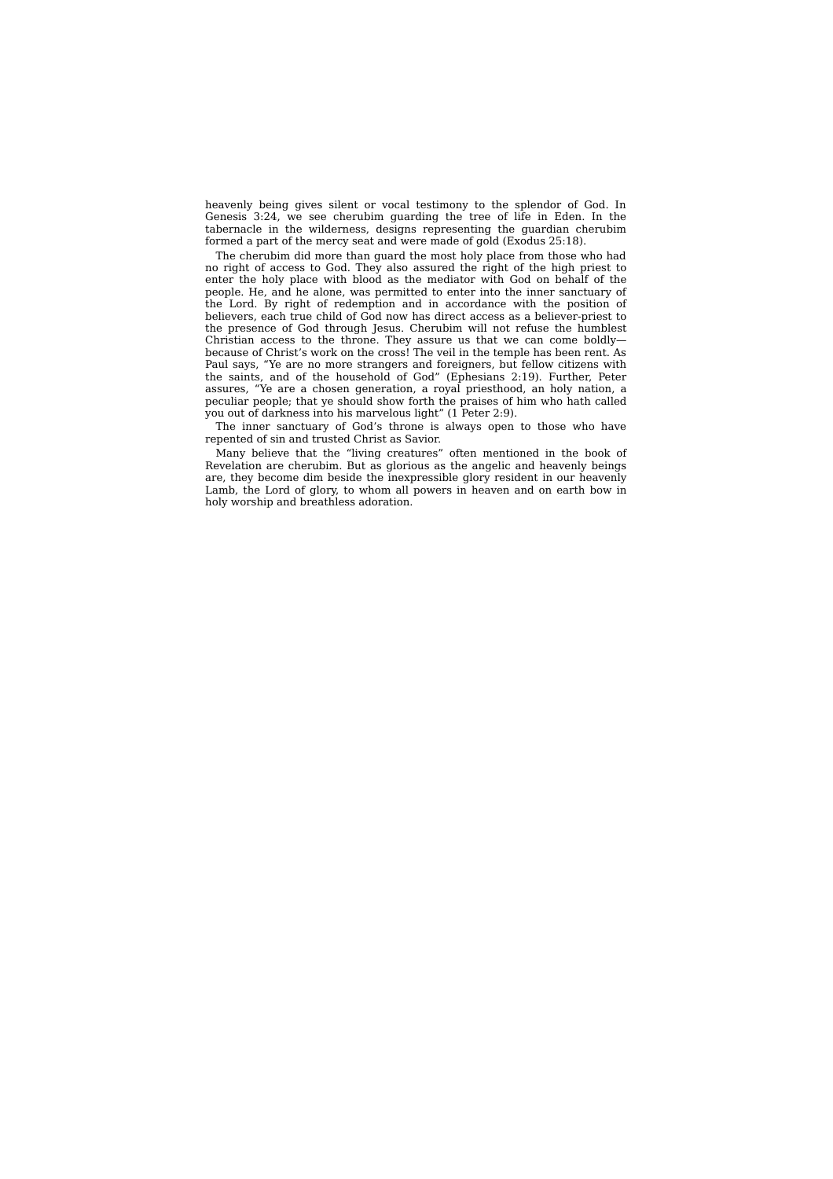heavenly being gives silent or vocal testimony to the splendor of God. In Genesis 3:24, we see cherubim guarding the tree of life in Eden. In the tabernacle in the wilderness, designs representing the guardian cherubim formed a part of the mercy seat and were made of gold (Exodus 25:18).

The cherubim did more than guard the most holy place from those who had no right of access to God. They also assured the right of the high priest to enter the holy place with blood as the mediator with God on behalf of the people. He, and he alone, was permitted to enter into the inner sanctuary of the Lord. By right of redemption and in accordance with the position of believers, each true child of God now has direct access as a believer-priest to the presence of God through Jesus. Cherubim will not refuse the humblest Christian access to the throne. They assure us that we can come boldly—because of Christ's work on the cross! The veil in the temple has been rent. As Paul says, "Ye are no more strangers and foreigners, but fellow citizens with the saints, and of the household of God" (Ephesians 2:19). Further, Peter assures, "Ye are a chosen generation, a royal priesthood, an holy nation, a peculiar people; that ye should show forth the praises of him who hath called you out of darkness into his marvelous light" (1 Peter 2:9).

The inner sanctuary of God's throne is always open to those who have repented of sin and trusted Christ as Savior.

Many believe that the "living creatures" often mentioned in the book of Revelation are cherubim. But as glorious as the angelic and heavenly beings are, they become dim beside the inexpressible glory resident in our heavenly Lamb, the Lord of glory, to whom all powers in heaven and on earth bow in holy worship and breathless adoration.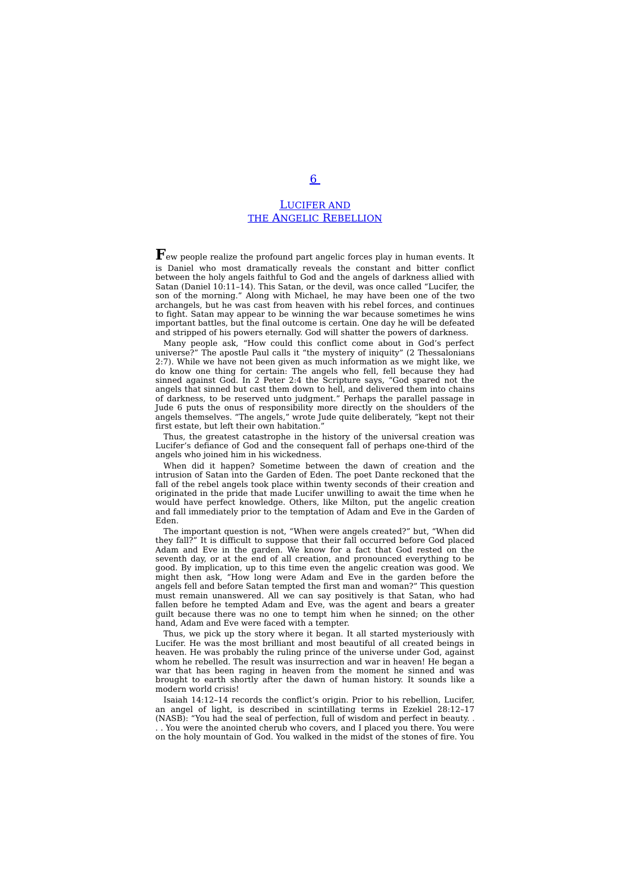# 6

# LUCIFER AND THE ANGELIC REBELLION

Few people realize the profound part angelic forces play in human events. It is Daniel who most dramatically reveals the constant and bitter conflict between the holy angels faithful to God and the angels of darkness allied with Satan (Daniel 10:11–14). This Satan, or the devil, was once called "Lucifer, the son of the morning." Along with Michael, he may have been one of the two archangels, but he was cast from heaven with his rebel forces, and continues to fight. Satan may appear to be winning the war because sometimes he wins important battles, but the final outcome is certain. One day he will be defeated and stripped of his powers eternally. God will shatter the powers of darkness.

Many people ask, "How could this conflict come about in God's perfect universe?" The apostle Paul calls it "the mystery of iniquity" (2 Thessalonians 2:7). While we have not been given as much information as we might like, we do know one thing for certain: The angels who fell, fell because they had sinned against God. In 2 Peter 2:4 the Scripture says, "God spared not the angels that sinned but cast them down to hell, and delivered them into chains of darkness, to be reserved unto judgment." Perhaps the parallel passage in Jude 6 puts the onus of responsibility more directly on the shoulders of the angels themselves. "The angels," wrote Jude quite deliberately, "kept not their first estate, but left their own habitation."

Thus, the greatest catastrophe in the history of the universal creation was Lucifer's defiance of God and the consequent fall of perhaps one-third of the angels who joined him in his wickedness.

When did it happen? Sometime between the dawn of creation and the intrusion of Satan into the Garden of Eden. The poet Dante reckoned that the fall of the rebel angels took place within twenty seconds of their creation and originated in the pride that made Lucifer unwilling to await the time when he would have perfect knowledge. Others, like Milton, put the angelic creation and fall immediately prior to the temptation of Adam and Eve in the Garden of Eden.

The important question is not, "When were angels created?" but, "When did they fall?" It is difficult to suppose that their fall occurred before God placed Adam and Eve in the garden. We know for a fact that God rested on the seventh day, or at the end of all creation, and pronounced everything to be good. By implication, up to this time even the angelic creation was good. We might then ask, "How long were Adam and Eve in the garden before the angels fell and before Satan tempted the first man and woman?" This question must remain unanswered. All we can say positively is that Satan, who had fallen before he tempted Adam and Eve, was the agent and bears a greater guilt because there was no one to tempt him when he sinned; on the other hand, Adam and Eve were faced with a tempter.

Thus, we pick up the story where it began. It all started mysteriously with Lucifer. He was the most brilliant and most beautiful of all created beings in heaven. He was probably the ruling prince of the universe under God, against whom he rebelled. The result was insurrection and war in heaven! He began a war that has been raging in heaven from the moment he sinned and was brought to earth shortly after the dawn of human history. It sounds like a modern world crisis!

Isaiah 14:12–14 records the conflict's origin. Prior to his rebellion, Lucifer, an angel of light, is described in scintillating terms in Ezekiel 28:12–17 (NASB): "You had the seal of perfection, full of wisdom and perfect in beauty. . . . You were the anointed cherub who covers, and I placed you there. You were on the holy mountain of God. You walked in the midst of the stones of fire. You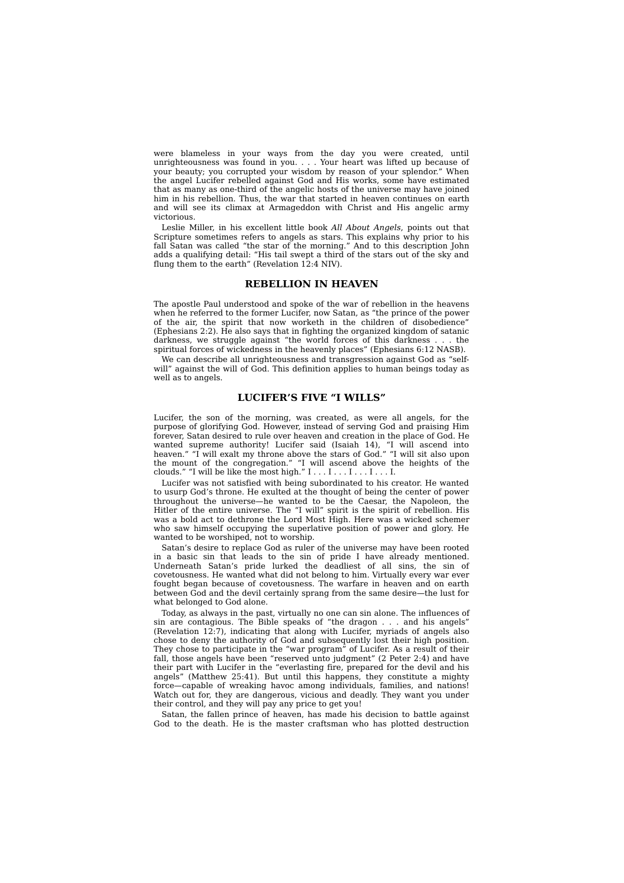were blameless in your ways from the day you were created, until unrighteousness was found in you. . . . Your heart was lifted up because of your beauty; you corrupted your wisdom by reason of your splendor." When the angel Lucifer rebelled against God and His works, some have estimated that as many as one-third of the angelic hosts of the universe may have joined him in his rebellion. Thus, the war that started in heaven continues on earth and will see its climax at Armageddon with Christ and His angelic army victorious.

Leslie Miller, in his excellent little book *All About Angels*, points out that Scripture sometimes refers to angels as stars. This explains why prior to his fall Satan was called "the star of the morning." And to this description John adds a qualifying detail: "His tail swept a third of the stars out of the sky and flung them to the earth" (Revelation 12:4 NIV).

## REBELLION IN HEAVEN

The apostle Paul understood and spoke of the war of rebellion in the heavens when he referred to the former Lucifer, now Satan, as "the prince of the power of the air, the spirit that now worketh in the children of disobedience" (Ephesians 2:2). He also says that in fighting the organized kingdom of satanic darkness, we struggle against "the world forces of this darkness . . . the spiritual forces of wickedness in the heavenly places" (Ephesians 6:12 NASB).

We can describe all unrighteousness and transgression against God as "self-will" against the will of God. This definition applies to human beings today as well as to angels.

## LUCIFER'S FIVE "I WILLS"

Lucifer, the son of the morning, was created, as were all angels, for the purpose of glorifying God. However, instead of serving God and praising Him forever, Satan desired to rule over heaven and creation in the place of God. He wanted supreme authority! Lucifer said (Isaiah 14), "I will ascend into heaven." "I will exalt my throne above the stars of God." "I will sit also upon the mount of the congregation." "I will ascend above the heights of the clouds." "I will be like the most high." I . . . I . . . I . . . I . . . I.

Lucifer was not satisfied with being subordinated to his creator. He wanted to usurp God's throne. He exulted at the thought of being the center of power throughout the universe—he wanted to be the Caesar, the Napoleon, the Hitler of the entire universe. The "I will" spirit is the spirit of rebellion. His was a bold act to dethrone the Lord Most High. Here was a wicked schemer who saw himself occupying the superlative position of power and glory. He wanted to be worshiped, not to worship.

Satan's desire to replace God as ruler of the universe may have been rooted in a basic sin that leads to the sin of pride I have already mentioned. Underneath Satan's pride lurked the deadliest of all sins, the sin of covetousness. He wanted what did not belong to him. Virtually every war ever fought began because of covetousness. The warfare in heaven and on earth between God and the devil certainly sprang from the same desire—the lust for what belonged to God alone.

Today, as always in the past, virtually no one can sin alone. The influences of sin are contagious. The Bible speaks of "the dragon . . . and his angels" (Revelation 12:7), indicating that along with Lucifer, myriads of angels also chose to deny the authority of God and subsequently lost their high position. They chose to participate in the "war program" of Lucifer. As a result of their fall, those angels have been "reserved unto judgment" (2 Peter 2:4) and have their part with Lucifer in the "everlasting fire, prepared for the devil and his angels" (Matthew 25:41). But until this happens, they constitute a mighty force—capable of wreaking havoc among individuals, families, and nations! Watch out for, they are dangerous, vicious and deadly. They want you under their control, and they will pay any price to get you!

Satan, the fallen prince of heaven, has made his decision to battle against God to the death. He is the master craftsman who has plotted destruction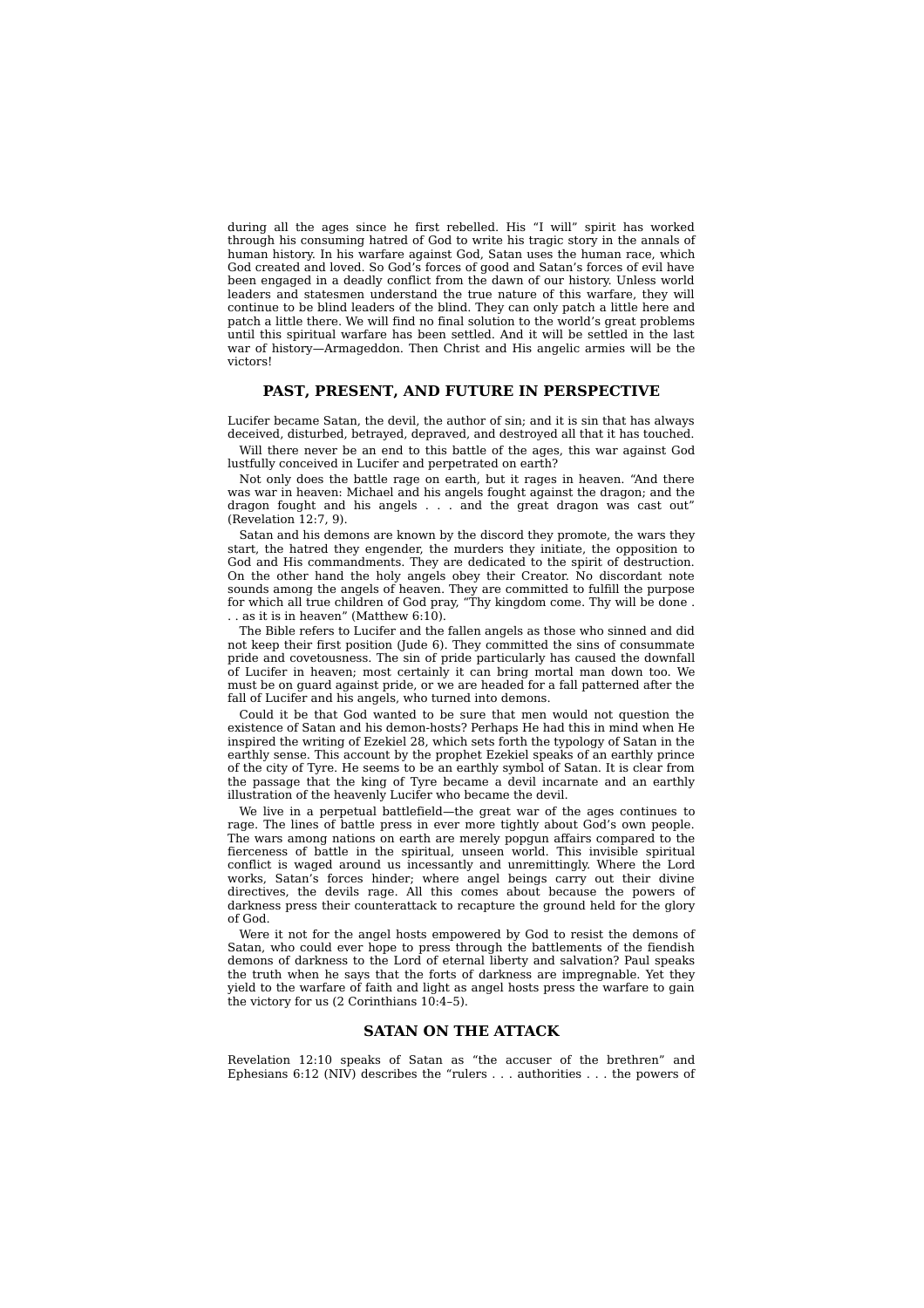during all the ages since he first rebelled. His “I will” spirit has worked through his consuming hatred of God to write his tragic story in the annals of human history. In his warfare against God, Satan uses the human race, which God created and loved. So God’s forces of good and Satan’s forces of evil have been engaged in a deadly conflict from the dawn of our history. Unless world leaders and statesmen understand the true nature of this warfare, they will continue to be blind leaders of the blind. They can only patch a little here and patch a little there. We will find no final solution to the world’s great problems until this spiritual warfare has been settled. And it will be settled in the last war of history—Armageddon. Then Christ and His angelic armies will be the victors!

## PAST, PRESENT, AND FUTURE IN PERSPECTIVE

Lucifer became Satan, the devil, the author of sin; and it is sin that has always deceived, disturbed, betrayed, depraved, and destroyed all that it has touched.

Will there never be an end to this battle of the ages, this war against God lustfully conceived in Lucifer and perpetrated on earth?

Not only does the battle rage on earth, but it rages in heaven. “And there was war in heaven: Michael and his angels fought against the dragon; and the dragon fought and his angels . . . and the great dragon was cast out” (Revelation 12:7, 9).

Satan and his demons are known by the discord they promote, the wars they start, the hatred they engender, the murders they initiate, the opposition to God and His commandments. They are dedicated to the spirit of destruction. On the other hand the holy angels obey their Creator. No discordant note sounds among the angels of heaven. They are committed to fulfill the purpose for which all true children of God pray, “Thy kingdom come. Thy will be done . . . as it is in heaven” (Matthew 6:10).

The Bible refers to Lucifer and the fallen angels as those who sinned and did not keep their first position (Jude 6). They committed the sins of consummate pride and covetousness. The sin of pride particularly has caused the downfall of Lucifer in heaven; most certainly it can bring mortal man down too. We must be on guard against pride, or we are headed for a fall patterned after the fall of Lucifer and his angels, who turned into demons.

Could it be that God wanted to be sure that men would not question the existence of Satan and his demon-hosts? Perhaps He had this in mind when He inspired the writing of Ezekiel 28, which sets forth the typology of Satan in the earthly sense. This account by the prophet Ezekiel speaks of an earthly prince of the city of Tyre. He seems to be an earthly symbol of Satan. It is clear from the passage that the king of Tyre became a devil incarnate and an earthly illustration of the heavenly Lucifer who became the devil.

We live in a perpetual battlefield—the great war of the ages continues to rage. The lines of battle press in ever more tightly about God’s own people. The wars among nations on earth are merely popgun affairs compared to the fierceness of battle in the spiritual, unseen world. This invisible spiritual conflict is waged around us incessantly and unremittingly. Where the Lord works, Satan’s forces hinder; where angel beings carry out their divine directives, the devils rage. All this comes about because the powers of darkness press their counterattack to recapture the ground held for the glory of God.

Were it not for the angel hosts empowered by God to resist the demons of Satan, who could ever hope to press through the battlements of the fiendish demons of darkness to the Lord of eternal liberty and salvation? Paul speaks the truth when he says that the forts of darkness are impregnable. Yet they yield to the warfare of faith and light as angel hosts press the warfare to gain the victory for us (2 Corinthians 10:4–5).

## SATAN ON THE ATTACK

Revelation 12:10 speaks of Satan as “the accuser of the brethren” and Ephesians 6:12 (NIV) describes the “rulers . . . authorities . . . the powers of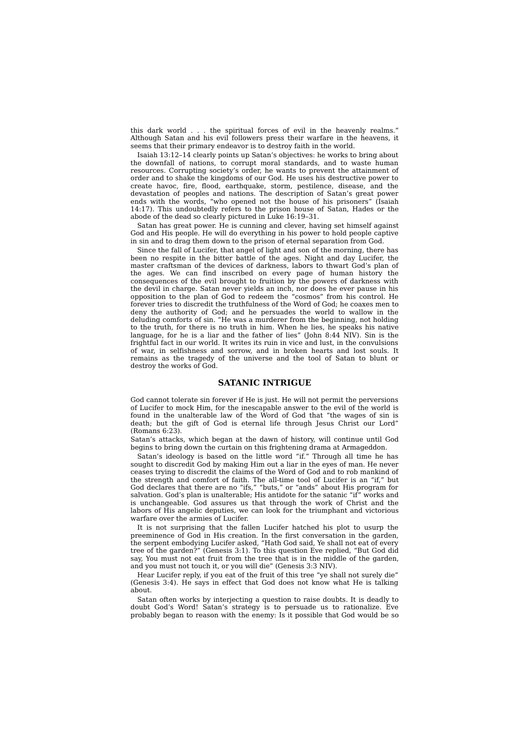this dark world . . . the spiritual forces of evil in the heavenly realms." Although Satan and his evil followers press their warfare in the heavens, it seems that their primary endeavor is to destroy faith in the world.

Isaiah 13:12–14 clearly points up Satan's objectives: he works to bring about the downfall of nations, to corrupt moral standards, and to waste human resources. Corrupting society's order, he wants to prevent the attainment of order and to shake the kingdoms of our God. He uses his destructive power to create havoc, fire, flood, earthquake, storm, pestilence, disease, and the devastation of peoples and nations. The description of Satan's great power ends with the words, "who opened not the house of his prisoners" (Isaiah 14:17). This undoubtedly refers to the prison house of Satan, Hades or the abode of the dead so clearly pictured in Luke 16:19–31.

Satan has great power. He is cunning and clever, having set himself against God and His people. He will do everything in his power to hold people captive in sin and to drag them down to the prison of eternal separation from God.

Since the fall of Lucifer, that angel of light and son of the morning, there has been no respite in the bitter battle of the ages. Night and day Lucifer, the master craftsman of the devices of darkness, labors to thwart God's plan of the ages. We can find inscribed on every page of human history the consequences of the evil brought to fruition by the powers of darkness with the devil in charge. Satan never yields an inch, nor does he ever pause in his opposition to the plan of God to redeem the "cosmos" from his control. He forever tries to discredit the truthfulness of the Word of God; he coaxes men to deny the authority of God; and he persuades the world to wallow in the deluding comforts of sin. "He was a murderer from the beginning, not holding to the truth, for there is no truth in him. When he lies, he speaks his native language, for he is a liar and the father of lies" (John 8:44 NIV). Sin is the frightful fact in our world. It writes its ruin in vice and lust, in the convulsions of war, in selfishness and sorrow, and in broken hearts and lost souls. It remains as the tragedy of the universe and the tool of Satan to blunt or destroy the works of God.

## SATANIC INTRIGUE

God cannot tolerate sin forever if He is just. He will not permit the perversions of Lucifer to mock Him, for the inescapable answer to the evil of the world is found in the unalterable law of the Word of God that "the wages of sin is death; but the gift of God is eternal life through Jesus Christ our Lord" (Romans 6:23).

Satan's attacks, which began at the dawn of history, will continue until God begins to bring down the curtain on this frightening drama at Armageddon.

Satan's ideology is based on the little word "if." Through all time he has sought to discredit God by making Him out a liar in the eyes of man. He never ceases trying to discredit the claims of the Word of God and to rob mankind of the strength and comfort of faith. The all-time tool of Lucifer is an "if," but God declares that there are no "ifs," "buts," or "ands" about His program for salvation. God's plan is unalterable; His antidote for the satanic "if" works and is unchangeable. God assures us that through the work of Christ and the labors of His angelic deputies, we can look for the triumphant and victorious warfare over the armies of Lucifer.

It is not surprising that the fallen Lucifer hatched his plot to usurp the preeminence of God in His creation. In the first conversation in the garden, the serpent embodying Lucifer asked, "Hath God said, Ye shall not eat of every tree of the garden?" (Genesis 3:1). To this question Eve replied, "But God did say, You must not eat fruit from the tree that is in the middle of the garden, and you must not touch it, or you will die" (Genesis 3:3 NIV).

Hear Lucifer reply, if you eat of the fruit of this tree "ye shall not surely die" (Genesis 3:4). He says in effect that God does not know what He is talking about.

Satan often works by interjecting a question to raise doubts. It is deadly to doubt God's Word! Satan's strategy is to persuade us to rationalize. Eve probably began to reason with the enemy: Is it possible that God would be so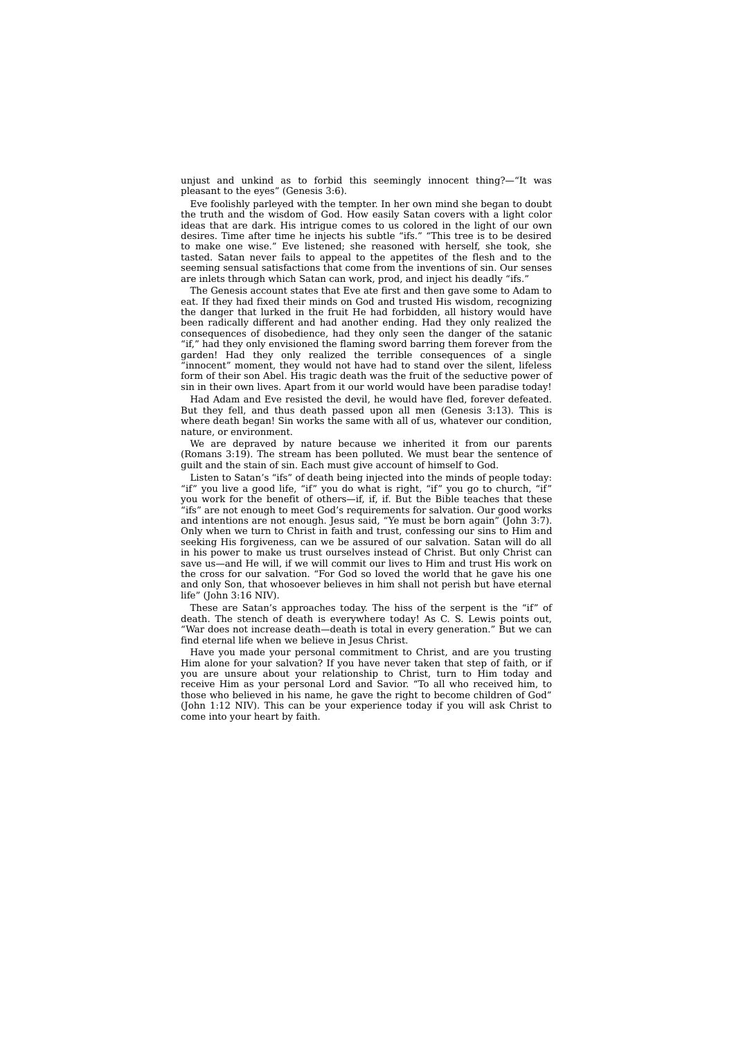unjust and unkind as to forbid this seemingly innocent thing?—"It was pleasant to the eyes" (Genesis 3:6).

Eve foolishly parleyed with the tempter. In her own mind she began to doubt the truth and the wisdom of God. How easily Satan covers with a light color ideas that are dark. His intrigue comes to us colored in the light of our own desires. Time after time he injects his subtle "ifs." "This tree is to be desired to make one wise." Eve listened; she reasoned with herself, she took, she tasted. Satan never fails to appeal to the appetites of the flesh and to the seeming sensual satisfactions that come from the inventions of sin. Our senses are inlets through which Satan can work, prod, and inject his deadly "ifs."

The Genesis account states that Eve ate first and then gave some to Adam to eat. If they had fixed their minds on God and trusted His wisdom, recognizing the danger that lurked in the fruit He had forbidden, all history would have been radically different and had another ending. Had they only realized the consequences of disobedience, had they only seen the danger of the satanic "if," had they only envisioned the flaming sword barring them forever from the garden! Had they only realized the terrible consequences of a single "innocent" moment, they would not have had to stand over the silent, lifeless form of their son Abel. His tragic death was the fruit of the seductive power of sin in their own lives. Apart from it our world would have been paradise today!

Had Adam and Eve resisted the devil, he would have fled, forever defeated. But they fell, and thus death passed upon all men (Genesis 3:13). This is where death began! Sin works the same with all of us, whatever our condition, nature, or environment.

We are depraved by nature because we inherited it from our parents (Romans 3:19). The stream has been polluted. We must bear the sentence of guilt and the stain of sin. Each must give account of himself to God.

Listen to Satan's "ifs" of death being injected into the minds of people today: "if" you live a good life, "if" you do what is right, "if" you go to church, "if" you work for the benefit of others—if, if, if. But the Bible teaches that these "ifs" are not enough to meet God's requirements for salvation. Our good works and intentions are not enough. Jesus said, "Ye must be born again" (John 3:7). Only when we turn to Christ in faith and trust, confessing our sins to Him and seeking His forgiveness, can we be assured of our salvation. Satan will do all in his power to make us trust ourselves instead of Christ. But only Christ can save us—and He will, if we will commit our lives to Him and trust His work on the cross for our salvation. "For God so loved the world that he gave his one and only Son, that whosoever believes in him shall not perish but have eternal life" (John 3:16 NIV).

These are Satan's approaches today. The hiss of the serpent is the "if" of death. The stench of death is everywhere today! As C. S. Lewis points out, "War does not increase death—death is total in every generation." But we can find eternal life when we believe in Jesus Christ.

Have you made your personal commitment to Christ, and are you trusting Him alone for your salvation? If you have never taken that step of faith, or if you are unsure about your relationship to Christ, turn to Him today and receive Him as your personal Lord and Savior. "To all who received him, to those who believed in his name, he gave the right to become children of God" (John 1:12 NIV). This can be your experience today if you will ask Christ to come into your heart by faith.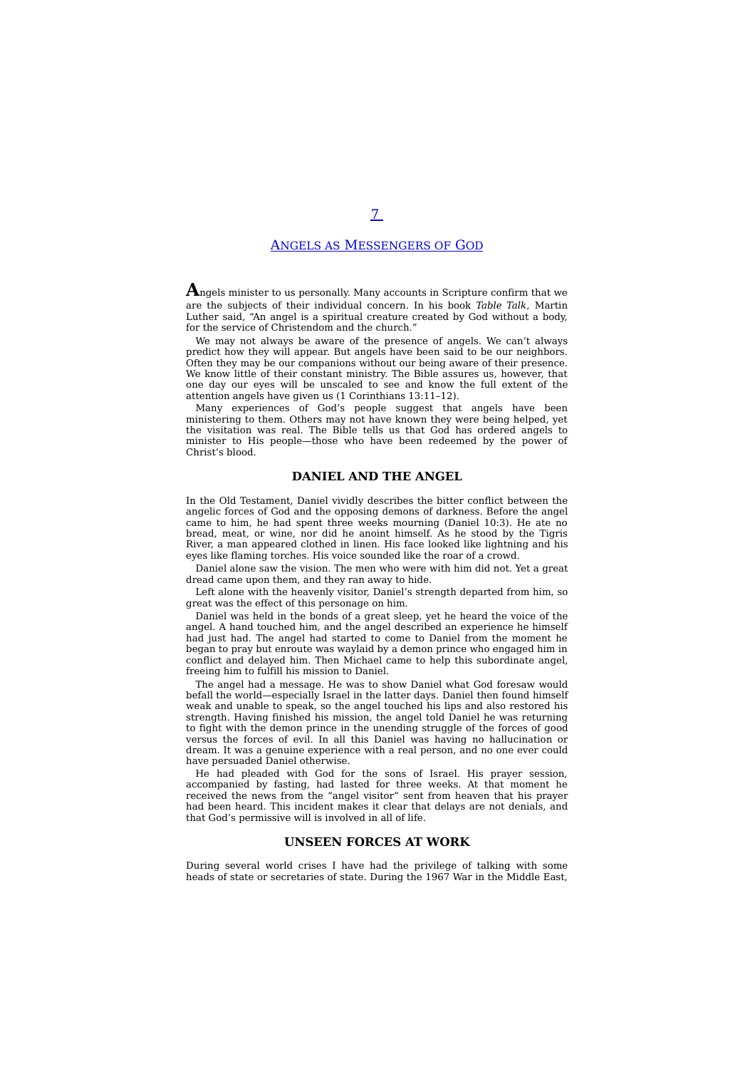# 7

# Angels as Messengers of God

Angels minister to us personally. Many accounts in Scripture confirm that we are the subjects of their individual concern. In his book *Table Talk*, Martin Luther said, "An angel is a spiritual creature created by God without a body, for the service of Christendom and the church."

We may not always be aware of the presence of angels. We can't always predict how they will appear. But angels have been said to be our neighbors. Often they may be our companions without our being aware of their presence. We know little of their constant ministry. The Bible assures us, however, that one day our eyes will be unscaled to see and know the full extent of the attention angels have given us (1 Corinthians 13:11–12).

Many experiences of God's people suggest that angels have been ministering to them. Others may not have known they were being helped, yet the visitation was real. The Bible tells us that God has ordered angels to minister to His people—those who have been redeemed by the power of Christ's blood.

## DANIEL AND THE ANGEL

In the Old Testament, Daniel vividly describes the bitter conflict between the angelic forces of God and the opposing demons of darkness. Before the angel came to him, he had spent three weeks mourning (Daniel 10:3). He ate no bread, meat, or wine, nor did he anoint himself. As he stood by the Tigris River, a man appeared clothed in linen. His face looked like lightning and his eyes like flaming torches. His voice sounded like the roar of a crowd.

Daniel alone saw the vision. The men who were with him did not. Yet a great dread came upon them, and they ran away to hide.

Left alone with the heavenly visitor, Daniel's strength departed from him, so great was the effect of this personage on him.

Daniel was held in the bonds of a great sleep, yet he heard the voice of the angel. A hand touched him, and the angel described an experience he himself had just had. The angel had started to come to Daniel from the moment he began to pray but enroute was waylaid by a demon prince who engaged him in conflict and delayed him. Then Michael came to help this subordinate angel, freeing him to fulfill his mission to Daniel.

The angel had a message. He was to show Daniel what God foresaw would befall the world—especially Israel in the latter days. Daniel then found himself weak and unable to speak, so the angel touched his lips and also restored his strength. Having finished his mission, the angel told Daniel he was returning to fight with the demon prince in the unending struggle of the forces of good versus the forces of evil. In all this Daniel was having no hallucination or dream. It was a genuine experience with a real person, and no one ever could have persuaded Daniel otherwise.

He had pleaded with God for the sons of Israel. His prayer session, accompanied by fasting, had lasted for three weeks. At that moment he received the news from the "angel visitor" sent from heaven that his prayer had been heard. This incident makes it clear that delays are not denials, and that God's permissive will is involved in all of life.

## UNSEEN FORCES AT WORK

During several world crises I have had the privilege of talking with some heads of state or secretaries of state. During the 1967 War in the Middle East,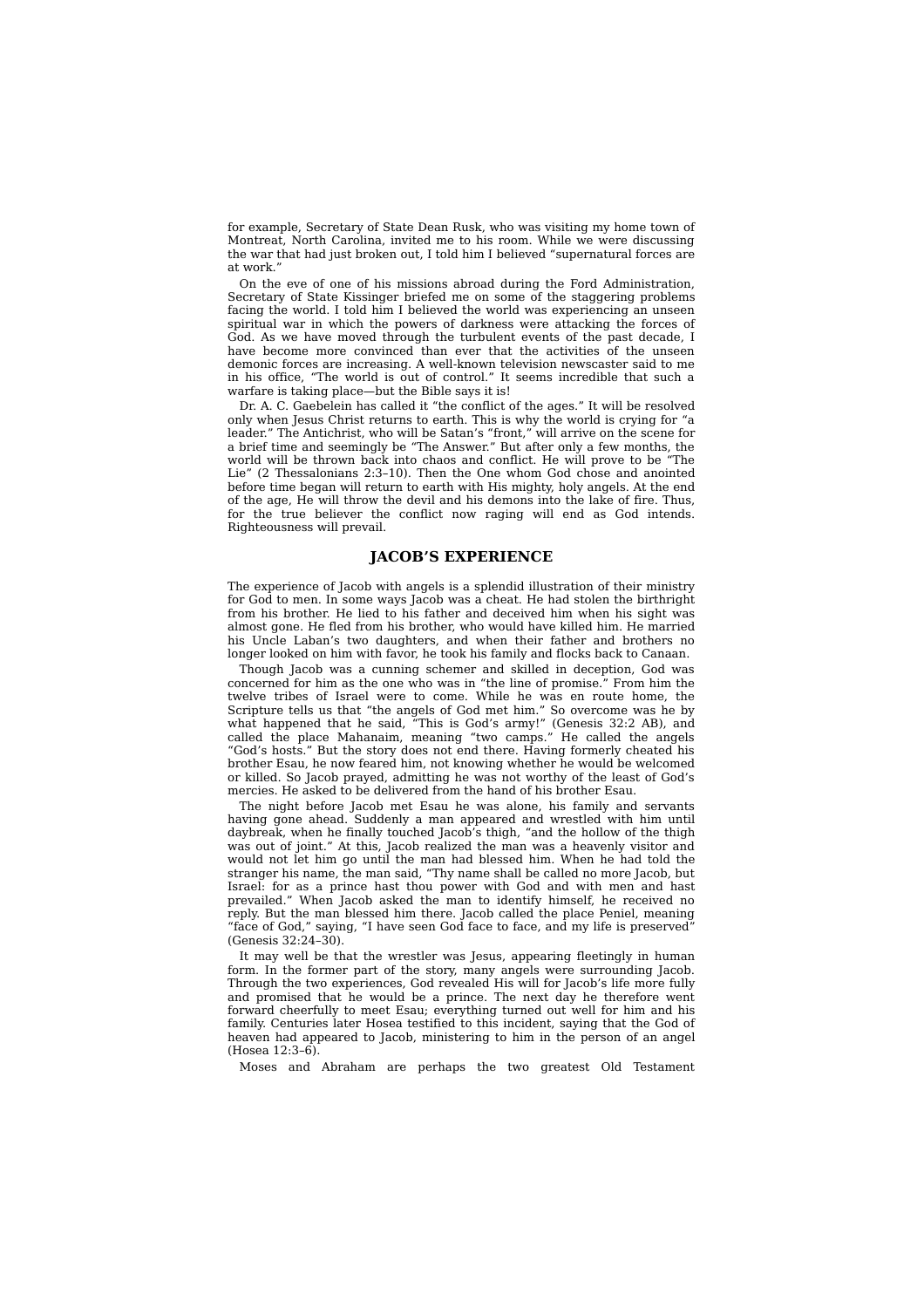for example, Secretary of State Dean Rusk, who was visiting my home town of Montreat, North Carolina, invited me to his room. While we were discussing the war that had just broken out, I told him I believed "supernatural forces are at work."

On the eve of one of his missions abroad during the Ford Administration, Secretary of State Kissinger briefed me on some of the staggering problems facing the world. I told him I believed the world was experiencing an unseen spiritual war in which the powers of darkness were attacking the forces of God. As we have moved through the turbulent events of the past decade, I have become more convinced than ever that the activities of the unseen demonic forces are increasing. A well-known television newscaster said to me in his office, "The world is out of control." It seems incredible that such a warfare is taking place—but the Bible says it is!

Dr. A. C. Gaebelein has called it "the conflict of the ages." It will be resolved only when Jesus Christ returns to earth. This is why the world is crying for "a leader." The Antichrist, who will be Satan's "front," will arrive on the scene for a brief time and seemingly be "The Answer." But after only a few months, the world will be thrown back into chaos and conflict. He will prove to be "The Lie" (2 Thessalonians 2:3–10). Then the One whom God chose and anointed before time began will return to earth with His mighty, holy angels. At the end of the age, He will throw the devil and his demons into the lake of fire. Thus, for the true believer the conflict now raging will end as God intends. Righteousness will prevail.

## JACOB'S EXPERIENCE

The experience of Jacob with angels is a splendid illustration of their ministry for God to men. In some ways Jacob was a cheat. He had stolen the birthright from his brother. He lied to his father and deceived him when his sight was almost gone. He fled from his brother, who would have killed him. He married his Uncle Laban's two daughters, and when their father and brothers no longer looked on him with favor, he took his family and flocks back to Canaan.

Though Jacob was a cunning schemer and skilled in deception, God was concerned for him as the one who was in "the line of promise." From him the twelve tribes of Israel were to come. While he was en route home, the Scripture tells us that "the angels of God met him." So overcome was he by what happened that he said, "This is God's army!" (Genesis 32:2 AB), and called the place Mahanaim, meaning "two camps." He called the angels "God's hosts." But the story does not end there. Having formerly cheated his brother Esau, he now feared him, not knowing whether he would be welcomed or killed. So Jacob prayed, admitting he was not worthy of the least of God's mercies. He asked to be delivered from the hand of his brother Esau.

The night before Jacob met Esau he was alone, his family and servants having gone ahead. Suddenly a man appeared and wrestled with him until daybreak, when he finally touched Jacob's thigh, "and the hollow of the thigh was out of joint." At this, Jacob realized the man was a heavenly visitor and would not let him go until the man had blessed him. When he had told the stranger his name, the man said, "Thy name shall be called no more Jacob, but Israel: for as a prince hast thou power with God and with men and hast prevailed." When Jacob asked the man to identify himself, he received no reply. But the man blessed him there. Jacob called the place Peniel, meaning "face of God," saying, "I have seen God face to face, and my life is preserved" (Genesis 32:24–30).

It may well be that the wrestler was Jesus, appearing fleetingly in human form. In the former part of the story, many angels were surrounding Jacob. Through the two experiences, God revealed His will for Jacob's life more fully and promised that he would be a prince. The next day he therefore went forward cheerfully to meet Esau; everything turned out well for him and his family. Centuries later Hosea testified to this incident, saying that the God of heaven had appeared to Jacob, ministering to him in the person of an angel (Hosea 12:3–6).

Moses and Abraham are perhaps the two greatest Old Testament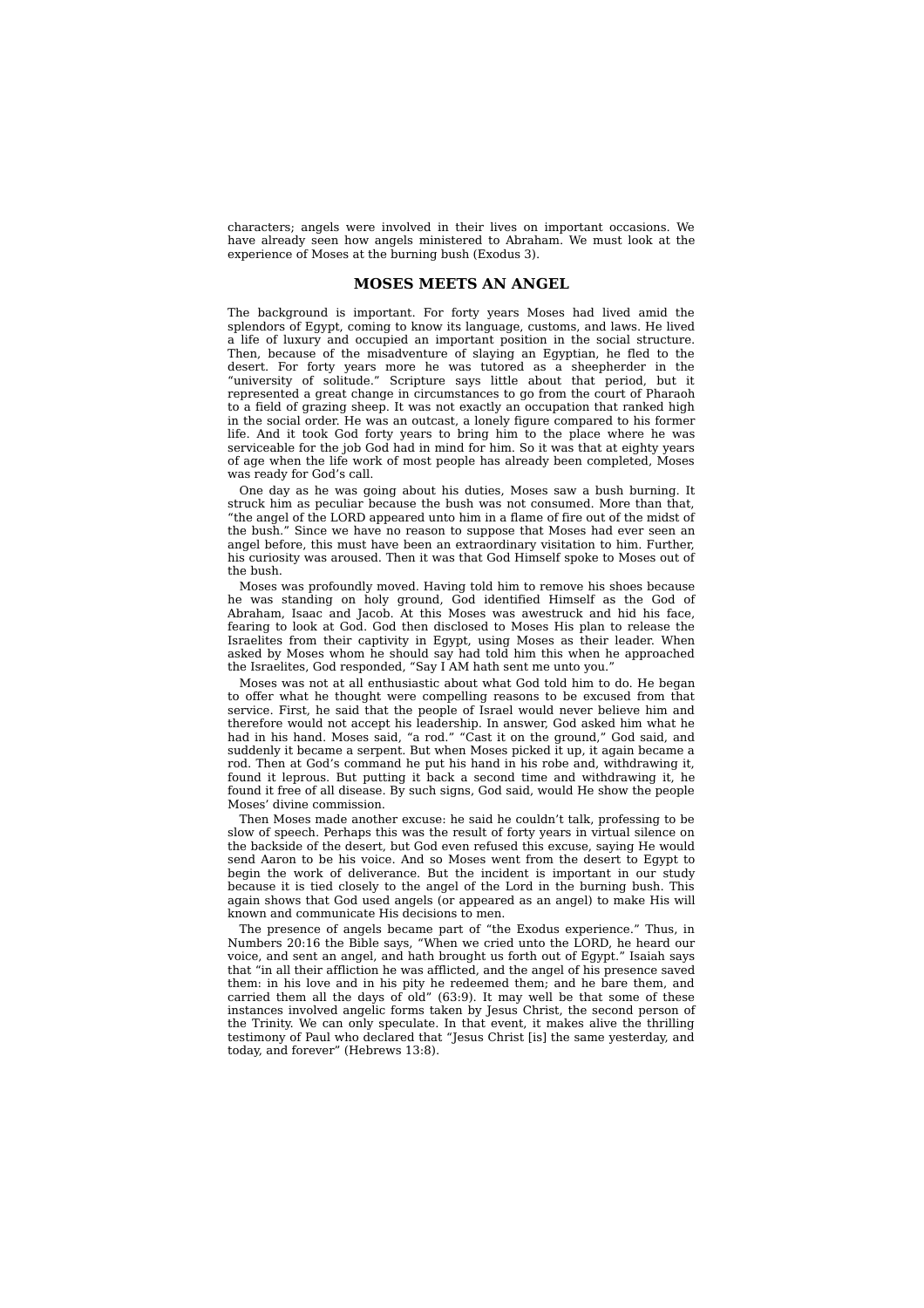characters; angels were involved in their lives on important occasions. We have already seen how angels ministered to Abraham. We must look at the experience of Moses at the burning bush (Exodus 3).

## MOSES MEETS AN ANGEL

The background is important. For forty years Moses had lived amid the splendors of Egypt, coming to know its language, customs, and laws. He lived a life of luxury and occupied an important position in the social structure. Then, because of the misadventure of slaying an Egyptian, he fled to the desert. For forty years more he was tutored as a sheepherder in the "university of solitude." Scripture says little about that period, but it represented a great change in circumstances to go from the court of Pharaoh to a field of grazing sheep. It was not exactly an occupation that ranked high in the social order. He was an outcast, a lonely figure compared to his former life. And it took God forty years to bring him to the place where he was serviceable for the job God had in mind for him. So it was that at eighty years of age when the life work of most people has already been completed, Moses was ready for God's call.

One day as he was going about his duties, Moses saw a bush burning. It struck him as peculiar because the bush was not consumed. More than that, "the angel of the LORD appeared unto him in a flame of fire out of the midst of the bush." Since we have no reason to suppose that Moses had ever seen an angel before, this must have been an extraordinary visitation to him. Further, his curiosity was aroused. Then it was that God Himself spoke to Moses out of the bush.

Moses was profoundly moved. Having told him to remove his shoes because he was standing on holy ground, God identified Himself as the God of Abraham, Isaac and Jacob. At this Moses was awestruck and hid his face, fearing to look at God. God then disclosed to Moses His plan to release the Israelites from their captivity in Egypt, using Moses as their leader. When asked by Moses whom he should say had told him this when he approached the Israelites, God responded, "Say I AM hath sent me unto you."

Moses was not at all enthusiastic about what God told him to do. He began to offer what he thought were compelling reasons to be excused from that service. First, he said that the people of Israel would never believe him and therefore would not accept his leadership. In answer, God asked him what he had in his hand. Moses said, "a rod." "Cast it on the ground," God said, and suddenly it became a serpent. But when Moses picked it up, it again became a rod. Then at God's command he put his hand in his robe and, withdrawing it, found it leprous. But putting it back a second time and withdrawing it, he found it free of all disease. By such signs, God said, would He show the people Moses' divine commission.

Then Moses made another excuse: he said he couldn't talk, professing to be slow of speech. Perhaps this was the result of forty years in virtual silence on the backside of the desert, but God even refused this excuse, saying He would send Aaron to be his voice. And so Moses went from the desert to Egypt to begin the work of deliverance. But the incident is important in our study because it is tied closely to the angel of the Lord in the burning bush. This again shows that God used angels (or appeared as an angel) to make His will known and communicate His decisions to men.

The presence of angels became part of "the Exodus experience." Thus, in Numbers 20:16 the Bible says, "When we cried unto the LORD, he heard our voice, and sent an angel, and hath brought us forth out of Egypt." Isaiah says that "in all their affliction he was afflicted, and the angel of his presence saved them: in his love and in his pity he redeemed them; and he bare them, and carried them all the days of old" (63:9). It may well be that some of these instances involved angelic forms taken by Jesus Christ, the second person of the Trinity. We can only speculate. In that event, it makes alive the thrilling testimony of Paul who declared that "Jesus Christ [is] the same yesterday, and today, and forever" (Hebrews 13:8).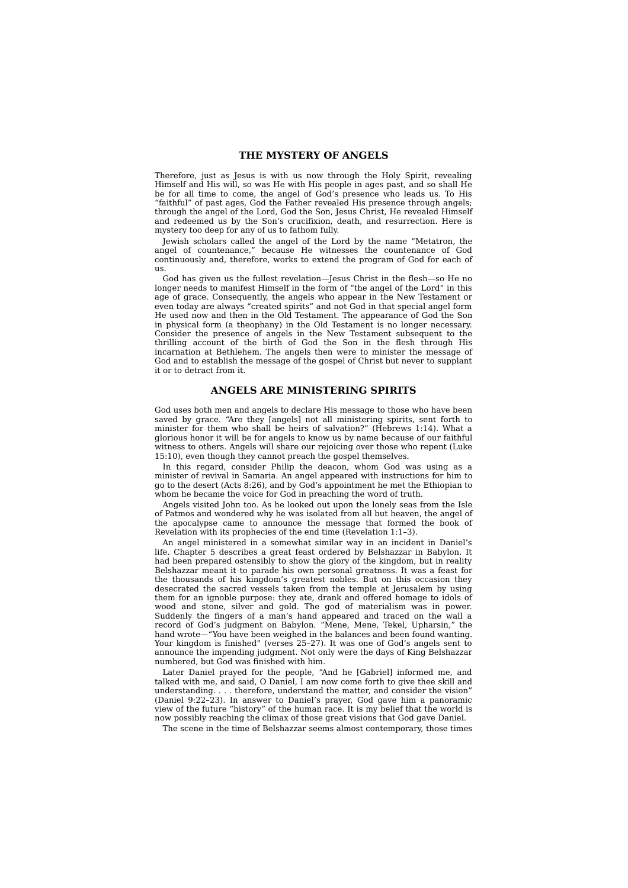## THE MYSTERY OF ANGELS

Therefore, just as Jesus is with us now through the Holy Spirit, revealing Himself and His will, so was He with His people in ages past, and so shall He be for all time to come, the angel of God's presence who leads us. To His "faithful" of past ages, God the Father revealed His presence through angels; through the angel of the Lord, God the Son, Jesus Christ, He revealed Himself and redeemed us by the Son's crucifixion, death, and resurrection. Here is mystery too deep for any of us to fathom fully.

Jewish scholars called the angel of the Lord by the name "Metatron, the angel of countenance," because He witnesses the countenance of God continuously and, therefore, works to extend the program of God for each of us.

God has given us the fullest revelation—Jesus Christ in the flesh—so He no longer needs to manifest Himself in the form of "the angel of the Lord" in this age of grace. Consequently, the angels who appear in the New Testament or even today are always "created spirits" and not God in that special angel form He used now and then in the Old Testament. The appearance of God the Son in physical form (a theophany) in the Old Testament is no longer necessary. Consider the presence of angels in the New Testament subsequent to the thrilling account of the birth of God the Son in the flesh through His incarnation at Bethlehem. The angels then were to minister the message of God and to establish the message of the gospel of Christ but never to supplant it or to detract from it.

## ANGELS ARE MINISTERING SPIRITS

God uses both men and angels to declare His message to those who have been saved by grace. "Are they [angels] not all ministering spirits, sent forth to minister for them who shall be heirs of salvation?" (Hebrews 1:14). What a glorious honor it will be for angels to know us by name because of our faithful witness to others. Angels will share our rejoicing over those who repent (Luke 15:10), even though they cannot preach the gospel themselves.

In this regard, consider Philip the deacon, whom God was using as a minister of revival in Samaria. An angel appeared with instructions for him to go to the desert (Acts 8:26), and by God's appointment he met the Ethiopian to whom he became the voice for God in preaching the word of truth.

Angels visited John too. As he looked out upon the lonely seas from the Isle of Patmos and wondered why he was isolated from all but heaven, the angel of the apocalypse came to announce the message that formed the book of Revelation with its prophecies of the end time (Revelation 1:1–3).

An angel ministered in a somewhat similar way in an incident in Daniel's life. Chapter 5 describes a great feast ordered by Belshazzar in Babylon. It had been prepared ostensibly to show the glory of the kingdom, but in reality Belshazzar meant it to parade his own personal greatness. It was a feast for the thousands of his kingdom's greatest nobles. But on this occasion they desecrated the sacred vessels taken from the temple at Jerusalem by using them for an ignoble purpose: they ate, drank and offered homage to idols of wood and stone, silver and gold. The god of materialism was in power. Suddenly the fingers of a man's hand appeared and traced on the wall a record of God's judgment on Babylon. "Mene, Mene, Tekel, Upharsin," the hand wrote—"You have been weighed in the balances and been found wanting. Your kingdom is finished" (verses 25–27). It was one of God's angels sent to announce the impending judgment. Not only were the days of King Belshazzar numbered, but God was finished with him.

Later Daniel prayed for the people, "And he [Gabriel] informed me, and talked with me, and said, O Daniel, I am now come forth to give thee skill and understanding. . . . therefore, understand the matter, and consider the vision" (Daniel 9:22–23). In answer to Daniel's prayer, God gave him a panoramic view of the future "history" of the human race. It is my belief that the world is now possibly reaching the climax of those great visions that God gave Daniel.

The scene in the time of Belshazzar seems almost contemporary, those times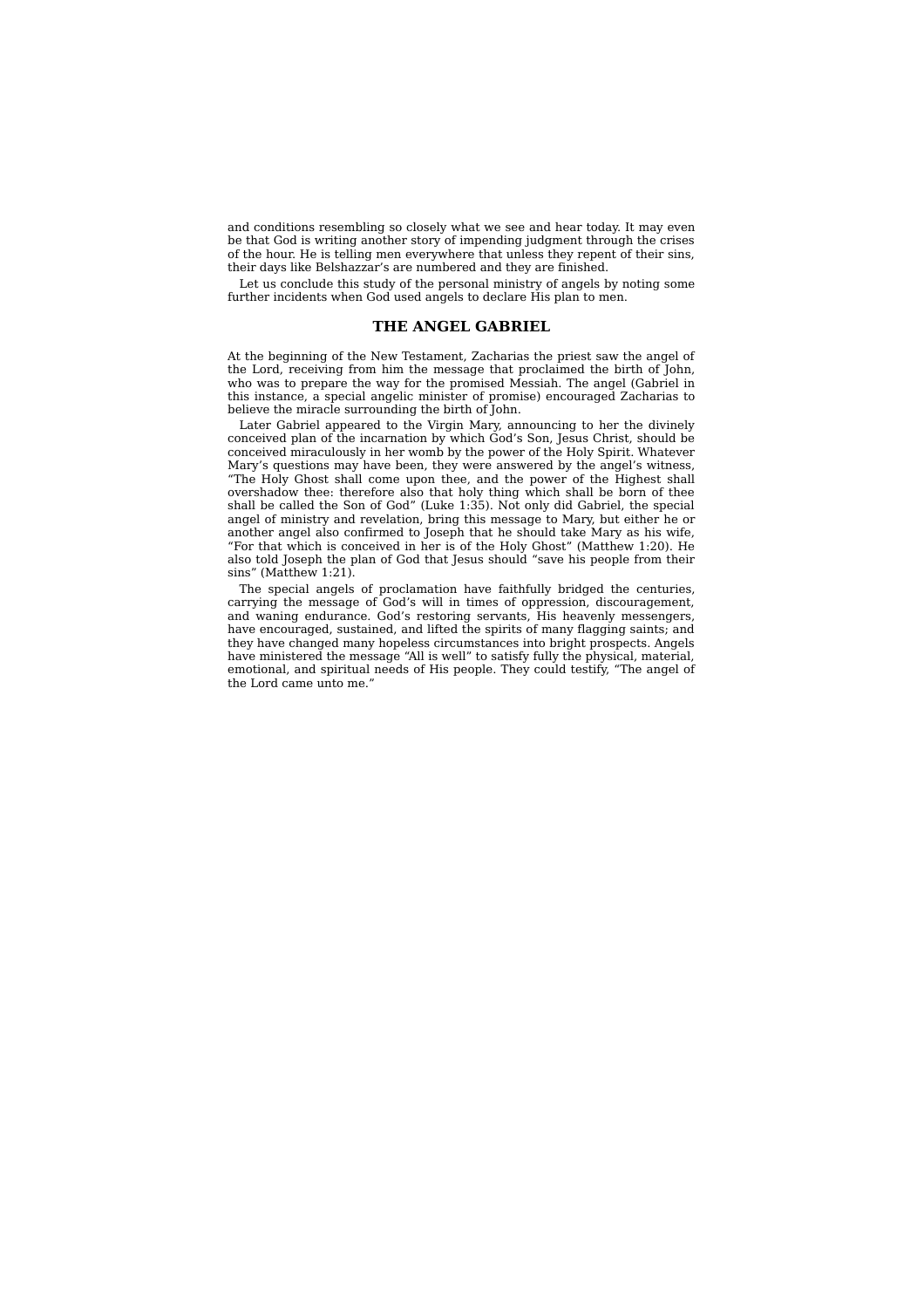and conditions resembling so closely what we see and hear today. It may even be that God is writing another story of impending judgment through the crises of the hour. He is telling men everywhere that unless they repent of their sins, their days like Belshazzar's are numbered and they are finished.

Let us conclude this study of the personal ministry of angels by noting some further incidents when God used angels to declare His plan to men.

## THE ANGEL GABRIEL

At the beginning of the New Testament, Zacharias the priest saw the angel of the Lord, receiving from him the message that proclaimed the birth of John, who was to prepare the way for the promised Messiah. The angel (Gabriel in this instance, a special angelic minister of promise) encouraged Zacharias to believe the miracle surrounding the birth of John.

Later Gabriel appeared to the Virgin Mary, announcing to her the divinely conceived plan of the incarnation by which God's Son, Jesus Christ, should be conceived miraculously in her womb by the power of the Holy Spirit. Whatever Mary's questions may have been, they were answered by the angel's witness, "The Holy Ghost shall come upon thee, and the power of the Highest shall overshadow thee: therefore also that holy thing which shall be born of thee shall be called the Son of God" (Luke 1:35). Not only did Gabriel, the special angel of ministry and revelation, bring this message to Mary, but either he or another angel also confirmed to Joseph that he should take Mary as his wife, "For that which is conceived in her is of the Holy Ghost" (Matthew 1:20). He also told Joseph the plan of God that Jesus should "save his people from their sins" (Matthew 1:21).

The special angels of proclamation have faithfully bridged the centuries, carrying the message of God's will in times of oppression, discouragement, and waning endurance. God's restoring servants, His heavenly messengers, have encouraged, sustained, and lifted the spirits of many flagging saints; and they have changed many hopeless circumstances into bright prospects. Angels have ministered the message "All is well" to satisfy fully the physical, material, emotional, and spiritual needs of His people. They could testify, "The angel of the Lord came unto me."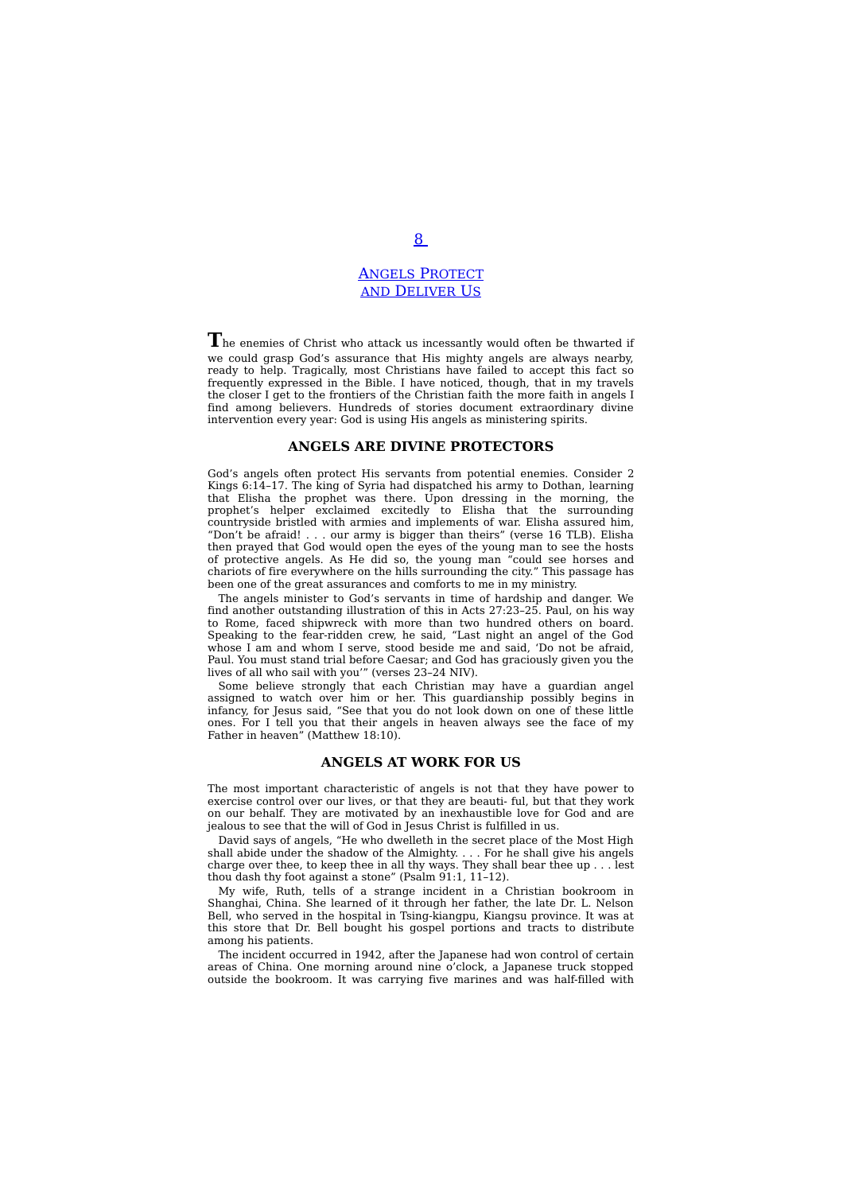# 8

# Angels Protect and Deliver Us

The enemies of Christ who attack us incessantly would often be thwarted if we could grasp God's assurance that His mighty angels are always nearby, ready to help. Tragically, most Christians have failed to accept this fact so frequently expressed in the Bible. I have noticed, though, that in my travels the closer I get to the frontiers of the Christian faith the more faith in angels I find among believers. Hundreds of stories document extraordinary divine intervention every year: God is using His angels as ministering spirits.

## ANGELS ARE DIVINE PROTECTORS

God's angels often protect His servants from potential enemies. Consider 2 Kings 6:14–17. The king of Syria had dispatched his army to Dothan, learning that Elisha the prophet was there. Upon dressing in the morning, the prophet's helper exclaimed excitedly to Elisha that the surrounding countryside bristled with armies and implements of war. Elisha assured him, "Don't be afraid! . . . our army is bigger than theirs" (verse 16 TLB). Elisha then prayed that God would open the eyes of the young man to see the hosts of protective angels. As He did so, the young man "could see horses and chariots of fire everywhere on the hills surrounding the city." This passage has been one of the great assurances and comforts to me in my ministry.

The angels minister to God's servants in time of hardship and danger. We find another outstanding illustration of this in Acts 27:23–25. Paul, on his way to Rome, faced shipwreck with more than two hundred others on board. Speaking to the fear-ridden crew, he said, "Last night an angel of the God whose I am and whom I serve, stood beside me and said, 'Do not be afraid, Paul. You must stand trial before Caesar; and God has graciously given you the lives of all who sail with you'" (verses 23–24 NIV).

Some believe strongly that each Christian may have a guardian angel assigned to watch over him or her. This guardianship possibly begins in infancy, for Jesus said, "See that you do not look down on one of these little ones. For I tell you that their angels in heaven always see the face of my Father in heaven" (Matthew 18:10).

## ANGELS AT WORK FOR US

The most important characteristic of angels is not that they have power to exercise control over our lives, or that they are beauti- ful, but that they work on our behalf. They are motivated by an inexhaustible love for God and are jealous to see that the will of God in Jesus Christ is fulfilled in us.

David says of angels, "He who dwelleth in the secret place of the Most High shall abide under the shadow of the Almighty. . . . For he shall give his angels charge over thee, to keep thee in all thy ways. They shall bear thee up . . . lest thou dash thy foot against a stone" (Psalm 91:1, 11–12).

My wife, Ruth, tells of a strange incident in a Christian bookroom in Shanghai, China. She learned of it through her father, the late Dr. L. Nelson Bell, who served in the hospital in Tsing-kiangpu, Kiangsu province. It was at this store that Dr. Bell bought his gospel portions and tracts to distribute among his patients.

The incident occurred in 1942, after the Japanese had won control of certain areas of China. One morning around nine o'clock, a Japanese truck stopped outside the bookroom. It was carrying five marines and was half-filled with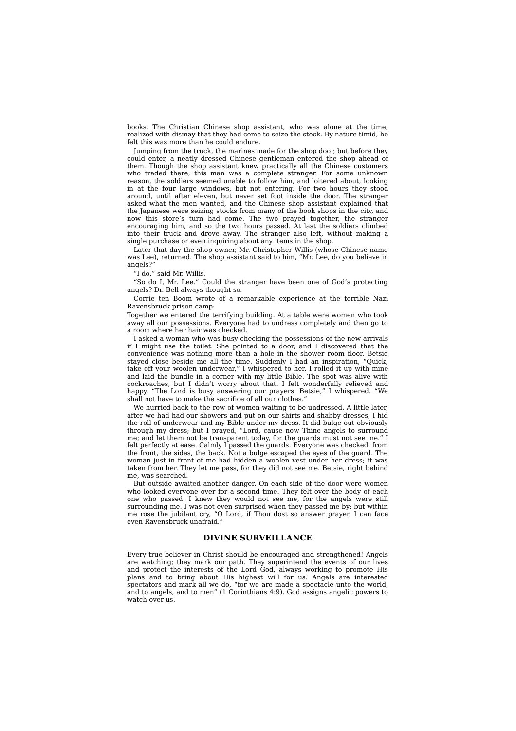books. The Christian Chinese shop assistant, who was alone at the time, realized with dismay that they had come to seize the stock. By nature timid, he felt this was more than he could endure.

Jumping from the truck, the marines made for the shop door, but before they could enter, a neatly dressed Chinese gentleman entered the shop ahead of them. Though the shop assistant knew practically all the Chinese customers who traded there, this man was a complete stranger. For some unknown reason, the soldiers seemed unable to follow him, and loitered about, looking in at the four large windows, but not entering. For two hours they stood around, until after eleven, but never set foot inside the door. The stranger asked what the men wanted, and the Chinese shop assistant explained that the Japanese were seizing stocks from many of the book shops in the city, and now this store's turn had come. The two prayed together, the stranger encouraging him, and so the two hours passed. At last the soldiers climbed into their truck and drove away. The stranger also left, without making a single purchase or even inquiring about any items in the shop.

Later that day the shop owner, Mr. Christopher Willis (whose Chinese name was Lee), returned. The shop assistant said to him, "Mr. Lee, do you believe in angels?"

"I do," said Mr. Willis.

"So do I, Mr. Lee." Could the stranger have been one of God's protecting angels? Dr. Bell always thought so.

Corrie ten Boom wrote of a remarkable experience at the terrible Nazi Ravensbruck prison camp:

Together we entered the terrifying building. At a table were women who took away all our possessions. Everyone had to undress completely and then go to a room where her hair was checked.

I asked a woman who was busy checking the possessions of the new arrivals if I might use the toilet. She pointed to a door, and I discovered that the convenience was nothing more than a hole in the shower room floor. Betsie stayed close beside me all the time. Suddenly I had an inspiration, "Quick, take off your woolen underwear," I whispered to her. I rolled it up with mine and laid the bundle in a corner with my little Bible. The spot was alive with cockroaches, but I didn't worry about that. I felt wonderfully relieved and happy. "The Lord is busy answering our prayers, Betsie," I whispered. "We shall not have to make the sacrifice of all our clothes."

We hurried back to the row of women waiting to be undressed. A little later, after we had had our showers and put on our shirts and shabby dresses, I hid the roll of underwear and my Bible under my dress. It did bulge out obviously through my dress; but I prayed, "Lord, cause now Thine angels to surround me; and let them not be transparent today, for the guards must not see me." I felt perfectly at ease. Calmly I passed the guards. Everyone was checked, from the front, the sides, the back. Not a bulge escaped the eyes of the guard. The woman just in front of me had hidden a woolen vest under her dress; it was taken from her. They let me pass, for they did not see me. Betsie, right behind me, was searched.

But outside awaited another danger. On each side of the door were women who looked everyone over for a second time. They felt over the body of each one who passed. I knew they would not see me, for the angels were still surrounding me. I was not even surprised when they passed me by; but within me rose the jubilant cry, "O Lord, if Thou dost so answer prayer, I can face even Ravensbruck unafraid."

## DIVINE SURVEILLANCE

Every true believer in Christ should be encouraged and strengthened! Angels are watching; they mark our path. They superintend the events of our lives and protect the interests of the Lord God, always working to promote His plans and to bring about His highest will for us. Angels are interested spectators and mark all we do, "for we are made a spectacle unto the world, and to angels, and to men" (1 Corinthians 4:9). God assigns angelic powers to watch over us.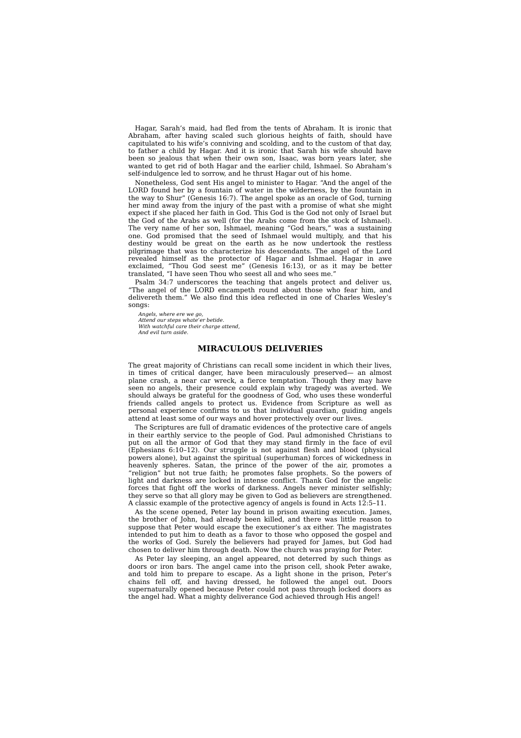Hagar, Sarah's maid, had fled from the tents of Abraham. It is ironic that Abraham, after having scaled such glorious heights of faith, should have capitulated to his wife's conniving and scolding, and to the custom of that day, to father a child by Hagar. And it is ironic that Sarah his wife should have been so jealous that when their own son, Isaac, was born years later, she wanted to get rid of both Hagar and the earlier child, Ishmael. So Abraham's self-indulgence led to sorrow, and he thrust Hagar out of his home.

Nonetheless, God sent His angel to minister to Hagar. "And the angel of the LORD found her by a fountain of water in the wilderness, by the fountain in the way to Shur" (Genesis 16:7). The angel spoke as an oracle of God, turning her mind away from the injury of the past with a promise of what she might expect if she placed her faith in God. This God is the God not only of Israel but the God of the Arabs as well (for the Arabs come from the stock of Ishmael). The very name of her son, Ishmael, meaning "God hears," was a sustaining one. God promised that the seed of Ishmael would multiply, and that his destiny would be great on the earth as he now undertook the restless pilgrimage that was to characterize his descendants. The angel of the Lord revealed himself as the protector of Hagar and Ishmael. Hagar in awe exclaimed, "Thou God seest me" (Genesis 16:13), or as it may be better translated, "I have seen Thou who seest all and who sees me."

Psalm 34:7 underscores the teaching that angels protect and deliver us, "The angel of the LORD encampeth round about those who fear him, and delivereth them." We also find this idea reflected in one of Charles Wesley's songs:

*Angels, where ere we go,*
*Attend our steps whate'er betide.*
*With watchful care their charge attend,*
*And evil turn aside.*

## MIRACULOUS DELIVERIES

The great majority of Christians can recall some incident in which their lives, in times of critical danger, have been miraculously preserved— an almost plane crash, a near car wreck, a fierce temptation. Though they may have seen no angels, their presence could explain why tragedy was averted. We should always be grateful for the goodness of God, who uses these wonderful friends called angels to protect us. Evidence from Scripture as well as personal experience confirms to us that individual guardian, guiding angels attend at least some of our ways and hover protectively over our lives.

The Scriptures are full of dramatic evidences of the protective care of angels in their earthly service to the people of God. Paul admonished Christians to put on all the armor of God that they may stand firmly in the face of evil (Ephesians 6:10–12). Our struggle is not against flesh and blood (physical powers alone), but against the spiritual (superhuman) forces of wickedness in heavenly spheres. Satan, the prince of the power of the air, promotes a "religion" but not true faith; he promotes false prophets. So the powers of light and darkness are locked in intense conflict. Thank God for the angelic forces that fight off the works of darkness. Angels never minister selfishly; they serve so that all glory may be given to God as believers are strengthened. A classic example of the protective agency of angels is found in Acts 12:5–11.

As the scene opened, Peter lay bound in prison awaiting execution. James, the brother of John, had already been killed, and there was little reason to suppose that Peter would escape the executioner's ax either. The magistrates intended to put him to death as a favor to those who opposed the gospel and the works of God. Surely the believers had prayed for James, but God had chosen to deliver him through death. Now the church was praying for Peter.

As Peter lay sleeping, an angel appeared, not deterred by such things as doors or iron bars. The angel came into the prison cell, shook Peter awake, and told him to prepare to escape. As a light shone in the prison, Peter's chains fell off, and having dressed, he followed the angel out. Doors supernaturally opened because Peter could not pass through locked doors as the angel had. What a mighty deliverance God achieved through His angel!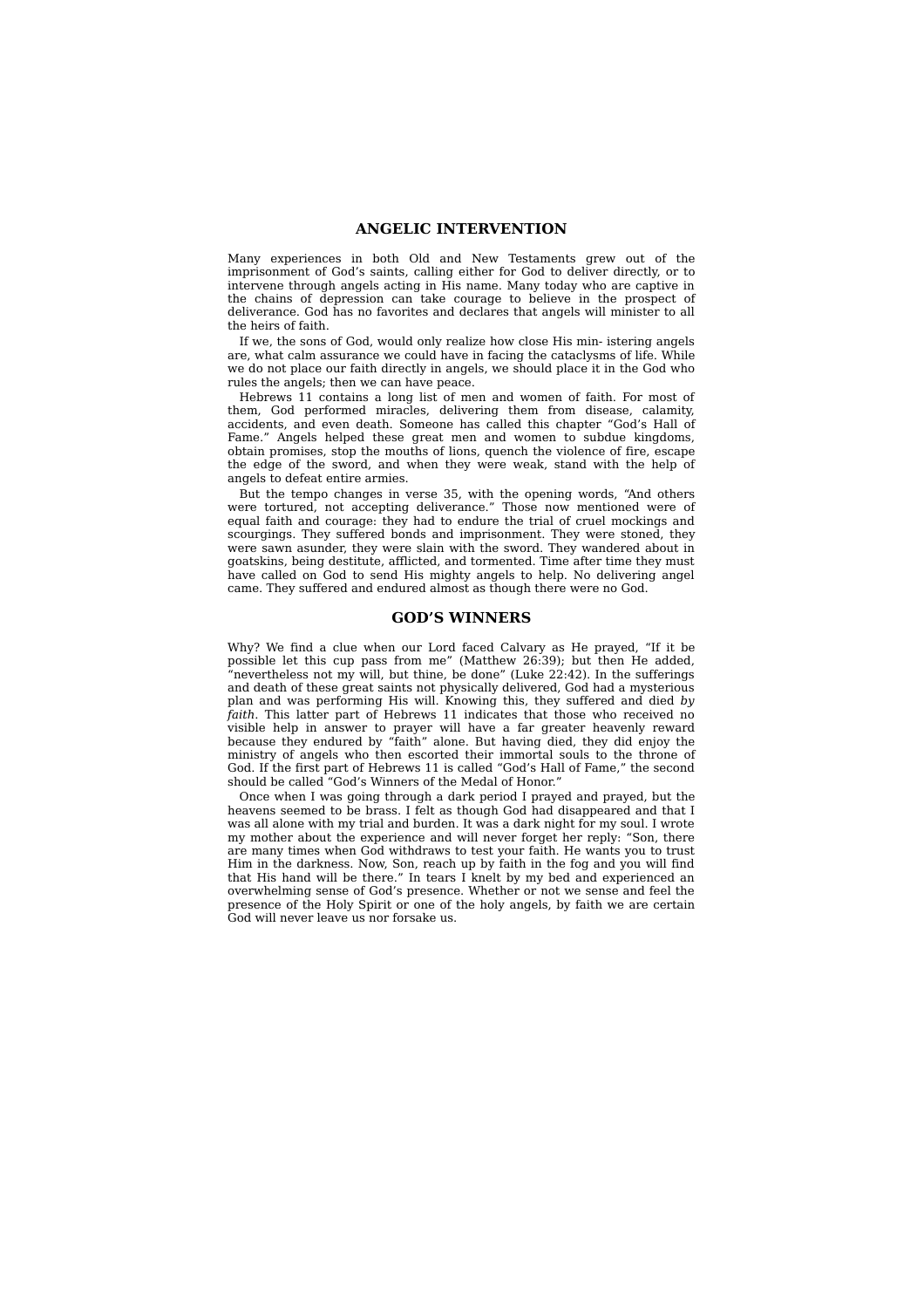## ANGELIC INTERVENTION

Many experiences in both Old and New Testaments grew out of the imprisonment of God's saints, calling either for God to deliver directly, or to intervene through angels acting in His name. Many today who are captive in the chains of depression can take courage to believe in the prospect of deliverance. God has no favorites and declares that angels will minister to all the heirs of faith.

If we, the sons of God, would only realize how close His min- istering angels are, what calm assurance we could have in facing the cataclysms of life. While we do not place our faith directly in angels, we should place it in the God who rules the angels; then we can have peace.

Hebrews 11 contains a long list of men and women of faith. For most of them, God performed miracles, delivering them from disease, calamity, accidents, and even death. Someone has called this chapter "God's Hall of Fame." Angels helped these great men and women to subdue kingdoms, obtain promises, stop the mouths of lions, quench the violence of fire, escape the edge of the sword, and when they were weak, stand with the help of angels to defeat entire armies.

But the tempo changes in verse 35, with the opening words, "And others were tortured, not accepting deliverance." Those now mentioned were of equal faith and courage: they had to endure the trial of cruel mockings and scourgings. They suffered bonds and imprisonment. They were stoned, they were sawn asunder, they were slain with the sword. They wandered about in goatskins, being destitute, afflicted, and tormented. Time after time they must have called on God to send His mighty angels to help. No delivering angel came. They suffered and endured almost as though there were no God.

## GOD'S WINNERS

Why? We find a clue when our Lord faced Calvary as He prayed, "If it be possible let this cup pass from me" (Matthew 26:39); but then He added, "nevertheless not my will, but thine, be done" (Luke 22:42). In the sufferings and death of these great saints not physically delivered, God had a mysterious plan and was performing His will. Knowing this, they suffered and died *by faith*. This latter part of Hebrews 11 indicates that those who received no visible help in answer to prayer will have a far greater heavenly reward because they endured by "faith" alone. But having died, they did enjoy the ministry of angels who then escorted their immortal souls to the throne of God. If the first part of Hebrews 11 is called "God's Hall of Fame," the second should be called "God's Winners of the Medal of Honor."

Once when I was going through a dark period I prayed and prayed, but the heavens seemed to be brass. I felt as though God had disappeared and that I was all alone with my trial and burden. It was a dark night for my soul. I wrote my mother about the experience and will never forget her reply: "Son, there are many times when God withdraws to test your faith. He wants you to trust Him in the darkness. Now, Son, reach up by faith in the fog and you will find that His hand will be there." In tears I knelt by my bed and experienced an overwhelming sense of God's presence. Whether or not we sense and feel the presence of the Holy Spirit or one of the holy angels, by faith we are certain God will never leave us nor forsake us.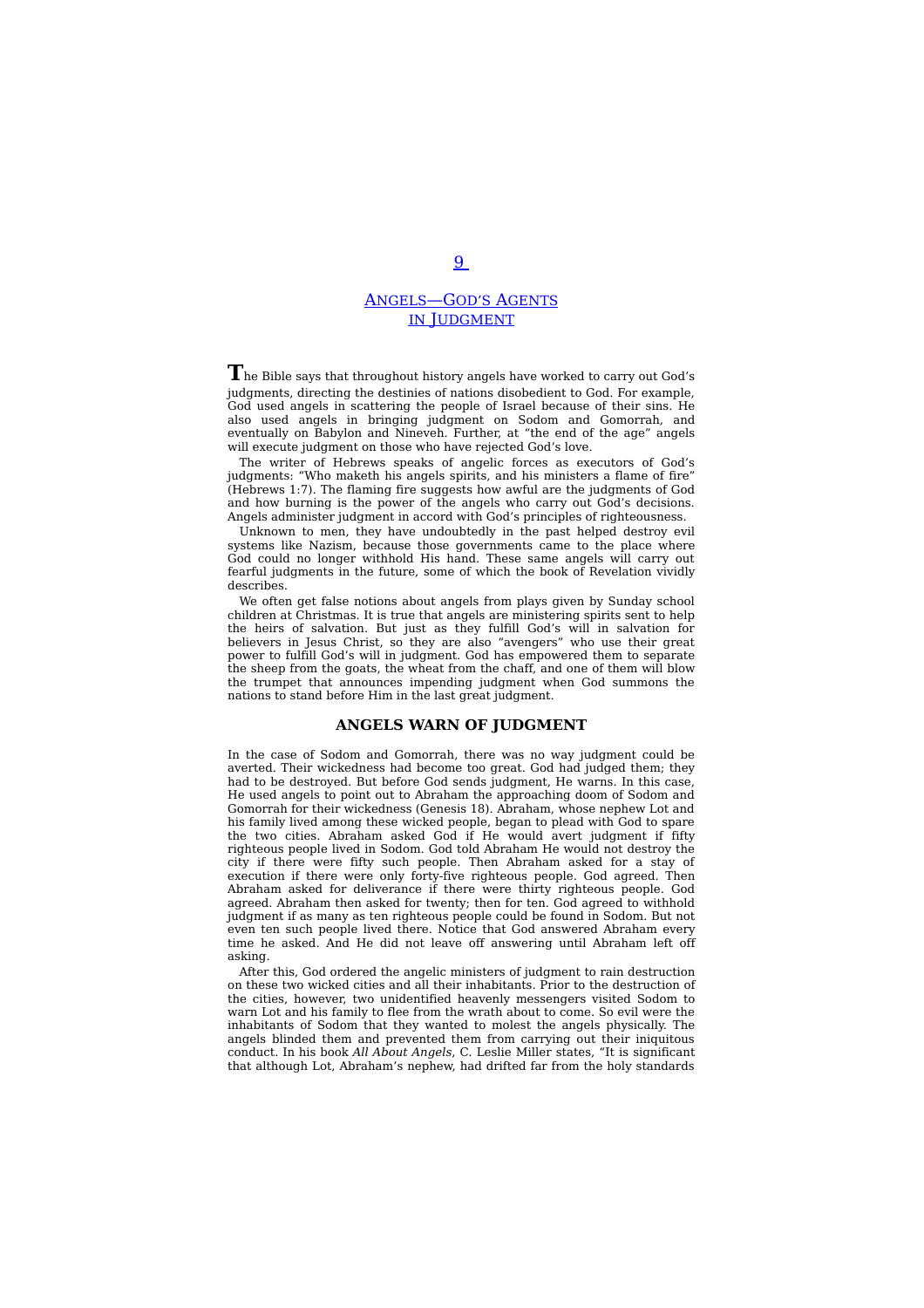# 9

# ANGELS—GOD'S AGENTS IN JUDGMENT

The Bible says that throughout history angels have worked to carry out God's judgments, directing the destinies of nations disobedient to God. For example, God used angels in scattering the people of Israel because of their sins. He also used angels in bringing judgment on Sodom and Gomorrah, and eventually on Babylon and Nineveh. Further, at "the end of the age" angels will execute judgment on those who have rejected God's love.

The writer of Hebrews speaks of angelic forces as executors of God's judgments: "Who maketh his angels spirits, and his ministers a flame of fire" (Hebrews 1:7). The flaming fire suggests how awful are the judgments of God and how burning is the power of the angels who carry out God's decisions. Angels administer judgment in accord with God's principles of righteousness.

Unknown to men, they have undoubtedly in the past helped destroy evil systems like Nazism, because those governments came to the place where God could no longer withhold His hand. These same angels will carry out fearful judgments in the future, some of which the book of Revelation vividly describes.

We often get false notions about angels from plays given by Sunday school children at Christmas. It is true that angels are ministering spirits sent to help the heirs of salvation. But just as they fulfill God's will in salvation for believers in Jesus Christ, so they are also "avengers" who use their great power to fulfill God's will in judgment. God has empowered them to separate the sheep from the goats, the wheat from the chaff, and one of them will blow the trumpet that announces impending judgment when God summons the nations to stand before Him in the last great judgment.

## ANGELS WARN OF JUDGMENT

In the case of Sodom and Gomorrah, there was no way judgment could be averted. Their wickedness had become too great. God had judged them; they had to be destroyed. But before God sends judgment, He warns. In this case, He used angels to point out to Abraham the approaching doom of Sodom and Gomorrah for their wickedness (Genesis 18). Abraham, whose nephew Lot and his family lived among these wicked people, began to plead with God to spare the two cities. Abraham asked God if He would avert judgment if fifty righteous people lived in Sodom. God told Abraham He would not destroy the city if there were fifty such people. Then Abraham asked for a stay of execution if there were only forty-five righteous people. God agreed. Then Abraham asked for deliverance if there were thirty righteous people. God agreed. Abraham then asked for twenty; then for ten. God agreed to withhold judgment if as many as ten righteous people could be found in Sodom. But not even ten such people lived there. Notice that God answered Abraham every time he asked. And He did not leave off answering until Abraham left off asking.

After this, God ordered the angelic ministers of judgment to rain destruction on these two wicked cities and all their inhabitants. Prior to the destruction of the cities, however, two unidentified heavenly messengers visited Sodom to warn Lot and his family to flee from the wrath about to come. So evil were the inhabitants of Sodom that they wanted to molest the angels physically. The angels blinded them and prevented them from carrying out their iniquitous conduct. In his book *All About Angels*, C. Leslie Miller states, "It is significant that although Lot, Abraham's nephew, had drifted far from the holy standards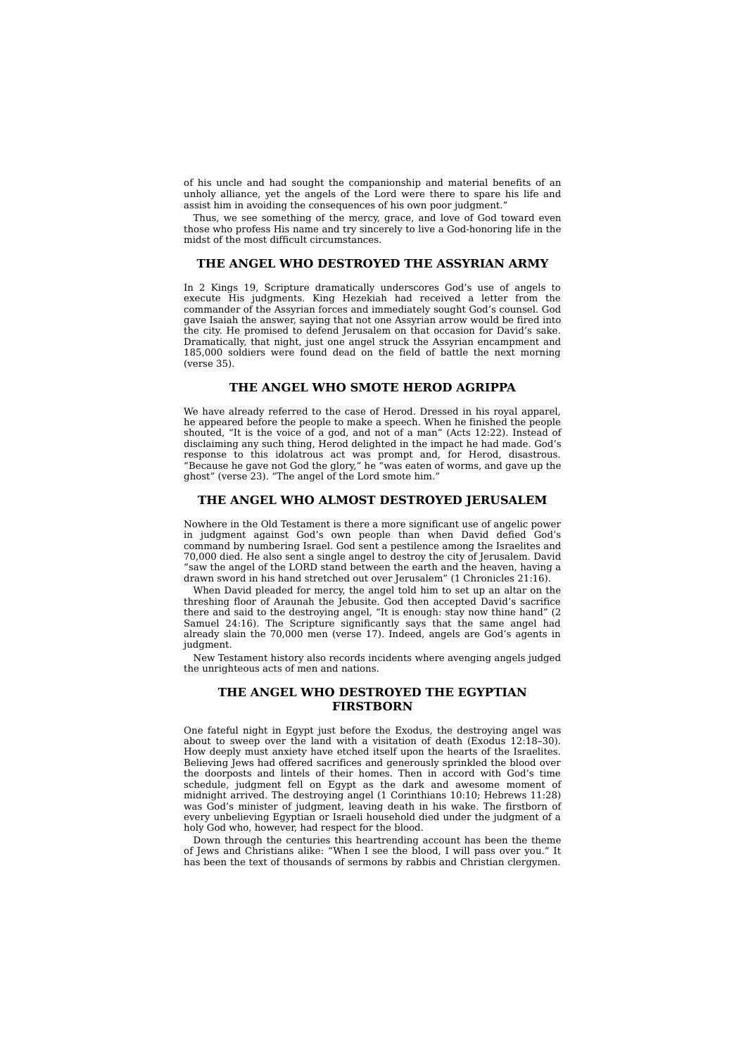of his uncle and had sought the companionship and material benefits of an unholy alliance, yet the angels of the Lord were there to spare his life and assist him in avoiding the consequences of his own poor judgment."

Thus, we see something of the mercy, grace, and love of God toward even those who profess His name and try sincerely to live a God-honoring life in the midst of the most difficult circumstances.

## THE ANGEL WHO DESTROYED THE ASSYRIAN ARMY

In 2 Kings 19, Scripture dramatically underscores God's use of angels to execute His judgments. King Hezekiah had received a letter from the commander of the Assyrian forces and immediately sought God's counsel. God gave Isaiah the answer, saying that not one Assyrian arrow would be fired into the city. He promised to defend Jerusalem on that occasion for David's sake. Dramatically, that night, just one angel struck the Assyrian encampment and 185,000 soldiers were found dead on the field of battle the next morning (verse 35).

## THE ANGEL WHO SMOTE HEROD AGRIPPA

We have already referred to the case of Herod. Dressed in his royal apparel, he appeared before the people to make a speech. When he finished the people shouted, "It is the voice of a god, and not of a man" (Acts 12:22). Instead of disclaiming any such thing, Herod delighted in the impact he had made. God's response to this idolatrous act was prompt and, for Herod, disastrous. "Because he gave not God the glory," he "was eaten of worms, and gave up the ghost" (verse 23). "The angel of the Lord smote him."

## THE ANGEL WHO ALMOST DESTROYED JERUSALEM

Nowhere in the Old Testament is there a more significant use of angelic power in judgment against God's own people than when David defied God's command by numbering Israel. God sent a pestilence among the Israelites and 70,000 died. He also sent a single angel to destroy the city of Jerusalem. David "saw the angel of the LORD stand between the earth and the heaven, having a drawn sword in his hand stretched out over Jerusalem" (1 Chronicles 21:16).

When David pleaded for mercy, the angel told him to set up an altar on the threshing floor of Araunah the Jebusite. God then accepted David's sacrifice there and said to the destroying angel, "It is enough: stay now thine hand" (2 Samuel 24:16). The Scripture significantly says that the same angel had already slain the 70,000 men (verse 17). Indeed, angels are God's agents in judgment.

New Testament history also records incidents where avenging angels judged the unrighteous acts of men and nations.

## THE ANGEL WHO DESTROYED THE EGYPTIAN FIRSTBORN

One fateful night in Egypt just before the Exodus, the destroying angel was about to sweep over the land with a visitation of death (Exodus 12:18–30). How deeply must anxiety have etched itself upon the hearts of the Israelites. Believing Jews had offered sacrifices and generously sprinkled the blood over the doorposts and lintels of their homes. Then in accord with God's time schedule, judgment fell on Egypt as the dark and awesome moment of midnight arrived. The destroying angel (1 Corinthians 10:10; Hebrews 11:28) was God's minister of judgment, leaving death in his wake. The firstborn of every unbelieving Egyptian or Israeli household died under the judgment of a holy God who, however, had respect for the blood.

Down through the centuries this heartrending account has been the theme of Jews and Christians alike: "When I see the blood, I will pass over you." It has been the text of thousands of sermons by rabbis and Christian clergymen.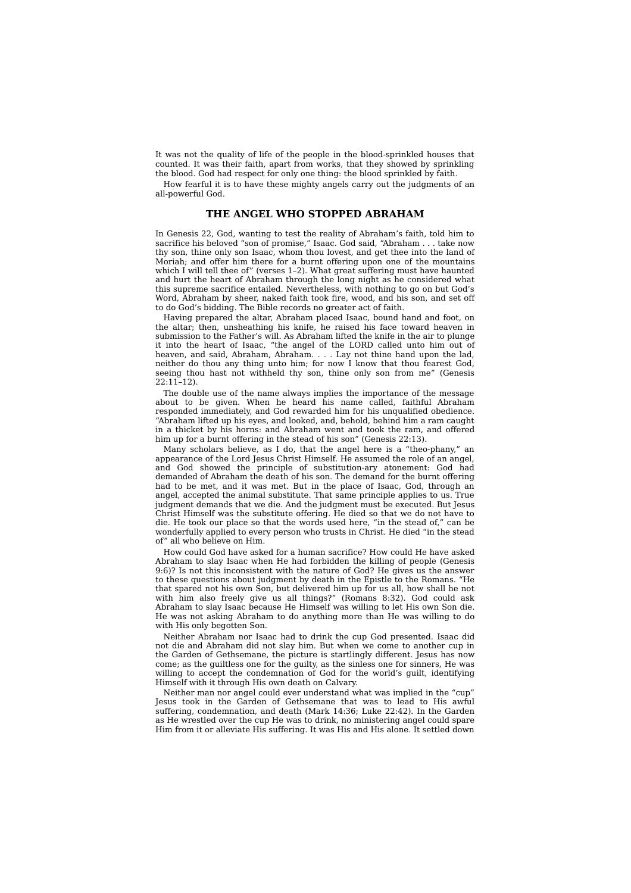It was not the quality of life of the people in the blood-sprinkled houses that counted. It was their faith, apart from works, that they showed by sprinkling the blood. God had respect for only one thing: the blood sprinkled by faith.

How fearful it is to have these mighty angels carry out the judgments of an all-powerful God.

## THE ANGEL WHO STOPPED ABRAHAM

In Genesis 22, God, wanting to test the reality of Abraham's faith, told him to sacrifice his beloved "son of promise," Isaac. God said, "Abraham . . . take now thy son, thine only son Isaac, whom thou lovest, and get thee into the land of Moriah; and offer him there for a burnt offering upon one of the mountains which I will tell thee of" (verses 1–2). What great suffering must have haunted and hurt the heart of Abraham through the long night as he considered what this supreme sacrifice entailed. Nevertheless, with nothing to go on but God's Word, Abraham by sheer, naked faith took fire, wood, and his son, and set off to do God's bidding. The Bible records no greater act of faith.

Having prepared the altar, Abraham placed Isaac, bound hand and foot, on the altar; then, unsheathing his knife, he raised his face toward heaven in submission to the Father's will. As Abraham lifted the knife in the air to plunge it into the heart of Isaac, "the angel of the LORD called unto him out of heaven, and said, Abraham, Abraham. . . . Lay not thine hand upon the lad, neither do thou any thing unto him; for now I know that thou fearest God, seeing thou hast not withheld thy son, thine only son from me" (Genesis 22:11–12).

The double use of the name always implies the importance of the message about to be given. When he heard his name called, faithful Abraham responded immediately, and God rewarded him for his unqualified obedience. "Abraham lifted up his eyes, and looked, and, behold, behind him a ram caught in a thicket by his horns: and Abraham went and took the ram, and offered him up for a burnt offering in the stead of his son" (Genesis 22:13).

Many scholars believe, as I do, that the angel here is a "theo-phany," an appearance of the Lord Jesus Christ Himself. He assumed the role of an angel, and God showed the principle of substitution-ary atonement: God had demanded of Abraham the death of his son. The demand for the burnt offering had to be met, and it was met. But in the place of Isaac, God, through an angel, accepted the animal substitute. That same principle applies to us. True judgment demands that we die. And the judgment must be executed. But Jesus Christ Himself was the substitute offering. He died so that we do not have to die. He took our place so that the words used here, "in the stead of," can be wonderfully applied to every person who trusts in Christ. He died "in the stead of" all who believe on Him.

How could God have asked for a human sacrifice? How could He have asked Abraham to slay Isaac when He had forbidden the killing of people (Genesis 9:6)? Is not this inconsistent with the nature of God? He gives us the answer to these questions about judgment by death in the Epistle to the Romans. "He that spared not his own Son, but delivered him up for us all, how shall he not with him also freely give us all things?" (Romans 8:32). God could ask Abraham to slay Isaac because He Himself was willing to let His own Son die. He was not asking Abraham to do anything more than He was willing to do with His only begotten Son.

Neither Abraham nor Isaac had to drink the cup God presented. Isaac did not die and Abraham did not slay him. But when we come to another cup in the Garden of Gethsemane, the picture is startlingly different. Jesus has now come; as the guiltless one for the guilty, as the sinless one for sinners, He was willing to accept the condemnation of God for the world's guilt, identifying Himself with it through His own death on Calvary.

Neither man nor angel could ever understand what was implied in the "cup" Jesus took in the Garden of Gethsemane that was to lead to His awful suffering, condemnation, and death (Mark 14:36; Luke 22:42). In the Garden as He wrestled over the cup He was to drink, no ministering angel could spare Him from it or alleviate His suffering. It was His and His alone. It settled down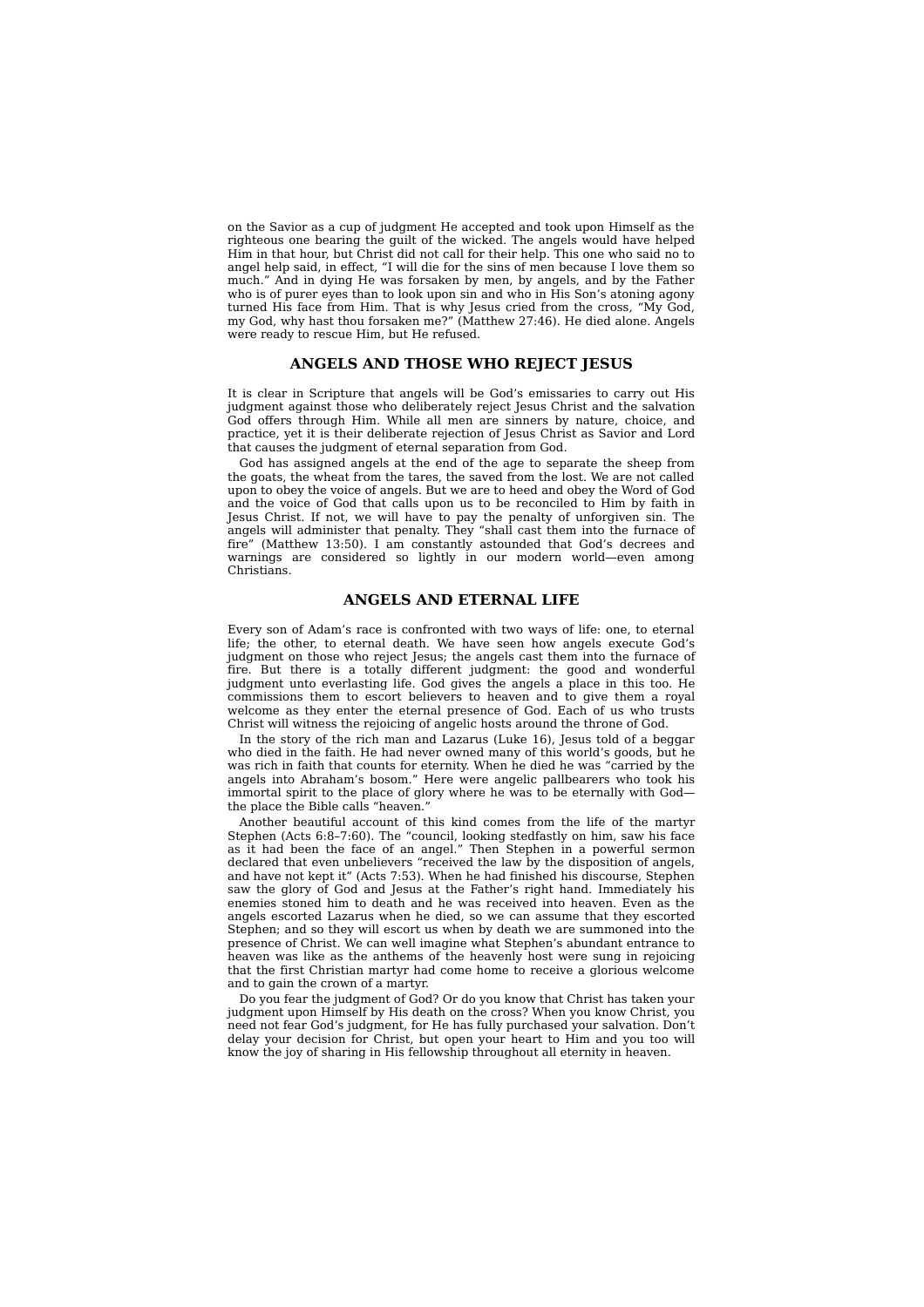on the Savior as a cup of judgment He accepted and took upon Himself as the righteous one bearing the guilt of the wicked. The angels would have helped Him in that hour, but Christ did not call for their help. This one who said no to angel help said, in effect, "I will die for the sins of men because I love them so much." And in dying He was forsaken by men, by angels, and by the Father who is of purer eyes than to look upon sin and who in His Son's atoning agony turned His face from Him. That is why Jesus cried from the cross, "My God, my God, why hast thou forsaken me?" (Matthew 27:46). He died alone. Angels were ready to rescue Him, but He refused.

## ANGELS AND THOSE WHO REJECT JESUS

It is clear in Scripture that angels will be God's emissaries to carry out His judgment against those who deliberately reject Jesus Christ and the salvation God offers through Him. While all men are sinners by nature, choice, and practice, yet it is their deliberate rejection of Jesus Christ as Savior and Lord that causes the judgment of eternal separation from God.

God has assigned angels at the end of the age to separate the sheep from the goats, the wheat from the tares, the saved from the lost. We are not called upon to obey the voice of angels. But we are to heed and obey the Word of God and the voice of God that calls upon us to be reconciled to Him by faith in Jesus Christ. If not, we will have to pay the penalty of unforgiven sin. The angels will administer that penalty. They "shall cast them into the furnace of fire" (Matthew 13:50). I am constantly astounded that God's decrees and warnings are considered so lightly in our modern world—even among Christians.

## ANGELS AND ETERNAL LIFE

Every son of Adam's race is confronted with two ways of life: one, to eternal life; the other, to eternal death. We have seen how angels execute God's judgment on those who reject Jesus; the angels cast them into the furnace of fire. But there is a totally different judgment: the good and wonderful judgment unto everlasting life. God gives the angels a place in this too. He commissions them to escort believers to heaven and to give them a royal welcome as they enter the eternal presence of God. Each of us who trusts Christ will witness the rejoicing of angelic hosts around the throne of God.

In the story of the rich man and Lazarus (Luke 16), Jesus told of a beggar who died in the faith. He had never owned many of this world's goods, but he was rich in faith that counts for eternity. When he died he was "carried by the angels into Abraham's bosom." Here were angelic pallbearers who took his immortal spirit to the place of glory where he was to be eternally with God—the place the Bible calls "heaven."

Another beautiful account of this kind comes from the life of the martyr Stephen (Acts 6:8–7:60). The "council, looking stedfastly on him, saw his face as it had been the face of an angel." Then Stephen in a powerful sermon declared that even unbelievers "received the law by the disposition of angels, and have not kept it" (Acts 7:53). When he had finished his discourse, Stephen saw the glory of God and Jesus at the Father's right hand. Immediately his enemies stoned him to death and he was received into heaven. Even as the angels escorted Lazarus when he died, so we can assume that they escorted Stephen; and so they will escort us when by death we are summoned into the presence of Christ. We can well imagine what Stephen's abundant entrance to heaven was like as the anthems of the heavenly host were sung in rejoicing that the first Christian martyr had come home to receive a glorious welcome and to gain the crown of a martyr.

Do you fear the judgment of God? Or do you know that Christ has taken your judgment upon Himself by His death on the cross? When you know Christ, you need not fear God's judgment, for He has fully purchased your salvation. Don't delay your decision for Christ, but open your heart to Him and you too will know the joy of sharing in His fellowship throughout all eternity in heaven.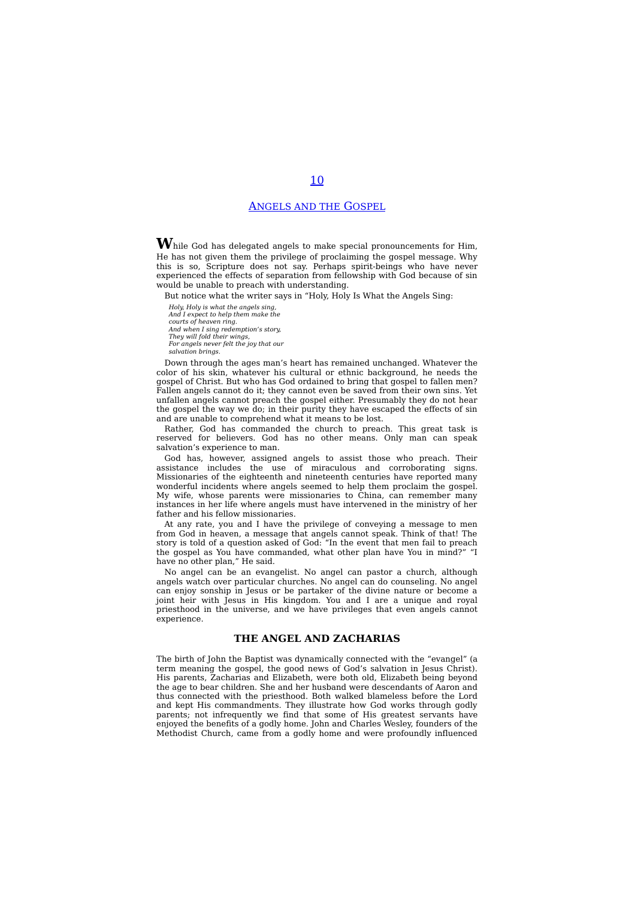# 10

## ANGELS AND THE GOSPEL

While God has delegated angels to make special pronouncements for Him, He has not given them the privilege of proclaiming the gospel message. Why this is so, Scripture does not say. Perhaps spirit-beings who have never experienced the effects of separation from fellowship with God because of sin would be unable to preach with understanding.

But notice what the writer says in "Holy, Holy Is What the Angels Sing:

*Holy, Holy is what the angels sing,*
*And I expect to help them make the courts of heaven ring.*
*And when I sing redemption's story,*
*They will fold their wings,*
*For angels never felt the joy that our salvation brings.*

Down through the ages man's heart has remained unchanged. Whatever the color of his skin, whatever his cultural or ethnic background, he needs the gospel of Christ. But who has God ordained to bring that gospel to fallen men? Fallen angels cannot do it; they cannot even be saved from their own sins. Yet unfallen angels cannot preach the gospel either. Presumably they do not hear the gospel the way we do; in their purity they have escaped the effects of sin and are unable to comprehend what it means to be lost.

Rather, God has commanded the church to preach. This great task is reserved for believers. God has no other means. Only man can speak salvation's experience to man.

God has, however, assigned angels to assist those who preach. Their assistance includes the use of miraculous and corroborating signs. Missionaries of the eighteenth and nineteenth centuries have reported many wonderful incidents where angels seemed to help them proclaim the gospel. My wife, whose parents were missionaries to China, can remember many instances in her life where angels must have intervened in the ministry of her father and his fellow missionaries.

At any rate, you and I have the privilege of conveying a message to men from God in heaven, a message that angels cannot speak. Think of that! The story is told of a question asked of God: "In the event that men fail to preach the gospel as You have commanded, what other plan have You in mind?" "I have no other plan," He said.

No angel can be an evangelist. No angel can pastor a church, although angels watch over particular churches. No angel can do counseling. No angel can enjoy sonship in Jesus or be partaker of the divine nature or become a joint heir with Jesus in His kingdom. You and I are a unique and royal priesthood in the universe, and we have privileges that even angels cannot experience.

### THE ANGEL AND ZACHARIAS

The birth of John the Baptist was dynamically connected with the "evangel" (a term meaning the gospel, the good news of God's salvation in Jesus Christ). His parents, Zacharias and Elizabeth, were both old, Elizabeth being beyond the age to bear children. She and her husband were descendants of Aaron and thus connected with the priesthood. Both walked blameless before the Lord and kept His commandments. They illustrate how God works through godly parents; not infrequently we find that some of His greatest servants have enjoyed the benefits of a godly home. John and Charles Wesley, founders of the Methodist Church, came from a godly home and were profoundly influenced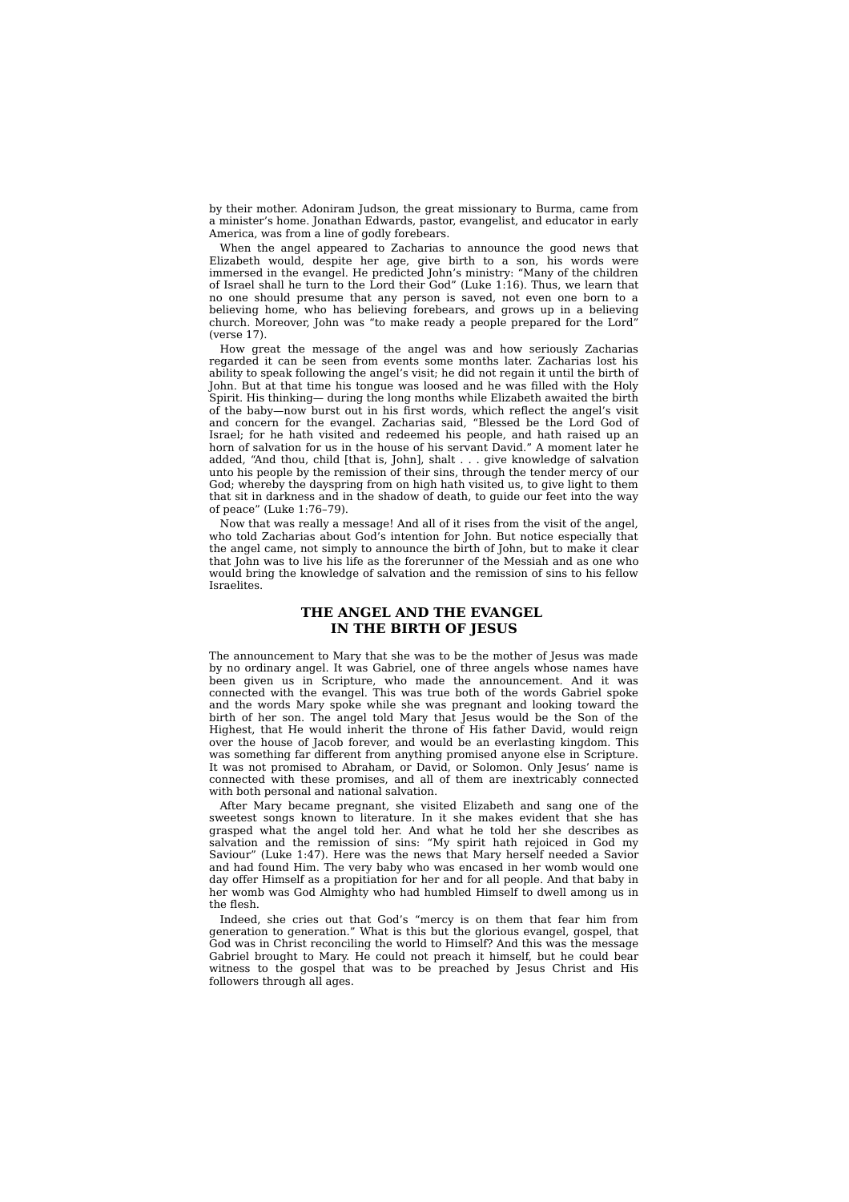by their mother. Adoniram Judson, the great missionary to Burma, came from a minister's home. Jonathan Edwards, pastor, evangelist, and educator in early America, was from a line of godly forebears.

When the angel appeared to Zacharias to announce the good news that Elizabeth would, despite her age, give birth to a son, his words were immersed in the evangel. He predicted John's ministry: "Many of the children of Israel shall he turn to the Lord their God" (Luke 1:16). Thus, we learn that no one should presume that any person is saved, not even one born to a believing home, who has believing forebears, and grows up in a believing church. Moreover, John was "to make ready a people prepared for the Lord" (verse 17).

How great the message of the angel was and how seriously Zacharias regarded it can be seen from events some months later. Zacharias lost his ability to speak following the angel's visit; he did not regain it until the birth of John. But at that time his tongue was loosed and he was filled with the Holy Spirit. His thinking— during the long months while Elizabeth awaited the birth of the baby—now burst out in his first words, which reflect the angel's visit and concern for the evangel. Zacharias said, "Blessed be the Lord God of Israel; for he hath visited and redeemed his people, and hath raised up an horn of salvation for us in the house of his servant David." A moment later he added, "And thou, child [that is, John], shalt . . . give knowledge of salvation unto his people by the remission of their sins, through the tender mercy of our God; whereby the dayspring from on high hath visited us, to give light to them that sit in darkness and in the shadow of death, to guide our feet into the way of peace" (Luke 1:76–79).

Now that was really a message! And all of it rises from the visit of the angel, who told Zacharias about God's intention for John. But notice especially that the angel came, not simply to announce the birth of John, but to make it clear that John was to live his life as the forerunner of the Messiah and as one who would bring the knowledge of salvation and the remission of sins to his fellow Israelites.

## THE ANGEL AND THE EVANGEL IN THE BIRTH OF JESUS

The announcement to Mary that she was to be the mother of Jesus was made by no ordinary angel. It was Gabriel, one of three angels whose names have been given us in Scripture, who made the announcement. And it was connected with the evangel. This was true both of the words Gabriel spoke and the words Mary spoke while she was pregnant and looking toward the birth of her son. The angel told Mary that Jesus would be the Son of the Highest, that He would inherit the throne of His father David, would reign over the house of Jacob forever, and would be an everlasting kingdom. This was something far different from anything promised anyone else in Scripture. It was not promised to Abraham, or David, or Solomon. Only Jesus' name is connected with these promises, and all of them are inextricably connected with both personal and national salvation.

After Mary became pregnant, she visited Elizabeth and sang one of the sweetest songs known to literature. In it she makes evident that she has grasped what the angel told her. And what he told her she describes as salvation and the remission of sins: "My spirit hath rejoiced in God my Saviour" (Luke 1:47). Here was the news that Mary herself needed a Savior and had found Him. The very baby who was encased in her womb would one day offer Himself as a propitiation for her and for all people. And that baby in her womb was God Almighty who had humbled Himself to dwell among us in the flesh.

Indeed, she cries out that God's "mercy is on them that fear him from generation to generation." What is this but the glorious evangel, gospel, that God was in Christ reconciling the world to Himself? And this was the message Gabriel brought to Mary. He could not preach it himself, but he could bear witness to the gospel that was to be preached by Jesus Christ and His followers through all ages.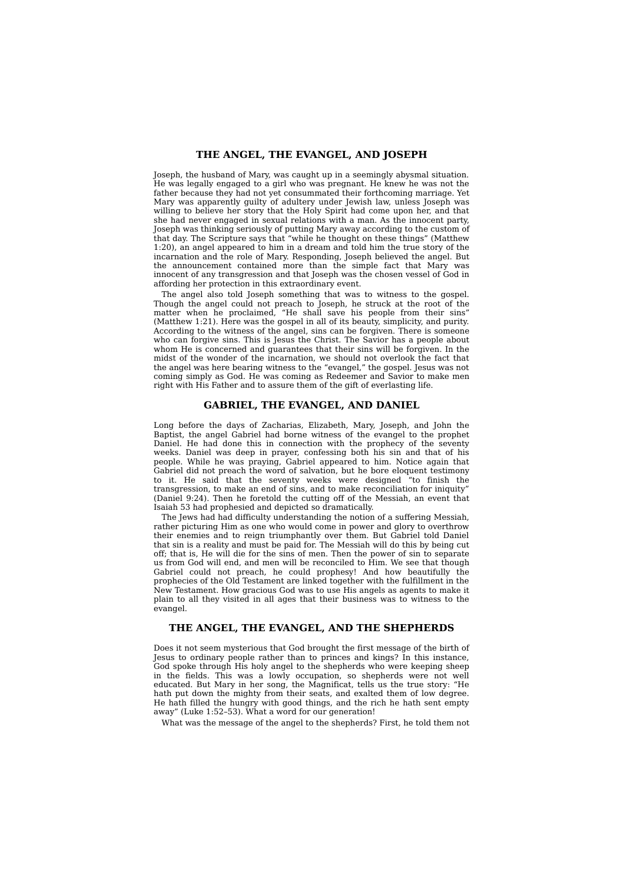## THE ANGEL, THE EVANGEL, AND JOSEPH

Joseph, the husband of Mary, was caught up in a seemingly abysmal situation. He was legally engaged to a girl who was pregnant. He knew he was not the father because they had not yet consummated their forthcoming marriage. Yet Mary was apparently guilty of adultery under Jewish law, unless Joseph was willing to believe her story that the Holy Spirit had come upon her, and that she had never engaged in sexual relations with a man. As the innocent party, Joseph was thinking seriously of putting Mary away according to the custom of that day. The Scripture says that "while he thought on these things" (Matthew 1:20), an angel appeared to him in a dream and told him the true story of the incarnation and the role of Mary. Responding, Joseph believed the angel. But the announcement contained more than the simple fact that Mary was innocent of any transgression and that Joseph was the chosen vessel of God in affording her protection in this extraordinary event.

The angel also told Joseph something that was to witness to the gospel. Though the angel could not preach to Joseph, he struck at the root of the matter when he proclaimed, "He shall save his people from their sins" (Matthew 1:21). Here was the gospel in all of its beauty, simplicity, and purity. According to the witness of the angel, sins can be forgiven. There is someone who can forgive sins. This is Jesus the Christ. The Savior has a people about whom He is concerned and guarantees that their sins will be forgiven. In the midst of the wonder of the incarnation, we should not overlook the fact that the angel was here bearing witness to the "evangel," the gospel. Jesus was not coming simply as God. He was coming as Redeemer and Savior to make men right with His Father and to assure them of the gift of everlasting life.

## GABRIEL, THE EVANGEL, AND DANIEL

Long before the days of Zacharias, Elizabeth, Mary, Joseph, and John the Baptist, the angel Gabriel had borne witness of the evangel to the prophet Daniel. He had done this in connection with the prophecy of the seventy weeks. Daniel was deep in prayer, confessing both his sin and that of his people. While he was praying, Gabriel appeared to him. Notice again that Gabriel did not preach the word of salvation, but he bore eloquent testimony to it. He said that the seventy weeks were designed "to finish the transgression, to make an end of sins, and to make reconciliation for iniquity" (Daniel 9:24). Then he foretold the cutting off of the Messiah, an event that Isaiah 53 had prophesied and depicted so dramatically.

The Jews had had difficulty understanding the notion of a suffering Messiah, rather picturing Him as one who would come in power and glory to overthrow their enemies and to reign triumphantly over them. But Gabriel told Daniel that sin is a reality and must be paid for. The Messiah will do this by being cut off; that is, He will die for the sins of men. Then the power of sin to separate us from God will end, and men will be reconciled to Him. We see that though Gabriel could not preach, he could prophesy! And how beautifully the prophecies of the Old Testament are linked together with the fulfillment in the New Testament. How gracious God was to use His angels as agents to make it plain to all they visited in all ages that their business was to witness to the evangel.

## THE ANGEL, THE EVANGEL, AND THE SHEPHERDS

Does it not seem mysterious that God brought the first message of the birth of Jesus to ordinary people rather than to princes and kings? In this instance, God spoke through His holy angel to the shepherds who were keeping sheep in the fields. This was a lowly occupation, so shepherds were not well educated. But Mary in her song, the Magnificat, tells us the true story: "He hath put down the mighty from their seats, and exalted them of low degree. He hath filled the hungry with good things, and the rich he hath sent empty away" (Luke 1:52–53). What a word for our generation!

What was the message of the angel to the shepherds? First, he told them not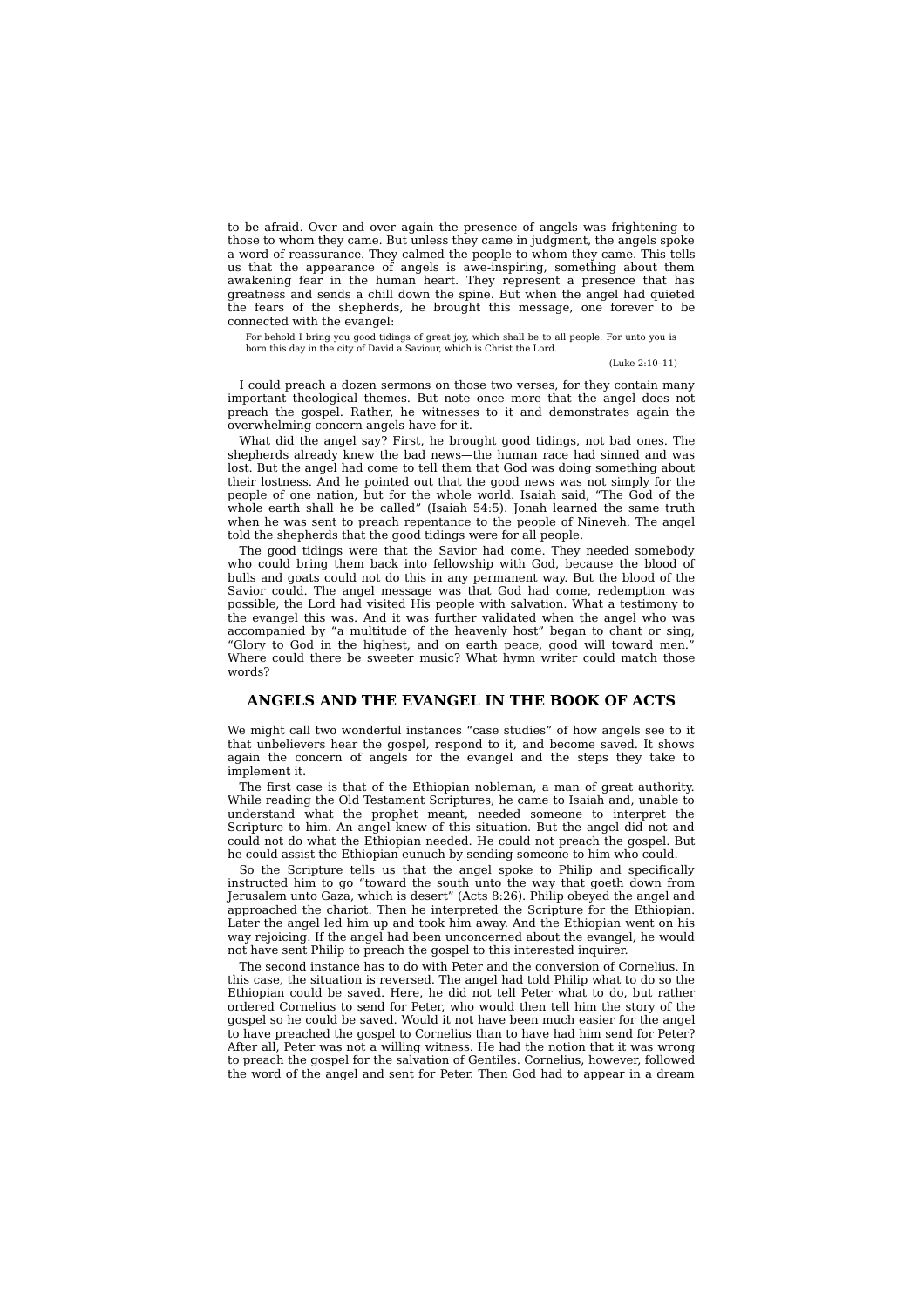to be afraid. Over and over again the presence of angels was frightening to those to whom they came. But unless they came in judgment, the angels spoke a word of reassurance. They calmed the people to whom they came. This tells us that the appearance of angels is awe-inspiring, something about them awakening fear in the human heart. They represent a presence that has greatness and sends a chill down the spine. But when the angel had quieted the fears of the shepherds, he brought this message, one forever to be connected with the evangel:

> For behold I bring you good tidings of great joy, which shall be to all people. For unto you is born this day in the city of David a Saviour, which is Christ the Lord.
>
> (Luke 2:10–11)

I could preach a dozen sermons on those two verses, for they contain many important theological themes. But note once more that the angel does not preach the gospel. Rather, he witnesses to it and demonstrates again the overwhelming concern angels have for it.

What did the angel say? First, he brought good tidings, not bad ones. The shepherds already knew the bad news—the human race had sinned and was lost. But the angel had come to tell them that God was doing something about their lostness. And he pointed out that the good news was not simply for the people of one nation, but for the whole world. Isaiah said, “The God of the whole earth shall he be called” (Isaiah 54:5). Jonah learned the same truth when he was sent to preach repentance to the people of Nineveh. The angel told the shepherds that the good tidings were for all people.

The good tidings were that the Savior had come. They needed somebody who could bring them back into fellowship with God, because the blood of bulls and goats could not do this in any permanent way. But the blood of the Savior could. The angel message was that God had come, redemption was possible, the Lord had visited His people with salvation. What a testimony to the evangel this was. And it was further validated when the angel who was accompanied by “a multitude of the heavenly host” began to chant or sing, “Glory to God in the highest, and on earth peace, good will toward men.” Where could there be sweeter music? What hymn writer could match those words?

## ANGELS AND THE EVANGEL IN THE BOOK OF ACTS

We might call two wonderful instances “case studies” of how angels see to it that unbelievers hear the gospel, respond to it, and become saved. It shows again the concern of angels for the evangel and the steps they take to implement it.

The first case is that of the Ethiopian nobleman, a man of great authority. While reading the Old Testament Scriptures, he came to Isaiah and, unable to understand what the prophet meant, needed someone to interpret the Scripture to him. An angel knew of this situation. But the angel did not and could not do what the Ethiopian needed. He could not preach the gospel. But he could assist the Ethiopian eunuch by sending someone to him who could.

So the Scripture tells us that the angel spoke to Philip and specifically instructed him to go “toward the south unto the way that goeth down from Jerusalem unto Gaza, which is desert” (Acts 8:26). Philip obeyed the angel and approached the chariot. Then he interpreted the Scripture for the Ethiopian. Later the angel led him up and took him away. And the Ethiopian went on his way rejoicing. If the angel had been unconcerned about the evangel, he would not have sent Philip to preach the gospel to this interested inquirer.

The second instance has to do with Peter and the conversion of Cornelius. In this case, the situation is reversed. The angel had told Philip what to do so the Ethiopian could be saved. Here, he did not tell Peter what to do, but rather ordered Cornelius to send for Peter, who would then tell him the story of the gospel so he could be saved. Would it not have been much easier for the angel to have preached the gospel to Cornelius than to have had him send for Peter? After all, Peter was not a willing witness. He had the notion that it was wrong to preach the gospel for the salvation of Gentiles. Cornelius, however, followed the word of the angel and sent for Peter. Then God had to appear in a dream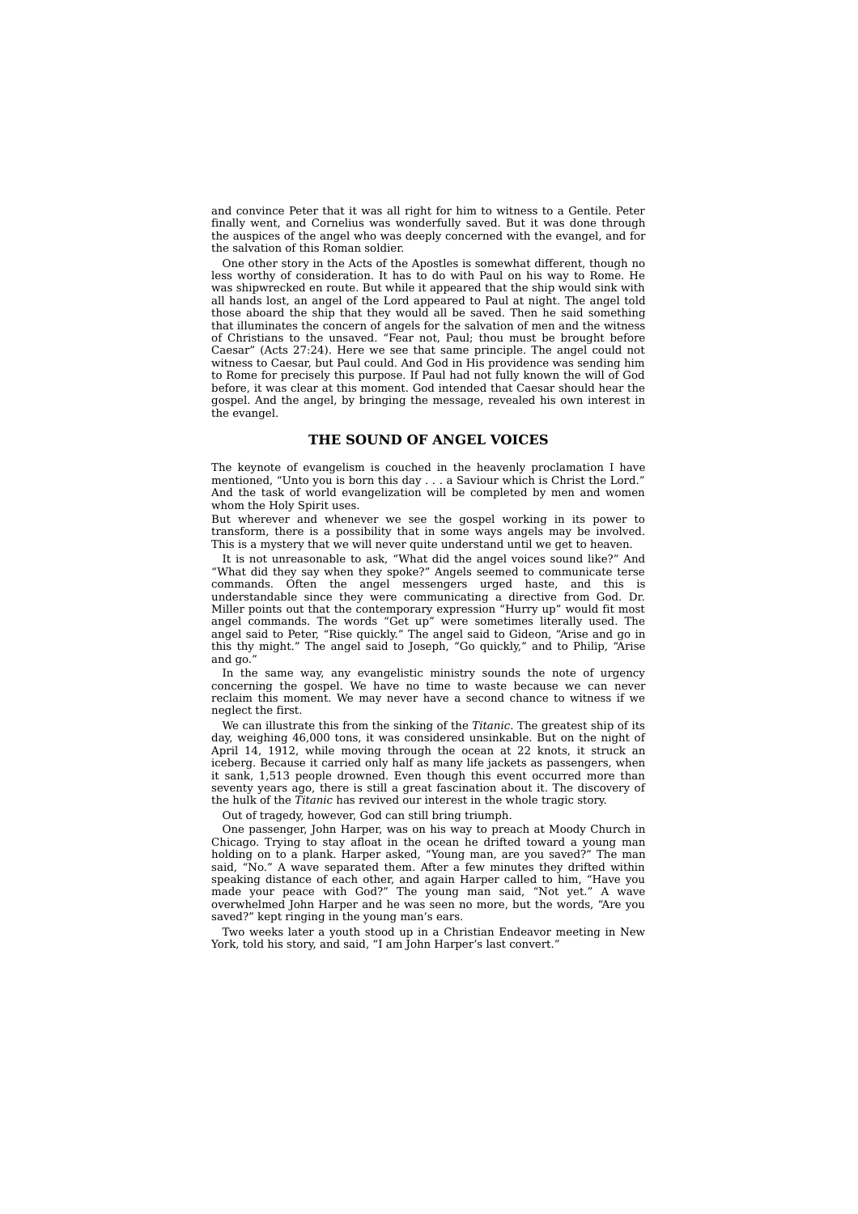and convince Peter that it was all right for him to witness to a Gentile. Peter finally went, and Cornelius was wonderfully saved. But it was done through the auspices of the angel who was deeply concerned with the evangel, and for the salvation of this Roman soldier.

One other story in the Acts of the Apostles is somewhat different, though no less worthy of consideration. It has to do with Paul on his way to Rome. He was shipwrecked en route. But while it appeared that the ship would sink with all hands lost, an angel of the Lord appeared to Paul at night. The angel told those aboard the ship that they would all be saved. Then he said something that illuminates the concern of angels for the salvation of men and the witness of Christians to the unsaved. "Fear not, Paul; thou must be brought before Caesar" (Acts 27:24). Here we see that same principle. The angel could not witness to Caesar, but Paul could. And God in His providence was sending him to Rome for precisely this purpose. If Paul had not fully known the will of God before, it was clear at this moment. God intended that Caesar should hear the gospel. And the angel, by bringing the message, revealed his own interest in the evangel.

## THE SOUND OF ANGEL VOICES

The keynote of evangelism is couched in the heavenly proclamation I have mentioned, "Unto you is born this day . . . a Saviour which is Christ the Lord." And the task of world evangelization will be completed by men and women whom the Holy Spirit uses.

But wherever and whenever we see the gospel working in its power to transform, there is a possibility that in some ways angels may be involved. This is a mystery that we will never quite understand until we get to heaven.

It is not unreasonable to ask, "What did the angel voices sound like?" And "What did they say when they spoke?" Angels seemed to communicate terse commands. Often the angel messengers urged haste, and this is understandable since they were communicating a directive from God. Dr. Miller points out that the contemporary expression "Hurry up" would fit most angel commands. The words "Get up" were sometimes literally used. The angel said to Peter, "Rise quickly." The angel said to Gideon, "Arise and go in this thy might." The angel said to Joseph, "Go quickly," and to Philip, "Arise and go."

In the same way, any evangelistic ministry sounds the note of urgency concerning the gospel. We have no time to waste because we can never reclaim this moment. We may never have a second chance to witness if we neglect the first.

We can illustrate this from the sinking of the *Titanic*. The greatest ship of its day, weighing 46,000 tons, it was considered unsinkable. But on the night of April 14, 1912, while moving through the ocean at 22 knots, it struck an iceberg. Because it carried only half as many life jackets as passengers, when it sank, 1,513 people drowned. Even though this event occurred more than seventy years ago, there is still a great fascination about it. The discovery of the hulk of the *Titanic* has revived our interest in the whole tragic story.

Out of tragedy, however, God can still bring triumph.

One passenger, John Harper, was on his way to preach at Moody Church in Chicago. Trying to stay afloat in the ocean he drifted toward a young man holding on to a plank. Harper asked, "Young man, are you saved?" The man said, "No." A wave separated them. After a few minutes they drifted within speaking distance of each other, and again Harper called to him, "Have you made your peace with God?" The young man said, "Not yet." A wave overwhelmed John Harper and he was seen no more, but the words, "Are you saved?" kept ringing in the young man's ears.

Two weeks later a youth stood up in a Christian Endeavor meeting in New York, told his story, and said, "I am John Harper's last convert."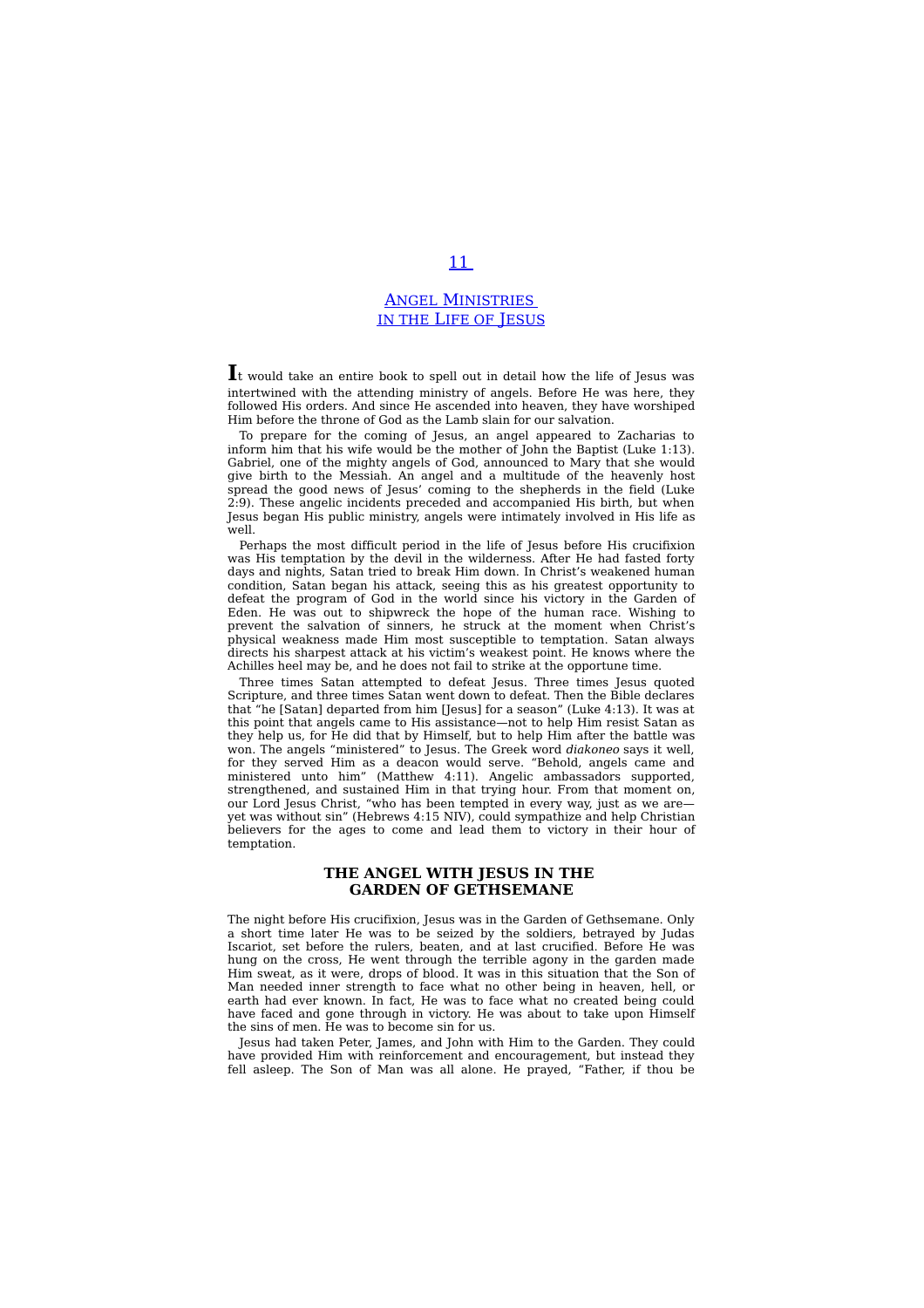# 11

# ANGEL MINISTRIES IN THE LIFE OF JESUS

It would take an entire book to spell out in detail how the life of Jesus was intertwined with the attending ministry of angels. Before He was here, they followed His orders. And since He ascended into heaven, they have worshiped Him before the throne of God as the Lamb slain for our salvation.

To prepare for the coming of Jesus, an angel appeared to Zacharias to inform him that his wife would be the mother of John the Baptist (Luke 1:13). Gabriel, one of the mighty angels of God, announced to Mary that she would give birth to the Messiah. An angel and a multitude of the heavenly host spread the good news of Jesus' coming to the shepherds in the field (Luke 2:9). These angelic incidents preceded and accompanied His birth, but when Jesus began His public ministry, angels were intimately involved in His life as well.

Perhaps the most difficult period in the life of Jesus before His crucifixion was His temptation by the devil in the wilderness. After He had fasted forty days and nights, Satan tried to break Him down. In Christ's weakened human condition, Satan began his attack, seeing this as his greatest opportunity to defeat the program of God in the world since his victory in the Garden of Eden. He was out to shipwreck the hope of the human race. Wishing to prevent the salvation of sinners, he struck at the moment when Christ's physical weakness made Him most susceptible to temptation. Satan always directs his sharpest attack at his victim's weakest point. He knows where the Achilles heel may be, and he does not fail to strike at the opportune time.

Three times Satan attempted to defeat Jesus. Three times Jesus quoted Scripture, and three times Satan went down to defeat. Then the Bible declares that "he [Satan] departed from him [Jesus] for a season" (Luke 4:13). It was at this point that angels came to His assistance—not to help Him resist Satan as they help us, for He did that by Himself, but to help Him after the battle was won. The angels "ministered" to Jesus. The Greek word *diakoneo* says it well, for they served Him as a deacon would serve. "Behold, angels came and ministered unto him" (Matthew 4:11). Angelic ambassadors supported, strengthened, and sustained Him in that trying hour. From that moment on, our Lord Jesus Christ, "who has been tempted in every way, just as we are—yet was without sin" (Hebrews 4:15 NIV), could sympathize and help Christian believers for the ages to come and lead them to victory in their hour of temptation.

## THE ANGEL WITH JESUS IN THE GARDEN OF GETHSEMANE

The night before His crucifixion, Jesus was in the Garden of Gethsemane. Only a short time later He was to be seized by the soldiers, betrayed by Judas Iscariot, set before the rulers, beaten, and at last crucified. Before He was hung on the cross, He went through the terrible agony in the garden made Him sweat, as it were, drops of blood. It was in this situation that the Son of Man needed inner strength to face what no other being in heaven, hell, or earth had ever known. In fact, He was to face what no created being could have faced and gone through in victory. He was about to take upon Himself the sins of men. He was to become sin for us.

Jesus had taken Peter, James, and John with Him to the Garden. They could have provided Him with reinforcement and encouragement, but instead they fell asleep. The Son of Man was all alone. He prayed, "Father, if thou be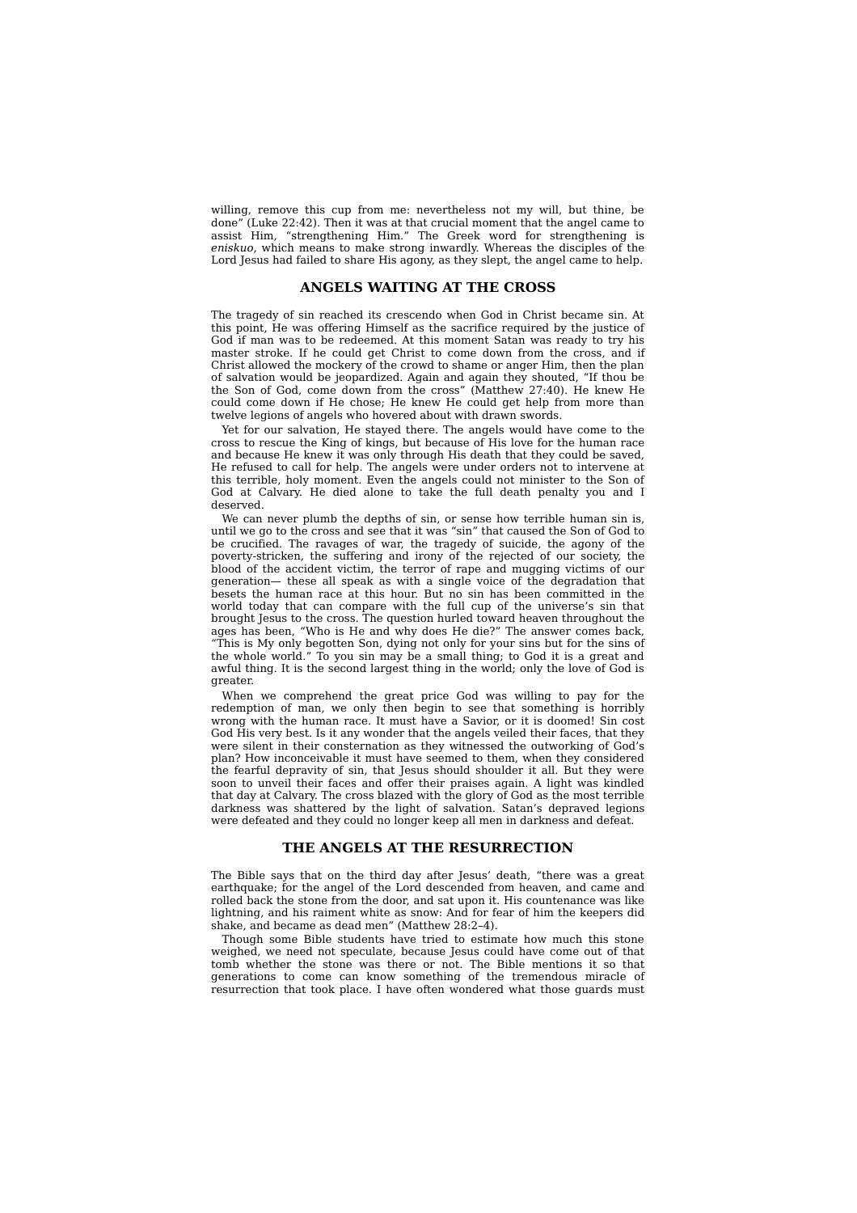willing, remove this cup from me: nevertheless not my will, but thine, be done" (Luke 22:42). Then it was at that crucial moment that the angel came to assist Him, "strengthening Him." The Greek word for strengthening is *eniskuo*, which means to make strong inwardly. Whereas the disciples of the Lord Jesus had failed to share His agony, as they slept, the angel came to help.

## ANGELS WAITING AT THE CROSS

The tragedy of sin reached its crescendo when God in Christ became sin. At this point, He was offering Himself as the sacrifice required by the justice of God if man was to be redeemed. At this moment Satan was ready to try his master stroke. If he could get Christ to come down from the cross, and if Christ allowed the mockery of the crowd to shame or anger Him, then the plan of salvation would be jeopardized. Again and again they shouted, "If thou be the Son of God, come down from the cross" (Matthew 27:40). He knew He could come down if He chose; He knew He could get help from more than twelve legions of angels who hovered about with drawn swords.

Yet for our salvation, He stayed there. The angels would have come to the cross to rescue the King of kings, but because of His love for the human race and because He knew it was only through His death that they could be saved, He refused to call for help. The angels were under orders not to intervene at this terrible, holy moment. Even the angels could not minister to the Son of God at Calvary. He died alone to take the full death penalty you and I deserved.

We can never plumb the depths of sin, or sense how terrible human sin is, until we go to the cross and see that it was "sin" that caused the Son of God to be crucified. The ravages of war, the tragedy of suicide, the agony of the poverty-stricken, the suffering and irony of the rejected of our society, the blood of the accident victim, the terror of rape and mugging victims of our generation— these all speak as with a single voice of the degradation that besets the human race at this hour. But no sin has been committed in the world today that can compare with the full cup of the universe's sin that brought Jesus to the cross. The question hurled toward heaven throughout the ages has been, "Who is He and why does He die?" The answer comes back, "This is My only begotten Son, dying not only for your sins but for the sins of the whole world." To you sin may be a small thing; to God it is a great and awful thing. It is the second largest thing in the world; only the love of God is greater.

When we comprehend the great price God was willing to pay for the redemption of man, we only then begin to see that something is horribly wrong with the human race. It must have a Savior, or it is doomed! Sin cost God His very best. Is it any wonder that the angels veiled their faces, that they were silent in their consternation as they witnessed the outworking of God's plan? How inconceivable it must have seemed to them, when they considered the fearful depravity of sin, that Jesus should shoulder it all. But they were soon to unveil their faces and offer their praises again. A light was kindled that day at Calvary. The cross blazed with the glory of God as the most terrible darkness was shattered by the light of salvation. Satan's depraved legions were defeated and they could no longer keep all men in darkness and defeat.

## THE ANGELS AT THE RESURRECTION

The Bible says that on the third day after Jesus' death, "there was a great earthquake; for the angel of the Lord descended from heaven, and came and rolled back the stone from the door, and sat upon it. His countenance was like lightning, and his raiment white as snow: And for fear of him the keepers did shake, and became as dead men" (Matthew 28:2–4).

Though some Bible students have tried to estimate how much this stone weighed, we need not speculate, because Jesus could have come out of that tomb whether the stone was there or not. The Bible mentions it so that generations to come can know something of the tremendous miracle of resurrection that took place. I have often wondered what those guards must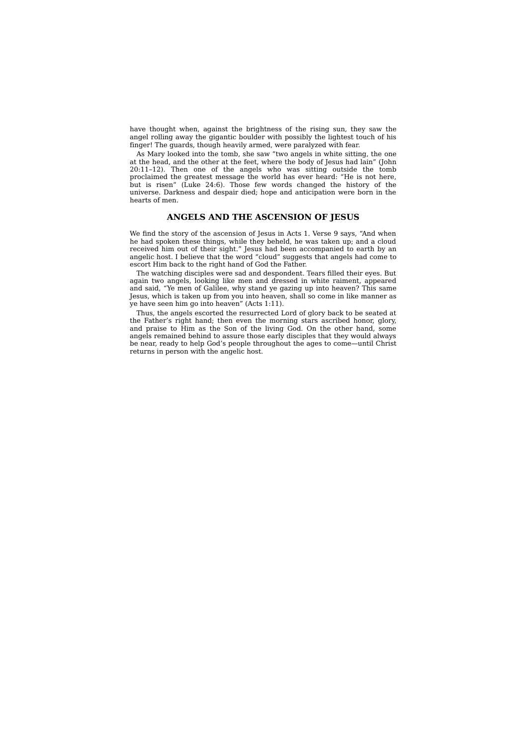have thought when, against the brightness of the rising sun, they saw the angel rolling away the gigantic boulder with possibly the lightest touch of his finger! The guards, though heavily armed, were paralyzed with fear.

As Mary looked into the tomb, she saw "two angels in white sitting, the one at the head, and the other at the feet, where the body of Jesus had lain" (John 20:11–12). Then one of the angels who was sitting outside the tomb proclaimed the greatest message the world has ever heard: "He is not here, but is risen" (Luke 24:6). Those few words changed the history of the universe. Darkness and despair died; hope and anticipation were born in the hearts of men.

## ANGELS AND THE ASCENSION OF JESUS

We find the story of the ascension of Jesus in Acts 1. Verse 9 says, "And when he had spoken these things, while they beheld, he was taken up; and a cloud received him out of their sight." Jesus had been accompanied to earth by an angelic host. I believe that the word "cloud" suggests that angels had come to escort Him back to the right hand of God the Father.

The watching disciples were sad and despondent. Tears filled their eyes. But again two angels, looking like men and dressed in white raiment, appeared and said, "Ye men of Galilee, why stand ye gazing up into heaven? This same Jesus, which is taken up from you into heaven, shall so come in like manner as ye have seen him go into heaven" (Acts 1:11).

Thus, the angels escorted the resurrected Lord of glory back to be seated at the Father's right hand; then even the morning stars ascribed honor, glory, and praise to Him as the Son of the living God. On the other hand, some angels remained behind to assure those early disciples that they would always be near, ready to help God's people throughout the ages to come—until Christ returns in person with the angelic host.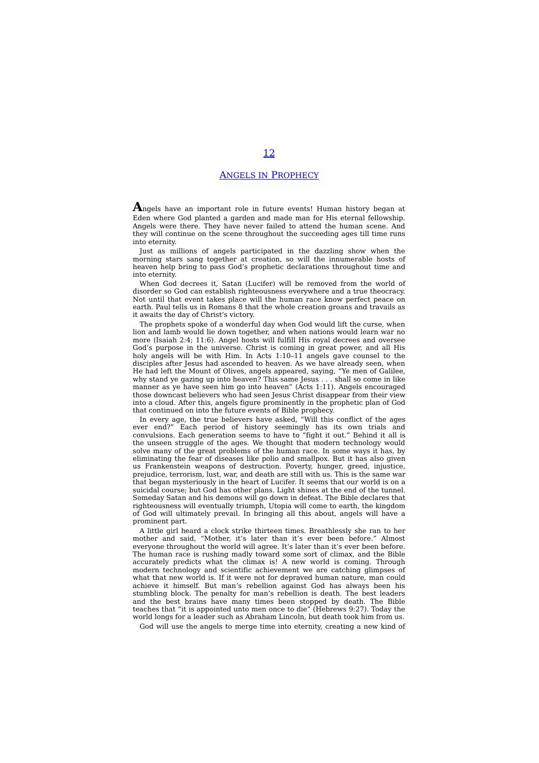# 12

# ANGELS IN PROPHECY

**A**ngels have an important role in future events! Human history began at Eden where God planted a garden and made man for His eternal fellowship. Angels were there. They have never failed to attend the human scene. And they will continue on the scene throughout the succeeding ages till time runs into eternity.

Just as millions of angels participated in the dazzling show when the morning stars sang together at creation, so will the innumerable hosts of heaven help bring to pass God's prophetic declarations throughout time and into eternity.

When God decrees it, Satan (Lucifer) will be removed from the world of disorder so God can establish righteousness everywhere and a true theocracy. Not until that event takes place will the human race know perfect peace on earth. Paul tells us in Romans 8 that the whole creation groans and travails as it awaits the day of Christ's victory.

The prophets spoke of a wonderful day when God would lift the curse, when lion and lamb would lie down together, and when nations would learn war no more (Isaiah 2:4; 11:6). Angel hosts will fulfill His royal decrees and oversee God's purpose in the universe. Christ is coming in great power, and all His holy angels will be with Him. In Acts 1:10–11 angels gave counsel to the disciples after Jesus had ascended to heaven. As we have already seen, when He had left the Mount of Olives, angels appeared, saying, "Ye men of Galilee, why stand ye gazing up into heaven? This same Jesus . . . shall so come in like manner as ye have seen him go into heaven" (Acts 1:11). Angels encouraged those downcast believers who had seen Jesus Christ disappear from their view into a cloud. After this, angels figure prominently in the prophetic plan of God that continued on into the future events of Bible prophecy.

In every age, the true believers have asked, "Will this conflict of the ages ever end?" Each period of history seemingly has its own trials and convulsions. Each generation seems to have to "fight it out." Behind it all is the unseen struggle of the ages. We thought that modern technology would solve many of the great problems of the human race. In some ways it has, by eliminating the fear of diseases like polio and smallpox. But it has also given us Frankenstein weapons of destruction. Poverty, hunger, greed, injustice, prejudice, terrorism, lust, war, and death are still with us. This is the same war that began mysteriously in the heart of Lucifer. It seems that our world is on a suicidal course; but God has other plans. Light shines at the end of the tunnel. Someday Satan and his demons will go down in defeat. The Bible declares that righteousness will eventually triumph, Utopia will come to earth, the kingdom of God will ultimately prevail. In bringing all this about, angels will have a prominent part.

A little girl heard a clock strike thirteen times. Breathlessly she ran to her mother and said, "Mother, it's later than it's ever been before." Almost everyone throughout the world will agree. It's later than it's ever been before. The human race is rushing madly toward some sort of climax, and the Bible accurately predicts what the climax is! A new world is coming. Through modern technology and scientific achievement we are catching glimpses of what that new world is. If it were not for depraved human nature, man could achieve it himself. But man's rebellion against God has always been his stumbling block. The penalty for man's rebellion is death. The best leaders and the best brains have many times been stopped by death. The Bible teaches that "it is appointed unto men once to die" (Hebrews 9:27). Today the world longs for a leader such as Abraham Lincoln, but death took him from us.

God will use the angels to merge time into eternity, creating a new kind of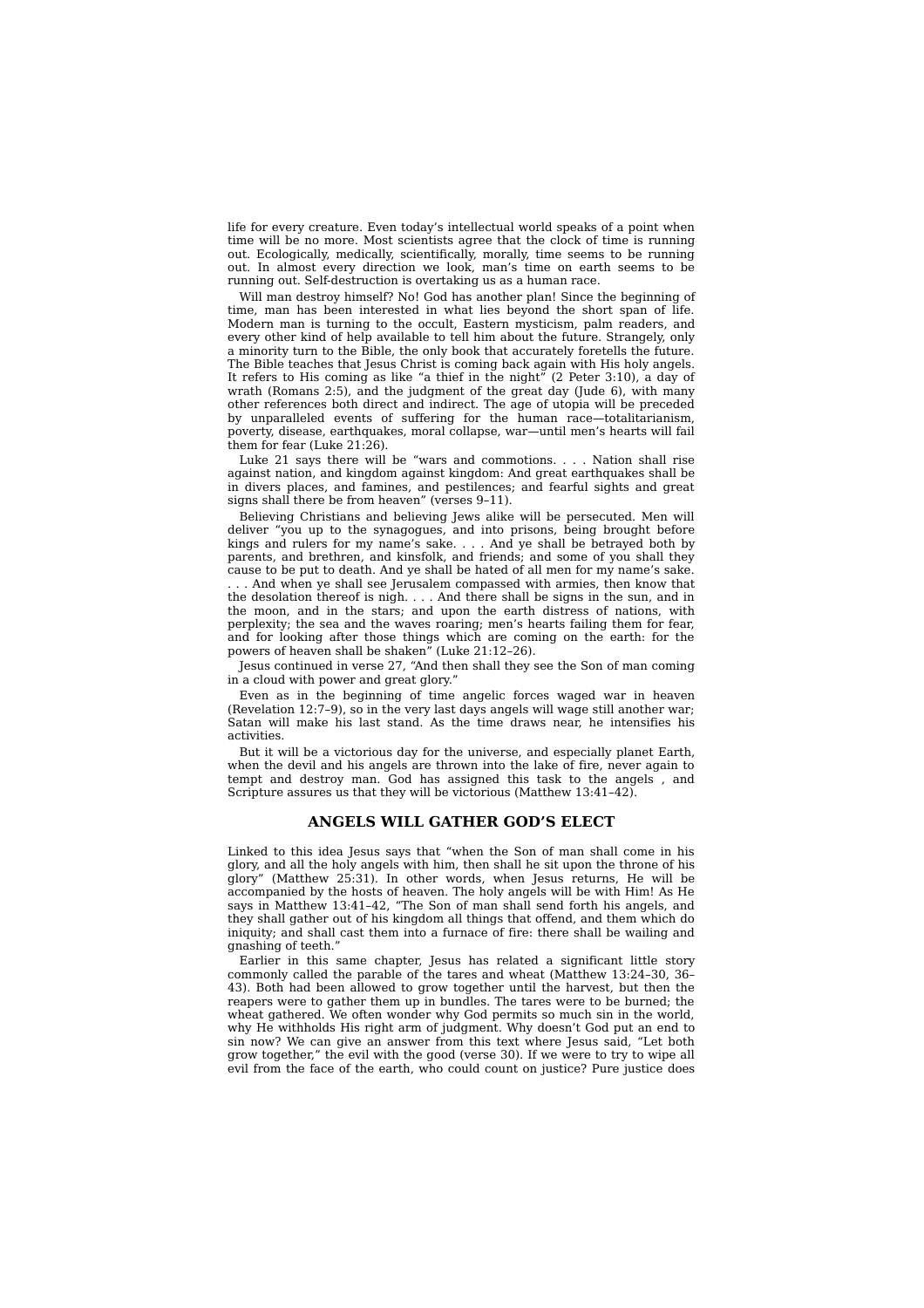life for every creature. Even today's intellectual world speaks of a point when time will be no more. Most scientists agree that the clock of time is running out. Ecologically, medically, scientifically, morally, time seems to be running out. In almost every direction we look, man's time on earth seems to be running out. Self-destruction is overtaking us as a human race.

Will man destroy himself? No! God has another plan! Since the beginning of time, man has been interested in what lies beyond the short span of life. Modern man is turning to the occult, Eastern mysticism, palm readers, and every other kind of help available to tell him about the future. Strangely, only a minority turn to the Bible, the only book that accurately foretells the future. The Bible teaches that Jesus Christ is coming back again with His holy angels. It refers to His coming as like "a thief in the night" (2 Peter 3:10), a day of wrath (Romans 2:5), and the judgment of the great day (Jude 6), with many other references both direct and indirect. The age of utopia will be preceded by unparalleled events of suffering for the human race—totalitarianism, poverty, disease, earthquakes, moral collapse, war—until men's hearts will fail them for fear (Luke 21:26).

Luke 21 says there will be "wars and commotions. . . . Nation shall rise against nation, and kingdom against kingdom: And great earthquakes shall be in divers places, and famines, and pestilences; and fearful sights and great signs shall there be from heaven" (verses 9–11).

Believing Christians and believing Jews alike will be persecuted. Men will deliver "you up to the synagogues, and into prisons, being brought before kings and rulers for my name's sake. . . . And ye shall be betrayed both by parents, and brethren, and kinsfolk, and friends; and some of you shall they cause to be put to death. And ye shall be hated of all men for my name's sake. . . . And when ye shall see Jerusalem compassed with armies, then know that the desolation thereof is nigh. . . . And there shall be signs in the sun, and in the moon, and in the stars; and upon the earth distress of nations, with perplexity; the sea and the waves roaring; men's hearts failing them for fear, and for looking after those things which are coming on the earth: for the powers of heaven shall be shaken" (Luke 21:12–26).

Jesus continued in verse 27, "And then shall they see the Son of man coming in a cloud with power and great glory."

Even as in the beginning of time angelic forces waged war in heaven (Revelation 12:7–9), so in the very last days angels will wage still another war; Satan will make his last stand. As the time draws near, he intensifies his activities.

But it will be a victorious day for the universe, and especially planet Earth, when the devil and his angels are thrown into the lake of fire, never again to tempt and destroy man. God has assigned this task to the angels , and Scripture assures us that they will be victorious (Matthew 13:41–42).

## ANGELS WILL GATHER GOD'S ELECT

Linked to this idea Jesus says that "when the Son of man shall come in his glory, and all the holy angels with him, then shall he sit upon the throne of his glory" (Matthew 25:31). In other words, when Jesus returns, He will be accompanied by the hosts of heaven. The holy angels will be with Him! As He says in Matthew 13:41–42, "The Son of man shall send forth his angels, and they shall gather out of his kingdom all things that offend, and them which do iniquity; and shall cast them into a furnace of fire: there shall be wailing and gnashing of teeth."

Earlier in this same chapter, Jesus has related a significant little story commonly called the parable of the tares and wheat (Matthew 13:24–30, 36–43). Both had been allowed to grow together until the harvest, but then the reapers were to gather them up in bundles. The tares were to be burned; the wheat gathered. We often wonder why God permits so much sin in the world, why He withholds His right arm of judgment. Why doesn't God put an end to sin now? We can give an answer from this text where Jesus said, "Let both grow together," the evil with the good (verse 30). If we were to try to wipe all evil from the face of the earth, who could count on justice? Pure justice does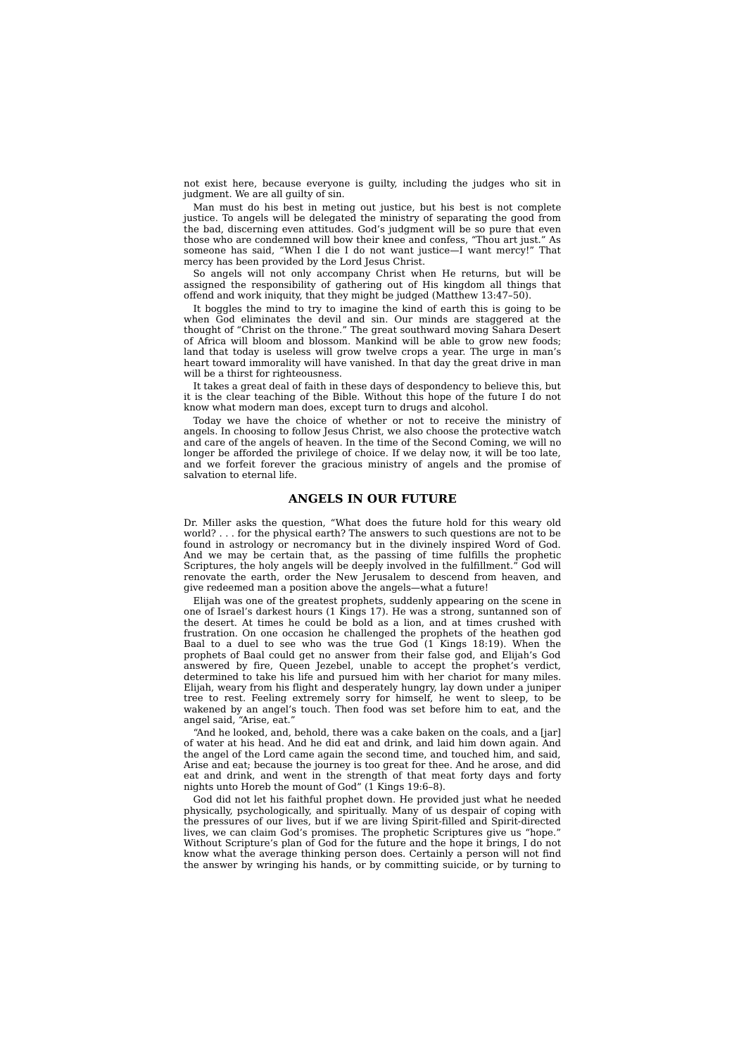not exist here, because everyone is guilty, including the judges who sit in judgment. We are all guilty of sin.

Man must do his best in meting out justice, but his best is not complete justice. To angels will be delegated the ministry of separating the good from the bad, discerning even attitudes. God's judgment will be so pure that even those who are condemned will bow their knee and confess, "Thou art just." As someone has said, "When I die I do not want justice—I want mercy!" That mercy has been provided by the Lord Jesus Christ.

So angels will not only accompany Christ when He returns, but will be assigned the responsibility of gathering out of His kingdom all things that offend and work iniquity, that they might be judged (Matthew 13:47–50).

It boggles the mind to try to imagine the kind of earth this is going to be when God eliminates the devil and sin. Our minds are staggered at the thought of "Christ on the throne." The great southward moving Sahara Desert of Africa will bloom and blossom. Mankind will be able to grow new foods; land that today is useless will grow twelve crops a year. The urge in man's heart toward immorality will have vanished. In that day the great drive in man will be a thirst for righteousness.

It takes a great deal of faith in these days of despondency to believe this, but it is the clear teaching of the Bible. Without this hope of the future I do not know what modern man does, except turn to drugs and alcohol.

Today we have the choice of whether or not to receive the ministry of angels. In choosing to follow Jesus Christ, we also choose the protective watch and care of the angels of heaven. In the time of the Second Coming, we will no longer be afforded the privilege of choice. If we delay now, it will be too late, and we forfeit forever the gracious ministry of angels and the promise of salvation to eternal life.

## ANGELS IN OUR FUTURE

Dr. Miller asks the question, "What does the future hold for this weary old world? . . . for the physical earth? The answers to such questions are not to be found in astrology or necromancy but in the divinely inspired Word of God. And we may be certain that, as the passing of time fulfills the prophetic Scriptures, the holy angels will be deeply involved in the fulfillment." God will renovate the earth, order the New Jerusalem to descend from heaven, and give redeemed man a position above the angels—what a future!

Elijah was one of the greatest prophets, suddenly appearing on the scene in one of Israel's darkest hours (1 Kings 17). He was a strong, suntanned son of the desert. At times he could be bold as a lion, and at times crushed with frustration. On one occasion he challenged the prophets of the heathen god Baal to a duel to see who was the true God (1 Kings 18:19). When the prophets of Baal could get no answer from their false god, and Elijah's God answered by fire, Queen Jezebel, unable to accept the prophet's verdict, determined to take his life and pursued him with her chariot for many miles. Elijah, weary from his flight and desperately hungry, lay down under a juniper tree to rest. Feeling extremely sorry for himself, he went to sleep, to be wakened by an angel's touch. Then food was set before him to eat, and the angel said, "Arise, eat."

"And he looked, and, behold, there was a cake baken on the coals, and a [jar] of water at his head. And he did eat and drink, and laid him down again. And the angel of the Lord came again the second time, and touched him, and said, Arise and eat; because the journey is too great for thee. And he arose, and did eat and drink, and went in the strength of that meat forty days and forty nights unto Horeb the mount of God" (1 Kings 19:6–8).

God did not let his faithful prophet down. He provided just what he needed physically, psychologically, and spiritually. Many of us despair of coping with the pressures of our lives, but if we are living Spirit-filled and Spirit-directed lives, we can claim God's promises. The prophetic Scriptures give us "hope." Without Scripture's plan of God for the future and the hope it brings, I do not know what the average thinking person does. Certainly a person will not find the answer by wringing his hands, or by committing suicide, or by turning to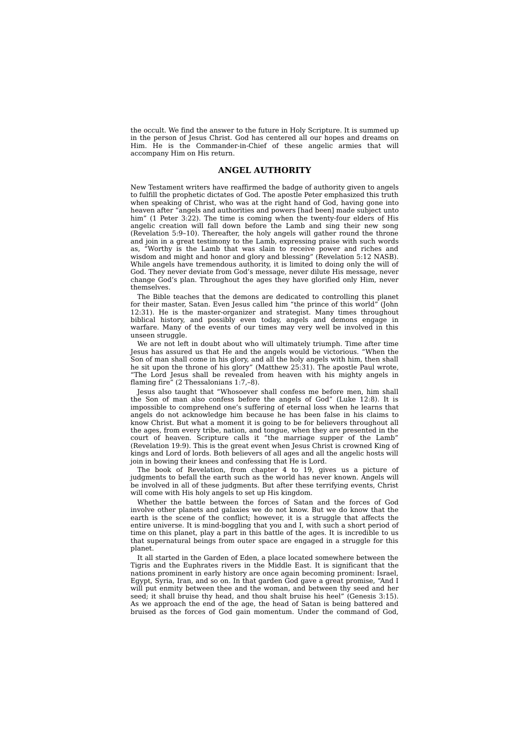the occult. We find the answer to the future in Holy Scripture. It is summed up in the person of Jesus Christ. God has centered all our hopes and dreams on Him. He is the Commander-in-Chief of these angelic armies that will accompany Him on His return.

## ANGEL AUTHORITY

New Testament writers have reaffirmed the badge of authority given to angels to fulfill the prophetic dictates of God. The apostle Peter emphasized this truth when speaking of Christ, who was at the right hand of God, having gone into heaven after "angels and authorities and powers [had been] made subject unto him" (1 Peter 3:22). The time is coming when the twenty-four elders of His angelic creation will fall down before the Lamb and sing their new song (Revelation 5:9–10). Thereafter, the holy angels will gather round the throne and join in a great testimony to the Lamb, expressing praise with such words as, "Worthy is the Lamb that was slain to receive power and riches and wisdom and might and honor and glory and blessing" (Revelation 5:12 NASB). While angels have tremendous authority, it is limited to doing only the will of God. They never deviate from God's message, never dilute His message, never change God's plan. Throughout the ages they have glorified only Him, never themselves.

The Bible teaches that the demons are dedicated to controlling this planet for their master, Satan. Even Jesus called him "the prince of this world" (John 12:31). He is the master-organizer and strategist. Many times throughout biblical history, and possibly even today, angels and demons engage in warfare. Many of the events of our times may very well be involved in this unseen struggle.

We are not left in doubt about who will ultimately triumph. Time after time Jesus has assured us that He and the angels would be victorious. "When the Son of man shall come in his glory, and all the holy angels with him, then shall he sit upon the throne of his glory" (Matthew 25:31). The apostle Paul wrote, "The Lord Jesus shall be revealed from heaven with his mighty angels in flaming fire" (2 Thessalonians 1:7,–8).

Jesus also taught that "Whosoever shall confess me before men, him shall the Son of man also confess before the angels of God" (Luke 12:8). It is impossible to comprehend one's suffering of eternal loss when he learns that angels do not acknowledge him because he has been false in his claims to know Christ. But what a moment it is going to be for believers throughout all the ages, from every tribe, nation, and tongue, when they are presented in the court of heaven. Scripture calls it "the marriage supper of the Lamb" (Revelation 19:9). This is the great event when Jesus Christ is crowned King of kings and Lord of lords. Both believers of all ages and all the angelic hosts will join in bowing their knees and confessing that He is Lord.

The book of Revelation, from chapter 4 to 19, gives us a picture of judgments to befall the earth such as the world has never known. Angels will be involved in all of these judgments. But after these terrifying events, Christ will come with His holy angels to set up His kingdom.

Whether the battle between the forces of Satan and the forces of God involve other planets and galaxies we do not know. But we do know that the earth is the scene of the conflict; however, it is a struggle that affects the entire universe. It is mind-boggling that you and I, with such a short period of time on this planet, play a part in this battle of the ages. It is incredible to us that supernatural beings from outer space are engaged in a struggle for this planet.

It all started in the Garden of Eden, a place located somewhere between the Tigris and the Euphrates rivers in the Middle East. It is significant that the nations prominent in early history are once again becoming prominent: Israel, Egypt, Syria, Iran, and so on. In that garden God gave a great promise, "And I will put enmity between thee and the woman, and between thy seed and her seed; it shall bruise thy head, and thou shalt bruise his heel" (Genesis 3:15). As we approach the end of the age, the head of Satan is being battered and bruised as the forces of God gain momentum. Under the command of God,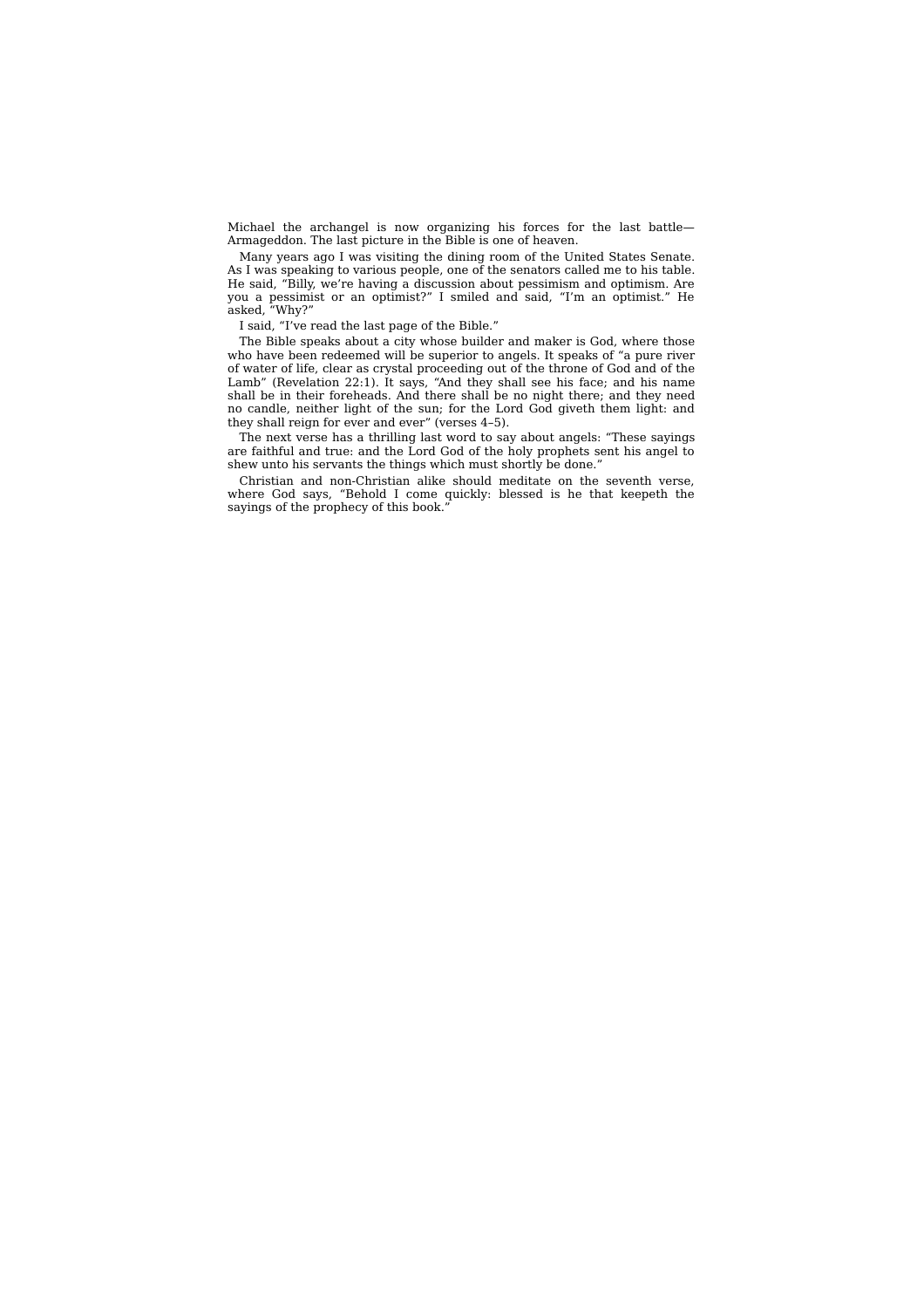Michael the archangel is now organizing his forces for the last battle—Armageddon. The last picture in the Bible is one of heaven.

Many years ago I was visiting the dining room of the United States Senate. As I was speaking to various people, one of the senators called me to his table. He said, “Billy, we’re having a discussion about pessimism and optimism. Are you a pessimist or an optimist?” I smiled and said, “I’m an optimist.” He asked, “Why?”

I said, “I’ve read the last page of the Bible.”

The Bible speaks about a city whose builder and maker is God, where those who have been redeemed will be superior to angels. It speaks of “a pure river of water of life, clear as crystal proceeding out of the throne of God and of the Lamb” (Revelation 22:1). It says, “And they shall see his face; and his name shall be in their foreheads. And there shall be no night there; and they need no candle, neither light of the sun; for the Lord God giveth them light: and they shall reign for ever and ever” (verses 4–5).

The next verse has a thrilling last word to say about angels: “These sayings are faithful and true: and the Lord God of the holy prophets sent his angel to shew unto his servants the things which must shortly be done.”

Christian and non-Christian alike should meditate on the seventh verse, where God says, “Behold I come quickly: blessed is he that keepeth the sayings of the prophecy of this book.”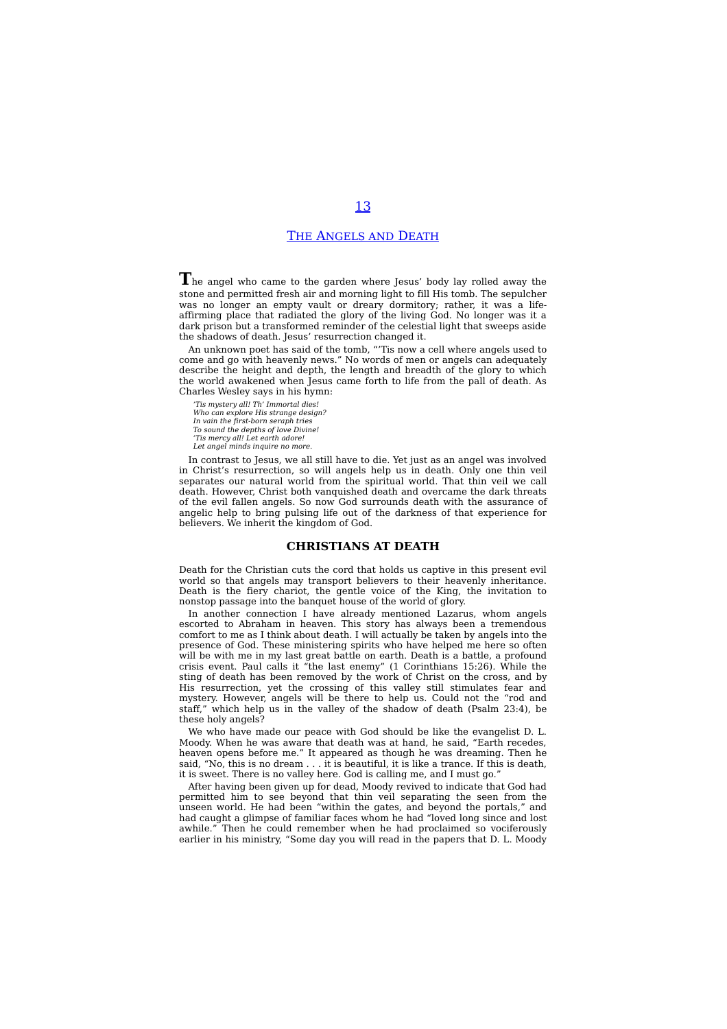# 13

# THE ANGELS AND DEATH

The angel who came to the garden where Jesus' body lay rolled away the stone and permitted fresh air and morning light to fill His tomb. The sepulcher was no longer an empty vault or dreary dormitory; rather, it was a life-affirming place that radiated the glory of the living God. No longer was it a dark prison but a transformed reminder of the celestial light that sweeps aside the shadows of death. Jesus' resurrection changed it.

An unknown poet has said of the tomb, "'Tis now a cell where angels used to come and go with heavenly news." No words of men or angels can adequately describe the height and depth, the length and breadth of the glory to which the world awakened when Jesus came forth to life from the pall of death. As Charles Wesley says in his hymn:

*'Tis mystery all! Th' Immortal dies!*
*Who can explore His strange design?*
*In vain the first-born seraph tries*
*To sound the depths of love Divine!*
*'Tis mercy all! Let earth adore!*
*Let angel minds inquire no more.*

In contrast to Jesus, we all still have to die. Yet just as an angel was involved in Christ's resurrection, so will angels help us in death. Only one thin veil separates our natural world from the spiritual world. That thin veil we call death. However, Christ both vanquished death and overcame the dark threats of the evil fallen angels. So now God surrounds death with the assurance of angelic help to bring pulsing life out of the darkness of that experience for believers. We inherit the kingdom of God.

## CHRISTIANS AT DEATH

Death for the Christian cuts the cord that holds us captive in this present evil world so that angels may transport believers to their heavenly inheritance. Death is the fiery chariot, the gentle voice of the King, the invitation to nonstop passage into the banquet house of the world of glory.

In another connection I have already mentioned Lazarus, whom angels escorted to Abraham in heaven. This story has always been a tremendous comfort to me as I think about death. I will actually be taken by angels into the presence of God. These ministering spirits who have helped me here so often will be with me in my last great battle on earth. Death is a battle, a profound crisis event. Paul calls it "the last enemy" (1 Corinthians 15:26). While the sting of death has been removed by the work of Christ on the cross, and by His resurrection, yet the crossing of this valley still stimulates fear and mystery. However, angels will be there to help us. Could not the "rod and staff," which help us in the valley of the shadow of death (Psalm 23:4), be these holy angels?

We who have made our peace with God should be like the evangelist D. L. Moody. When he was aware that death was at hand, he said, "Earth recedes, heaven opens before me." It appeared as though he was dreaming. Then he said, "No, this is no dream . . . it is beautiful, it is like a trance. If this is death, it is sweet. There is no valley here. God is calling me, and I must go."

After having been given up for dead, Moody revived to indicate that God had permitted him to see beyond that thin veil separating the seen from the unseen world. He had been "within the gates, and beyond the portals," and had caught a glimpse of familiar faces whom he had "loved long since and lost awhile." Then he could remember when he had proclaimed so vociferously earlier in his ministry, "Some day you will read in the papers that D. L. Moody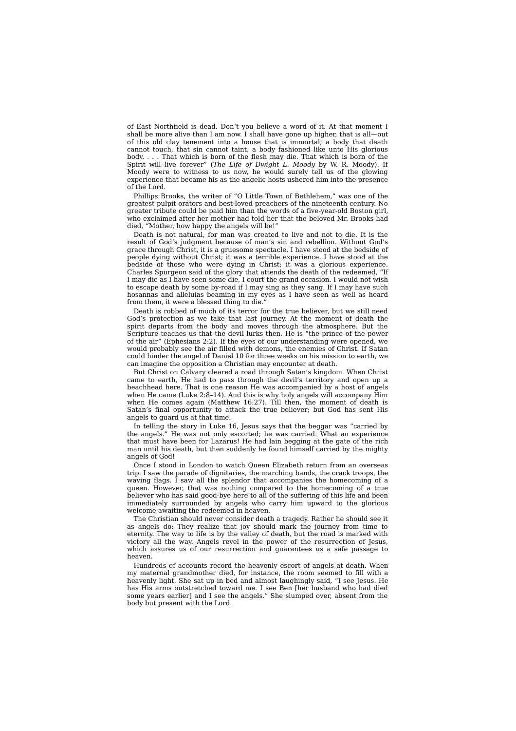of East Northfield is dead. Don't you believe a word of it. At that moment I shall be more alive than I am now. I shall have gone up higher, that is all—out of this old clay tenement into a house that is immortal; a body that death cannot touch, that sin cannot taint, a body fashioned like unto His glorious body. . . . That which is born of the flesh may die. That which is born of the Spirit will live forever" (*The Life of Dwight L. Moody* by W. R. Moody). If Moody were to witness to us now, he would surely tell us of the glowing experience that became his as the angelic hosts ushered him into the presence of the Lord.

Phillips Brooks, the writer of "O Little Town of Bethlehem," was one of the greatest pulpit orators and best-loved preachers of the nineteenth century. No greater tribute could be paid him than the words of a five-year-old Boston girl, who exclaimed after her mother had told her that the beloved Mr. Brooks had died, "Mother, how happy the angels will be!"

Death is not natural, for man was created to live and not to die. It is the result of God's judgment because of man's sin and rebellion. Without God's grace through Christ, it is a gruesome spectacle. I have stood at the bedside of people dying without Christ; it was a terrible experience. I have stood at the bedside of those who were dying in Christ; it was a glorious experience. Charles Spurgeon said of the glory that attends the death of the redeemed, "If I may die as I have seen some die, I court the grand occasion. I would not wish to escape death by some by-road if I may sing as they sang. If I may have such hosannas and alleluias beaming in my eyes as I have seen as well as heard from them, it were a blessed thing to die."

Death is robbed of much of its terror for the true believer, but we still need God's protection as we take that last journey. At the moment of death the spirit departs from the body and moves through the atmosphere. But the Scripture teaches us that the devil lurks then. He is "the prince of the power of the air" (Ephesians 2:2). If the eyes of our understanding were opened, we would probably see the air filled with demons, the enemies of Christ. If Satan could hinder the angel of Daniel 10 for three weeks on his mission to earth, we can imagine the opposition a Christian may encounter at death.

But Christ on Calvary cleared a road through Satan's kingdom. When Christ came to earth, He had to pass through the devil's territory and open up a beachhead here. That is one reason He was accompanied by a host of angels when He came (Luke 2:8–14). And this is why holy angels will accompany Him when He comes again (Matthew 16:27). Till then, the moment of death is Satan's final opportunity to attack the true believer; but God has sent His angels to guard us at that time.

In telling the story in Luke 16, Jesus says that the beggar was "carried by the angels." He was not only escorted; he was carried. What an experience that must have been for Lazarus! He had lain begging at the gate of the rich man until his death, but then suddenly he found himself carried by the mighty angels of God!

Once I stood in London to watch Queen Elizabeth return from an overseas trip. I saw the parade of dignitaries, the marching bands, the crack troops, the waving flags. I saw all the splendor that accompanies the homecoming of a queen. However, that was nothing compared to the homecoming of a true believer who has said good-bye here to all of the suffering of this life and been immediately surrounded by angels who carry him upward to the glorious welcome awaiting the redeemed in heaven.

The Christian should never consider death a tragedy. Rather he should see it as angels do: They realize that joy should mark the journey from time to eternity. The way to life is by the valley of death, but the road is marked with victory all the way. Angels revel in the power of the resurrection of Jesus, which assures us of our resurrection and guarantees us a safe passage to heaven.

Hundreds of accounts record the heavenly escort of angels at death. When my maternal grandmother died, for instance, the room seemed to fill with a heavenly light. She sat up in bed and almost laughingly said, "I see Jesus. He has His arms outstretched toward me. I see Ben [her husband who had died some years earlier] and I see the angels." She slumped over, absent from the body but present with the Lord.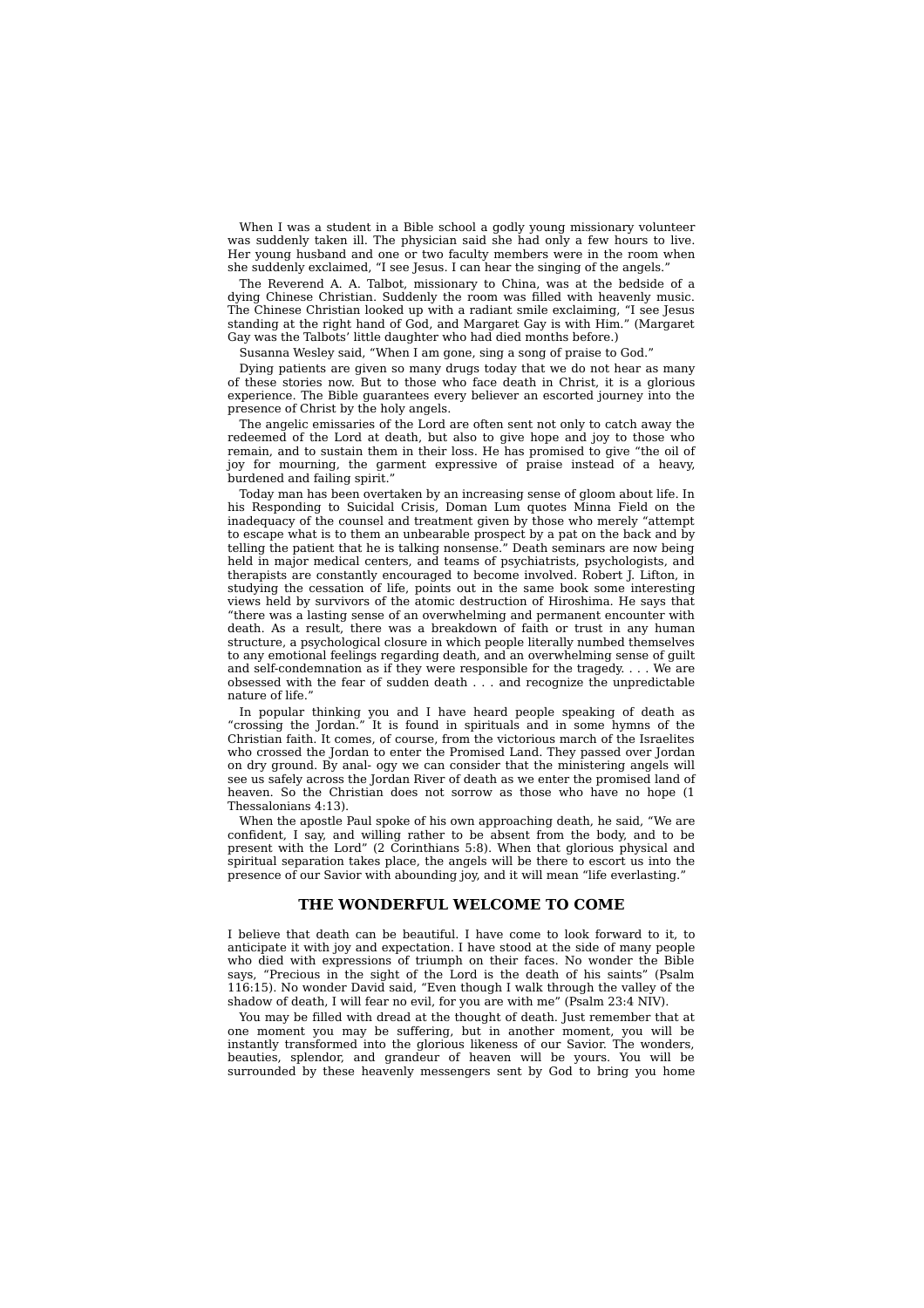When I was a student in a Bible school a godly young missionary volunteer was suddenly taken ill. The physician said she had only a few hours to live. Her young husband and one or two faculty members were in the room when she suddenly exclaimed, “I see Jesus. I can hear the singing of the angels.”

The Reverend A. A. Talbot, missionary to China, was at the bedside of a dying Chinese Christian. Suddenly the room was filled with heavenly music. The Chinese Christian looked up with a radiant smile exclaiming, “I see Jesus standing at the right hand of God, and Margaret Gay is with Him.” (Margaret Gay was the Talbots’ little daughter who had died months before.)

Susanna Wesley said, “When I am gone, sing a song of praise to God.”

Dying patients are given so many drugs today that we do not hear as many of these stories now. But to those who face death in Christ, it is a glorious experience. The Bible guarantees every believer an escorted journey into the presence of Christ by the holy angels.

The angelic emissaries of the Lord are often sent not only to catch away the redeemed of the Lord at death, but also to give hope and joy to those who remain, and to sustain them in their loss. He has promised to give “the oil of joy for mourning, the garment expressive of praise instead of a heavy, burdened and failing spirit.”

Today man has been overtaken by an increasing sense of gloom about life. In his Responding to Suicidal Crisis, Doman Lum quotes Minna Field on the inadequacy of the counsel and treatment given by those who merely “attempt to escape what is to them an unbearable prospect by a pat on the back and by telling the patient that he is talking nonsense.” Death seminars are now being held in major medical centers, and teams of psychiatrists, psychologists, and therapists are constantly encouraged to become involved. Robert J. Lifton, in studying the cessation of life, points out in the same book some interesting views held by survivors of the atomic destruction of Hiroshima. He says that “there was a lasting sense of an overwhelming and permanent encounter with death. As a result, there was a breakdown of faith or trust in any human structure, a psychological closure in which people literally numbed themselves to any emotional feelings regarding death, and an overwhelming sense of guilt and self-condemnation as if they were responsible for the tragedy. . . . We are obsessed with the fear of sudden death . . . and recognize the unpredictable nature of life.”

In popular thinking you and I have heard people speaking of death as “crossing the Jordan.” It is found in spirituals and in some hymns of the Christian faith. It comes, of course, from the victorious march of the Israelites who crossed the Jordan to enter the Promised Land. They passed over Jordan on dry ground. By anal- ogy we can consider that the ministering angels will see us safely across the Jordan River of death as we enter the promised land of heaven. So the Christian does not sorrow as those who have no hope (1 Thessalonians 4:13).

When the apostle Paul spoke of his own approaching death, he said, “We are confident, I say, and willing rather to be absent from the body, and to be present with the Lord” (2 Corinthians 5:8). When that glorious physical and spiritual separation takes place, the angels will be there to escort us into the presence of our Savior with abounding joy, and it will mean “life everlasting.”

## THE WONDERFUL WELCOME TO COME

I believe that death can be beautiful. I have come to look forward to it, to anticipate it with joy and expectation. I have stood at the side of many people who died with expressions of triumph on their faces. No wonder the Bible says, “Precious in the sight of the Lord is the death of his saints” (Psalm 116:15). No wonder David said, “Even though I walk through the valley of the shadow of death, I will fear no evil, for you are with me” (Psalm 23:4 NIV).

You may be filled with dread at the thought of death. Just remember that at one moment you may be suffering, but in another moment, you will be instantly transformed into the glorious likeness of our Savior. The wonders, beauties, splendor, and grandeur of heaven will be yours. You will be surrounded by these heavenly messengers sent by God to bring you home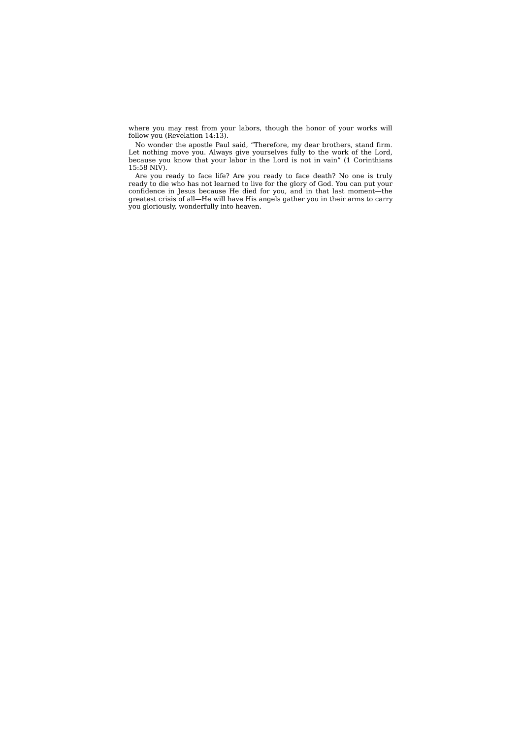where you may rest from your labors, though the honor of your works will follow you (Revelation 14:13).

No wonder the apostle Paul said, "Therefore, my dear brothers, stand firm. Let nothing move you. Always give yourselves fully to the work of the Lord, because you know that your labor in the Lord is not in vain" (1 Corinthians 15:58 NIV).

Are you ready to face life? Are you ready to face death? No one is truly ready to die who has not learned to live for the glory of God. You can put your confidence in Jesus because He died for you, and in that last moment—the greatest crisis of all—He will have His angels gather you in their arms to carry you gloriously, wonderfully into heaven.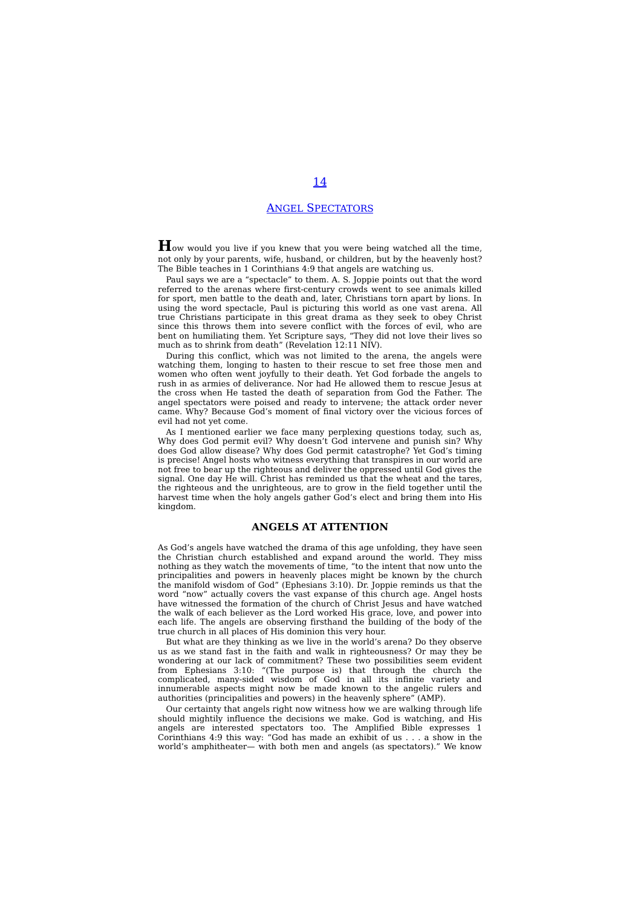# 14

## ANGEL SPECTATORS

How would you live if you knew that you were being watched all the time, not only by your parents, wife, husband, or children, but by the heavenly host? The Bible teaches in 1 Corinthians 4:9 that angels are watching us.

Paul says we are a "spectacle" to them. A. S. Joppie points out that the word referred to the arenas where first-century crowds went to see animals killed for sport, men battle to the death and, later, Christians torn apart by lions. In using the word spectacle, Paul is picturing this world as one vast arena. All true Christians participate in this great drama as they seek to obey Christ since this throws them into severe conflict with the forces of evil, who are bent on humiliating them. Yet Scripture says, "They did not love their lives so much as to shrink from death" (Revelation 12:11 NIV).

During this conflict, which was not limited to the arena, the angels were watching them, longing to hasten to their rescue to set free those men and women who often went joyfully to their death. Yet God forbade the angels to rush in as armies of deliverance. Nor had He allowed them to rescue Jesus at the cross when He tasted the death of separation from God the Father. The angel spectators were poised and ready to intervene; the attack order never came. Why? Because God's moment of final victory over the vicious forces of evil had not yet come.

As I mentioned earlier we face many perplexing questions today, such as, Why does God permit evil? Why doesn't God intervene and punish sin? Why does God allow disease? Why does God permit catastrophe? Yet God's timing is precise! Angel hosts who witness everything that transpires in our world are not free to bear up the righteous and deliver the oppressed until God gives the signal. One day He will. Christ has reminded us that the wheat and the tares, the righteous and the unrighteous, are to grow in the field together until the harvest time when the holy angels gather God's elect and bring them into His kingdom.

### ANGELS AT ATTENTION

As God's angels have watched the drama of this age unfolding, they have seen the Christian church established and expand around the world. They miss nothing as they watch the movements of time, "to the intent that now unto the principalities and powers in heavenly places might be known by the church the manifold wisdom of God" (Ephesians 3:10). Dr. Joppie reminds us that the word "now" actually covers the vast expanse of this church age. Angel hosts have witnessed the formation of the church of Christ Jesus and have watched the walk of each believer as the Lord worked His grace, love, and power into each life. The angels are observing firsthand the building of the body of the true church in all places of His dominion this very hour.

But what are they thinking as we live in the world's arena? Do they observe us as we stand fast in the faith and walk in righteousness? Or may they be wondering at our lack of commitment? These two possibilities seem evident from Ephesians 3:10: "(The purpose is) that through the church the complicated, many-sided wisdom of God in all its infinite variety and innumerable aspects might now be made known to the angelic rulers and authorities (principalities and powers) in the heavenly sphere" (AMP).

Our certainty that angels right now witness how we are walking through life should mightily influence the decisions we make. God is watching, and His angels are interested spectators too. The Amplified Bible expresses 1 Corinthians 4:9 this way: "God has made an exhibit of us . . . a show in the world's amphitheater— with both men and angels (as spectators)." We know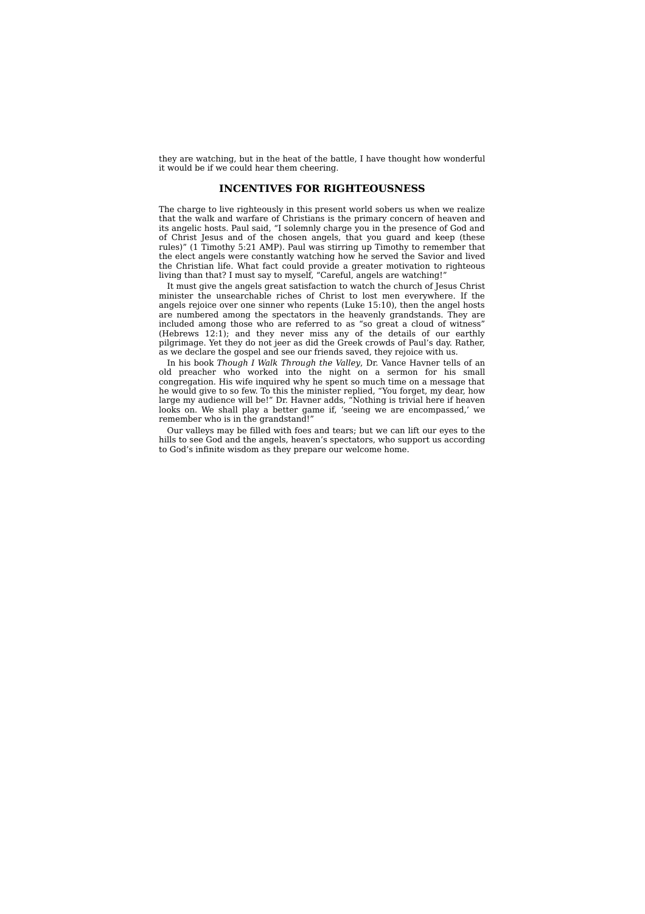they are watching, but in the heat of the battle, I have thought how wonderful it would be if we could hear them cheering.

## INCENTIVES FOR RIGHTEOUSNESS

The charge to live righteously in this present world sobers us when we realize that the walk and warfare of Christians is the primary concern of heaven and its angelic hosts. Paul said, “I solemnly charge you in the presence of God and of Christ Jesus and of the chosen angels, that you guard and keep (these rules)” (1 Timothy 5:21 AMP). Paul was stirring up Timothy to remember that the elect angels were constantly watching how he served the Savior and lived the Christian life. What fact could provide a greater motivation to righteous living than that? I must say to myself, “Careful, angels are watching!”

It must give the angels great satisfaction to watch the church of Jesus Christ minister the unsearchable riches of Christ to lost men everywhere. If the angels rejoice over one sinner who repents (Luke 15:10), then the angel hosts are numbered among the spectators in the heavenly grandstands. They are included among those who are referred to as “so great a cloud of witness” (Hebrews 12:1); and they never miss any of the details of our earthly pilgrimage. Yet they do not jeer as did the Greek crowds of Paul’s day. Rather, as we declare the gospel and see our friends saved, they rejoice with us.

In his book *Though I Walk Through the Valley*, Dr. Vance Havner tells of an old preacher who worked into the night on a sermon for his small congregation. His wife inquired why he spent so much time on a message that he would give to so few. To this the minister replied, “You forget, my dear, how large my audience will be!” Dr. Havner adds, “Nothing is trivial here if heaven looks on. We shall play a better game if, ‘seeing we are encompassed,’ we remember who is in the grandstand!”

Our valleys may be filled with foes and tears; but we can lift our eyes to the hills to see God and the angels, heaven’s spectators, who support us according to God’s infinite wisdom as they prepare our welcome home.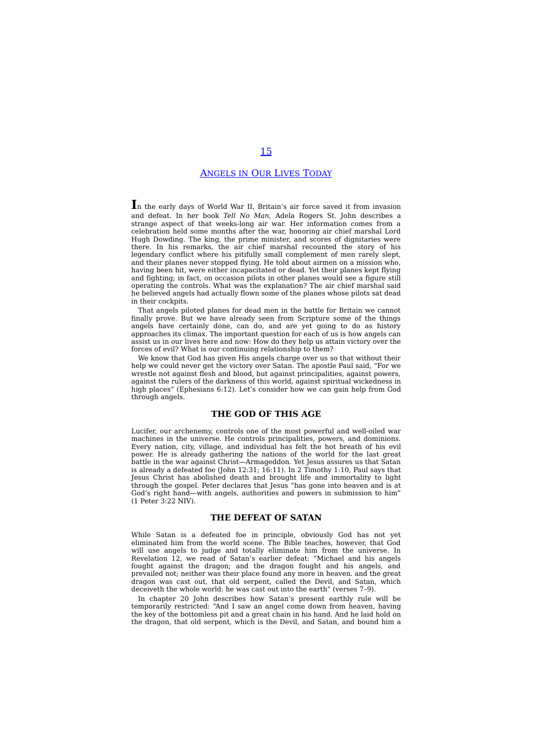# 15

## Angels in Our Lives Today

In the early days of World War II, Britain's air force saved it from invasion and defeat. In her book *Tell No Man*, Adela Rogers St. John describes a strange aspect of that weeks-long air war. Her information comes from a celebration held some months after the war, honoring air chief marshal Lord Hugh Dowding. The king, the prime minister, and scores of dignitaries were there. In his remarks, the air chief marshal recounted the story of his legendary conflict where his pitifully small complement of men rarely slept, and their planes never stopped flying. He told about airmen on a mission who, having been hit, were either incapacitated or dead. Yet their planes kept flying and fighting; in fact, on occasion pilots in other planes would see a figure still operating the controls. What was the explanation? The air chief marshal said he believed angels had actually flown some of the planes whose pilots sat dead in their cockpits.

That angels piloted planes for dead men in the battle for Britain we cannot finally prove. But we have already seen from Scripture some of the things angels have certainly done, can do, and are yet going to do as history approaches its climax. The important question for each of us is how angels can assist us in our lives here and now: How do they help us attain victory over the forces of evil? What is our continuing relationship to them?

We know that God has given His angels charge over us so that without their help we could never get the victory over Satan. The apostle Paul said, "For we wrestle not against flesh and blood, but against principalities, against powers, against the rulers of the darkness of this world, against spiritual wickedness in high places" (Ephesians 6:12). Let's consider how we can gain help from God through angels.

### THE GOD OF THIS AGE

Lucifer, our archenemy, controls one of the most powerful and well-oiled war machines in the universe. He controls principalities, powers, and dominions. Every nation, city, village, and individual has felt the hot breath of his evil power. He is already gathering the nations of the world for the last great battle in the war against Christ—Armageddon. Yet Jesus assures us that Satan is already a defeated foe (John 12:31; 16:11). In 2 Timothy 1:10, Paul says that Jesus Christ has abolished death and brought life and immortality to light through the gospel. Peter declares that Jesus "has gone into heaven and is at God's right hand—with angels, authorities and powers in submission to him" (1 Peter 3:22 NIV).

### THE DEFEAT OF SATAN

While Satan is a defeated foe in principle, obviously God has not yet eliminated him from the world scene. The Bible teaches, however, that God will use angels to judge and totally eliminate him from the universe. In Revelation 12, we read of Satan's earlier defeat: "Michael and his angels fought against the dragon; and the dragon fought and his angels, and prevailed not; neither was their place found any more in heaven. and the great dragon was cast out, that old serpent, called the Devil, and Satan, which deceiveth the whole world: he was cast out into the earth" (verses 7–9).

In chapter 20 John describes how Satan's present earthly rule will be temporarily restricted: "And I saw an angel come down from heaven, having the key of the bottomless pit and a great chain in his hand. And he laid hold on the dragon, that old serpent, which is the Devil, and Satan, and bound him a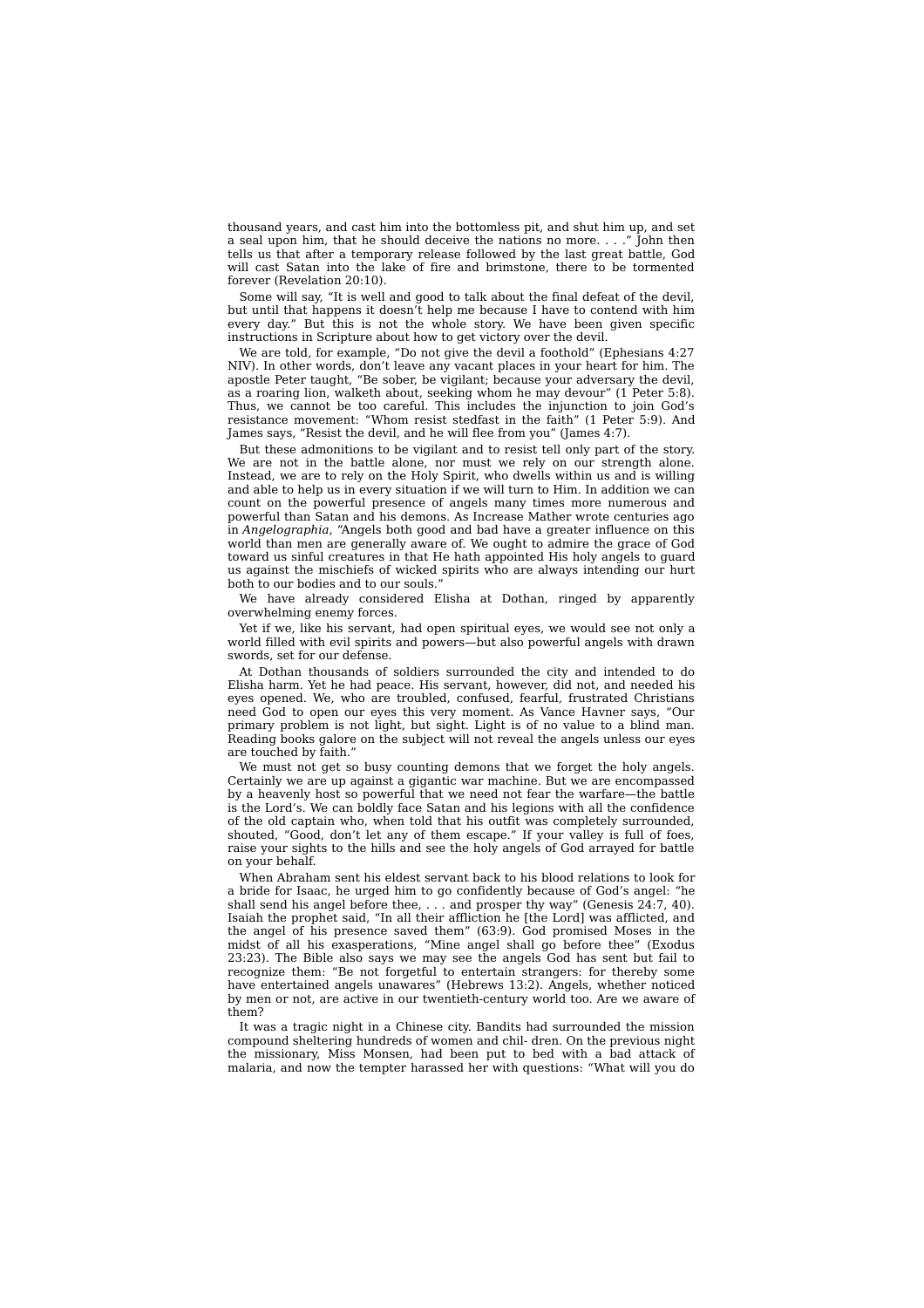thousand years, and cast him into the bottomless pit, and shut him up, and set a seal upon him, that he should deceive the nations no more. . . .” John then tells us that after a temporary release followed by the last great battle, God will cast Satan into the lake of fire and brimstone, there to be tormented forever (Revelation 20:10).

Some will say, “It is well and good to talk about the final defeat of the devil, but until that happens it doesn’t help me because I have to contend with him every day.” But this is not the whole story. We have been given specific instructions in Scripture about how to get victory over the devil.

We are told, for example, “Do not give the devil a foothold” (Ephesians 4:27 NIV). In other words, don’t leave any vacant places in your heart for him. The apostle Peter taught, “Be sober, be vigilant; because your adversary the devil, as a roaring lion, walketh about, seeking whom he may devour” (1 Peter 5:8). Thus, we cannot be too careful. This includes the injunction to join God’s resistance movement: “Whom resist stedfast in the faith” (1 Peter 5:9). And James says, “Resist the devil, and he will flee from you” (James 4:7).

But these admonitions to be vigilant and to resist tell only part of the story. We are not in the battle alone, nor must we rely on our strength alone. Instead, we are to rely on the Holy Spirit, who dwells within us and is willing and able to help us in every situation if we will turn to Him. In addition we can count on the powerful presence of angels many times more numerous and powerful than Satan and his demons. As Increase Mather wrote centuries ago in *Angelographia*, “Angels both good and bad have a greater influence on this world than men are generally aware of. We ought to admire the grace of God toward us sinful creatures in that He hath appointed His holy angels to guard us against the mischiefs of wicked spirits who are always intending our hurt both to our bodies and to our souls.”

We have already considered Elisha at Dothan, ringed by apparently overwhelming enemy forces.

Yet if we, like his servant, had open spiritual eyes, we would see not only a world filled with evil spirits and powers—but also powerful angels with drawn swords, set for our defense.

At Dothan thousands of soldiers surrounded the city and intended to do Elisha harm. Yet he had peace. His servant, however, did not, and needed his eyes opened. We, who are troubled, confused, fearful, frustrated Christians need God to open our eyes this very moment. As Vance Havner says, “Our primary problem is not light, but sight. Light is of no value to a blind man. Reading books galore on the subject will not reveal the angels unless our eyes are touched by faith.”

We must not get so busy counting demons that we forget the holy angels. Certainly we are up against a gigantic war machine. But we are encompassed by a heavenly host so powerful that we need not fear the warfare—the battle is the Lord’s. We can boldly face Satan and his legions with all the confidence of the old captain who, when told that his outfit was completely surrounded, shouted, “Good, don’t let any of them escape.” If your valley is full of foes, raise your sights to the hills and see the holy angels of God arrayed for battle on your behalf.

When Abraham sent his eldest servant back to his blood relations to look for a bride for Isaac, he urged him to go confidently because of God’s angel: “he shall send his angel before thee, . . . and prosper thy way” (Genesis 24:7, 40). Isaiah the prophet said, “In all their affliction he [the Lord] was afflicted, and the angel of his presence saved them” (63:9). God promised Moses in the midst of all his exasperations, “Mine angel shall go before thee” (Exodus 23:23). The Bible also says we may see the angels God has sent but fail to recognize them: “Be not forgetful to entertain strangers: for thereby some have entertained angels unawares” (Hebrews 13:2). Angels, whether noticed by men or not, are active in our twentieth-century world too. Are we aware of them?

It was a tragic night in a Chinese city. Bandits had surrounded the mission compound sheltering hundreds of women and chil- dren. On the previous night the missionary, Miss Monsen, had been put to bed with a bad attack of malaria, and now the tempter harassed her with questions: “What will you do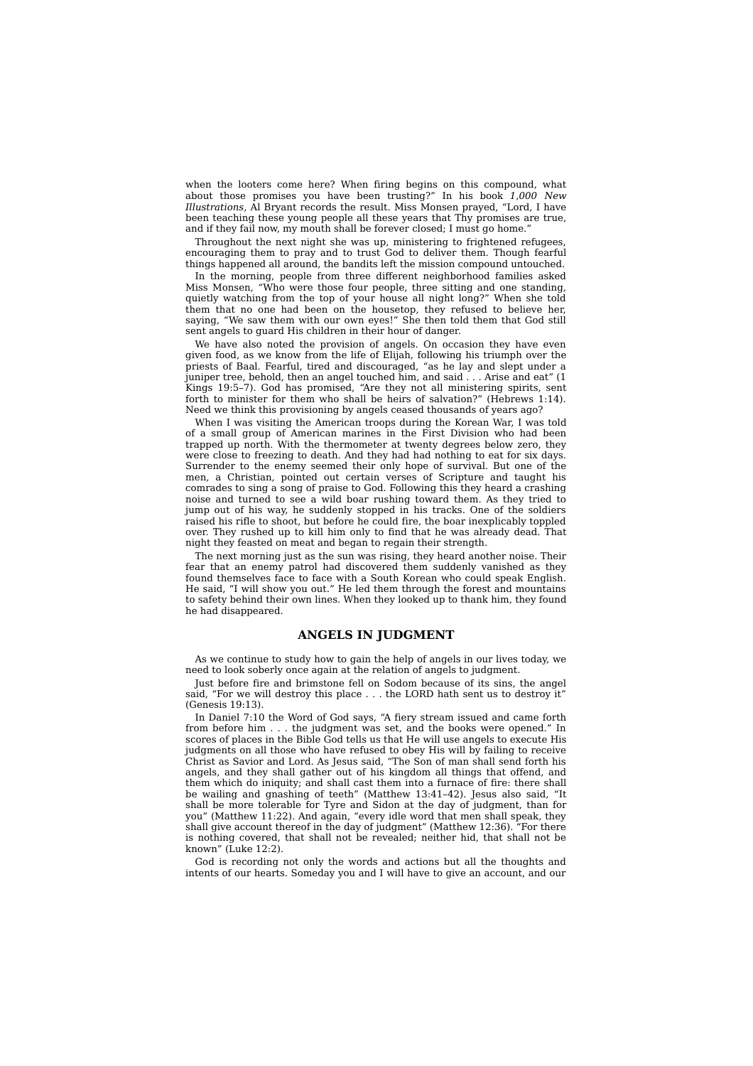when the looters come here? When firing begins on this compound, what about those promises you have been trusting?" In his book *1,000 New Illustrations*, Al Bryant records the result. Miss Monsen prayed, "Lord, I have been teaching these young people all these years that Thy promises are true, and if they fail now, my mouth shall be forever closed; I must go home."

Throughout the next night she was up, ministering to frightened refugees, encouraging them to pray and to trust God to deliver them. Though fearful things happened all around, the bandits left the mission compound untouched.

In the morning, people from three different neighborhood families asked Miss Monsen, "Who were those four people, three sitting and one standing, quietly watching from the top of your house all night long?" When she told them that no one had been on the housetop, they refused to believe her, saying, "We saw them with our own eyes!" She then told them that God still sent angels to guard His children in their hour of danger.

We have also noted the provision of angels. On occasion they have even given food, as we know from the life of Elijah, following his triumph over the priests of Baal. Fearful, tired and discouraged, "as he lay and slept under a juniper tree, behold, then an angel touched him, and said . . . Arise and eat" (1 Kings 19:5–7). God has promised, "Are they not all ministering spirits, sent forth to minister for them who shall be heirs of salvation?" (Hebrews 1:14). Need we think this provisioning by angels ceased thousands of years ago?

When I was visiting the American troops during the Korean War, I was told of a small group of American marines in the First Division who had been trapped up north. With the thermometer at twenty degrees below zero, they were close to freezing to death. And they had had nothing to eat for six days. Surrender to the enemy seemed their only hope of survival. But one of the men, a Christian, pointed out certain verses of Scripture and taught his comrades to sing a song of praise to God. Following this they heard a crashing noise and turned to see a wild boar rushing toward them. As they tried to jump out of his way, he suddenly stopped in his tracks. One of the soldiers raised his rifle to shoot, but before he could fire, the boar inexplicably toppled over. They rushed up to kill him only to find that he was already dead. That night they feasted on meat and began to regain their strength.

The next morning just as the sun was rising, they heard another noise. Their fear that an enemy patrol had discovered them suddenly vanished as they found themselves face to face with a South Korean who could speak English. He said, "I will show you out." He led them through the forest and mountains to safety behind their own lines. When they looked up to thank him, they found he had disappeared.

## ANGELS IN JUDGMENT

As we continue to study how to gain the help of angels in our lives today, we need to look soberly once again at the relation of angels to judgment.

Just before fire and brimstone fell on Sodom because of its sins, the angel said, "For we will destroy this place . . . the LORD hath sent us to destroy it" (Genesis 19:13).

In Daniel 7:10 the Word of God says, "A fiery stream issued and came forth from before him . . . the judgment was set, and the books were opened." In scores of places in the Bible God tells us that He will use angels to execute His judgments on all those who have refused to obey His will by failing to receive Christ as Savior and Lord. As Jesus said, "The Son of man shall send forth his angels, and they shall gather out of his kingdom all things that offend, and them which do iniquity; and shall cast them into a furnace of fire: there shall be wailing and gnashing of teeth" (Matthew 13:41–42). Jesus also said, "It shall be more tolerable for Tyre and Sidon at the day of judgment, than for you" (Matthew 11:22). And again, "every idle word that men shall speak, they shall give account thereof in the day of judgment" (Matthew 12:36). "For there is nothing covered, that shall not be revealed; neither hid, that shall not be known" (Luke 12:2).

God is recording not only the words and actions but all the thoughts and intents of our hearts. Someday you and I will have to give an account, and our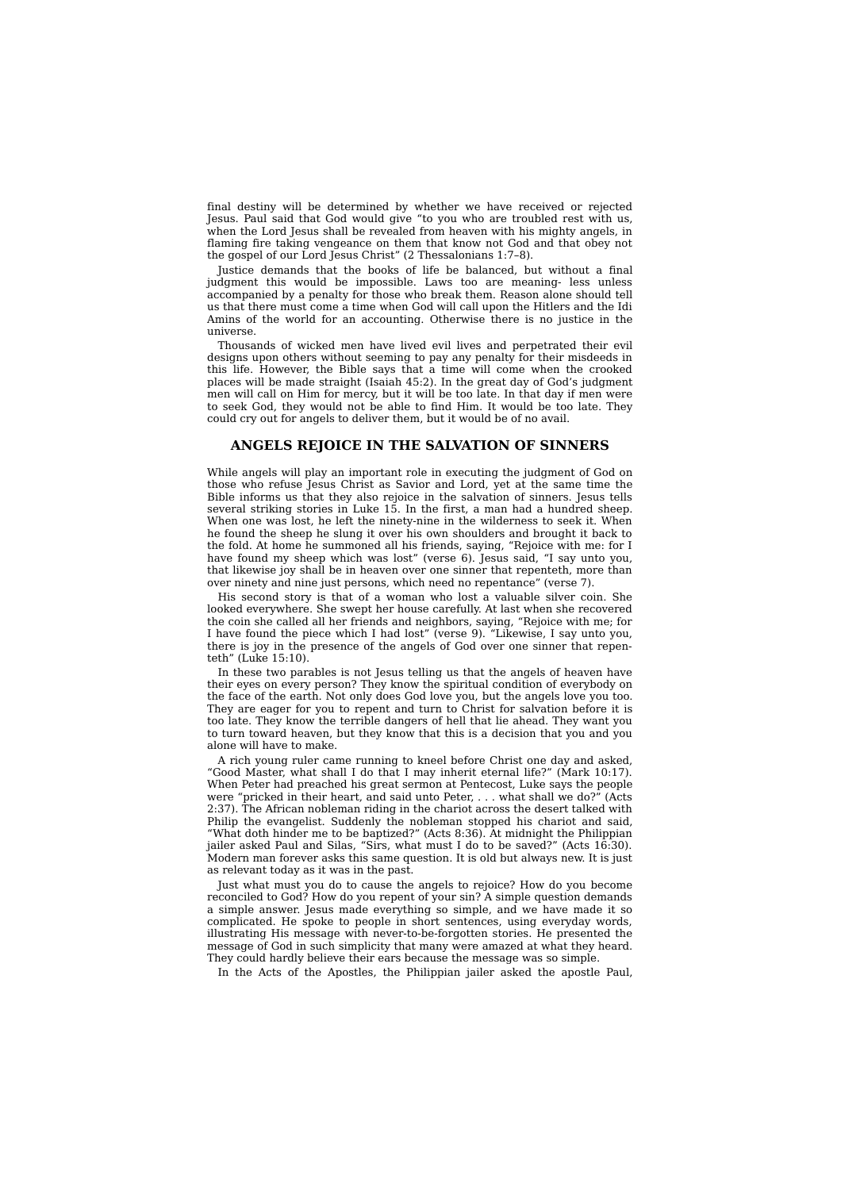final destiny will be determined by whether we have received or rejected Jesus. Paul said that God would give "to you who are troubled rest with us, when the Lord Jesus shall be revealed from heaven with his mighty angels, in flaming fire taking vengeance on them that know not God and that obey not the gospel of our Lord Jesus Christ" (2 Thessalonians 1:7–8).

Justice demands that the books of life be balanced, but without a final judgment this would be impossible. Laws too are meaning- less unless accompanied by a penalty for those who break them. Reason alone should tell us that there must come a time when God will call upon the Hitlers and the Idi Amins of the world for an accounting. Otherwise there is no justice in the universe.

Thousands of wicked men have lived evil lives and perpetrated their evil designs upon others without seeming to pay any penalty for their misdeeds in this life. However, the Bible says that a time will come when the crooked places will be made straight (Isaiah 45:2). In the great day of God's judgment men will call on Him for mercy, but it will be too late. In that day if men were to seek God, they would not be able to find Him. It would be too late. They could cry out for angels to deliver them, but it would be of no avail.

## ANGELS REJOICE IN THE SALVATION OF SINNERS

While angels will play an important role in executing the judgment of God on those who refuse Jesus Christ as Savior and Lord, yet at the same time the Bible informs us that they also rejoice in the salvation of sinners. Jesus tells several striking stories in Luke 15. In the first, a man had a hundred sheep. When one was lost, he left the ninety-nine in the wilderness to seek it. When he found the sheep he slung it over his own shoulders and brought it back to the fold. At home he summoned all his friends, saying, "Rejoice with me: for I have found my sheep which was lost" (verse 6). Jesus said, "I say unto you, that likewise joy shall be in heaven over one sinner that repenteth, more than over ninety and nine just persons, which need no repentance" (verse 7).

His second story is that of a woman who lost a valuable silver coin. She looked everywhere. She swept her house carefully. At last when she recovered the coin she called all her friends and neighbors, saying, "Rejoice with me; for I have found the piece which I had lost" (verse 9). "Likewise, I say unto you, there is joy in the presence of the angels of God over one sinner that repen- teth" (Luke 15:10).

In these two parables is not Jesus telling us that the angels of heaven have their eyes on every person? They know the spiritual condition of everybody on the face of the earth. Not only does God love you, but the angels love you too. They are eager for you to repent and turn to Christ for salvation before it is too late. They know the terrible dangers of hell that lie ahead. They want you to turn toward heaven, but they know that this is a decision that you and you alone will have to make.

A rich young ruler came running to kneel before Christ one day and asked, "Good Master, what shall I do that I may inherit eternal life?" (Mark 10:17). When Peter had preached his great sermon at Pentecost, Luke says the people were "pricked in their heart, and said unto Peter, . . . what shall we do?" (Acts 2:37). The African nobleman riding in the chariot across the desert talked with Philip the evangelist. Suddenly the nobleman stopped his chariot and said, "What doth hinder me to be baptized?" (Acts 8:36). At midnight the Philippian jailer asked Paul and Silas, "Sirs, what must I do to be saved?" (Acts 16:30). Modern man forever asks this same question. It is old but always new. It is just as relevant today as it was in the past.

Just what must you do to cause the angels to rejoice? How do you become reconciled to God? How do you repent of your sin? A simple question demands a simple answer. Jesus made everything so simple, and we have made it so complicated. He spoke to people in short sentences, using everyday words, illustrating His message with never-to-be-forgotten stories. He presented the message of God in such simplicity that many were amazed at what they heard. They could hardly believe their ears because the message was so simple.

In the Acts of the Apostles, the Philippian jailer asked the apostle Paul,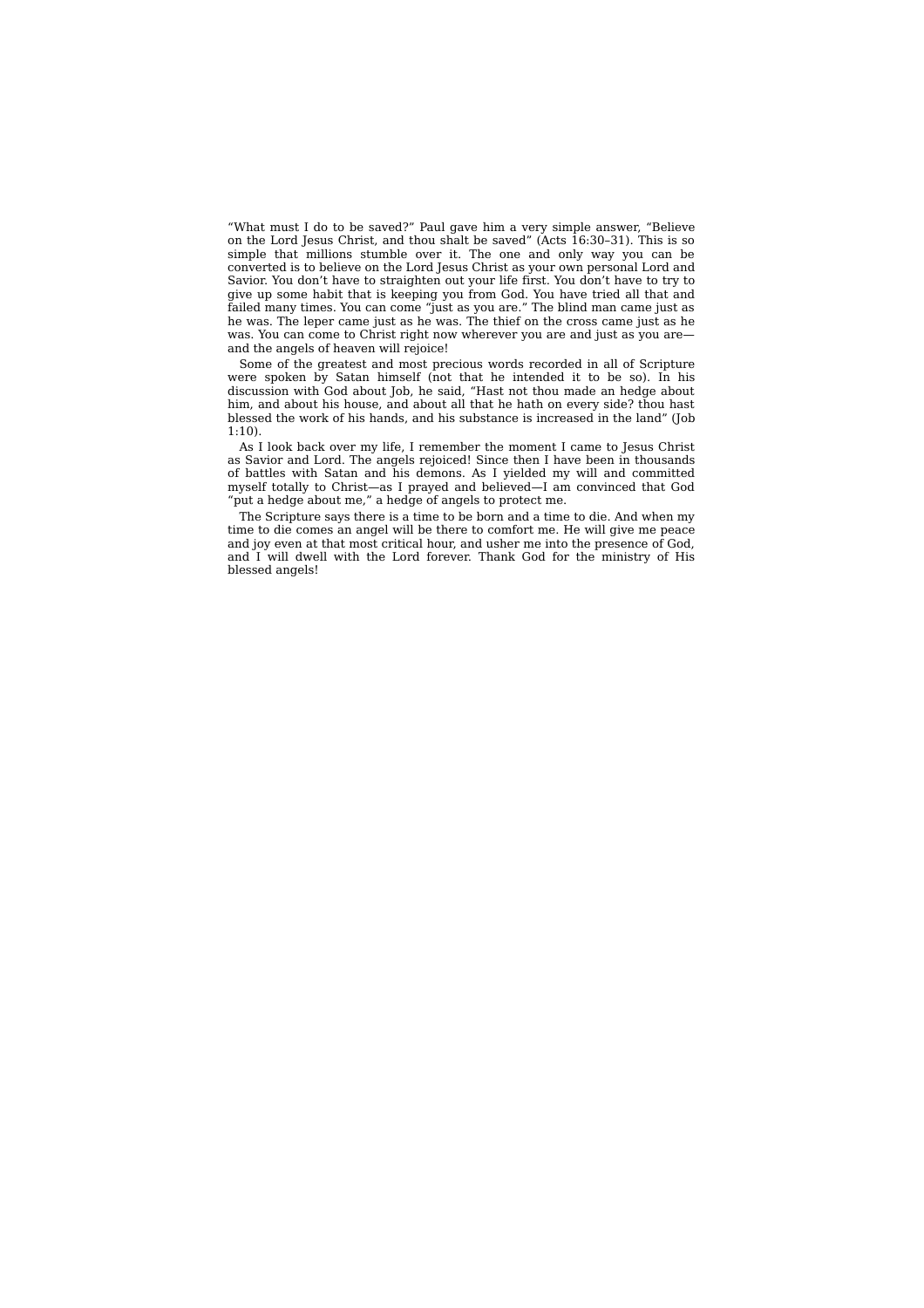"What must I do to be saved?" Paul gave him a very simple answer, "Believe on the Lord Jesus Christ, and thou shalt be saved" (Acts 16:30–31). This is so simple that millions stumble over it. The one and only way you can be converted is to believe on the Lord Jesus Christ as your own personal Lord and Savior. You don't have to straighten out your life first. You don't have to try to give up some habit that is keeping you from God. You have tried all that and failed many times. You can come "just as you are." The blind man came just as he was. The leper came just as he was. The thief on the cross came just as he was. You can come to Christ right now wherever you are and just as you are—and the angels of heaven will rejoice!

Some of the greatest and most precious words recorded in all of Scripture were spoken by Satan himself (not that he intended it to be so). In his discussion with God about Job, he said, "Hast not thou made an hedge about him, and about his house, and about all that he hath on every side? thou hast blessed the work of his hands, and his substance is increased in the land" (Job 1:10).

As I look back over my life, I remember the moment I came to Jesus Christ as Savior and Lord. The angels rejoiced! Since then I have been in thousands of battles with Satan and his demons. As I yielded my will and committed myself totally to Christ—as I prayed and believed—I am convinced that God "put a hedge about me," a hedge of angels to protect me.

The Scripture says there is a time to be born and a time to die. And when my time to die comes an angel will be there to comfort me. He will give me peace and joy even at that most critical hour, and usher me into the presence of God, and I will dwell with the Lord forever. Thank God for the ministry of His blessed angels!